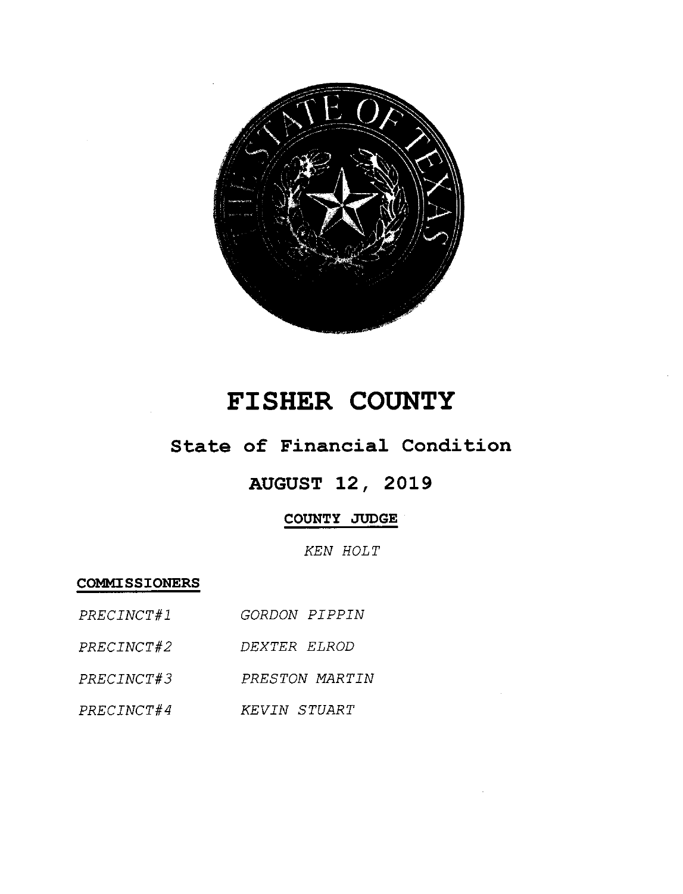# FISHER COUNTY

## State of Financial Condition

## AUGUST 12, 2019

**COUNTY JUDGE**

*KEN HOLT*

**COMMISSIONERS**

*PRECINCT#1* *GORDON PIPPIN*

*PRECINCT#2* *DEXTER ELROD*

*PRECINCT#3* *PRESTON MARTIN*

*PRECINCT#4* *KEVIN STUART*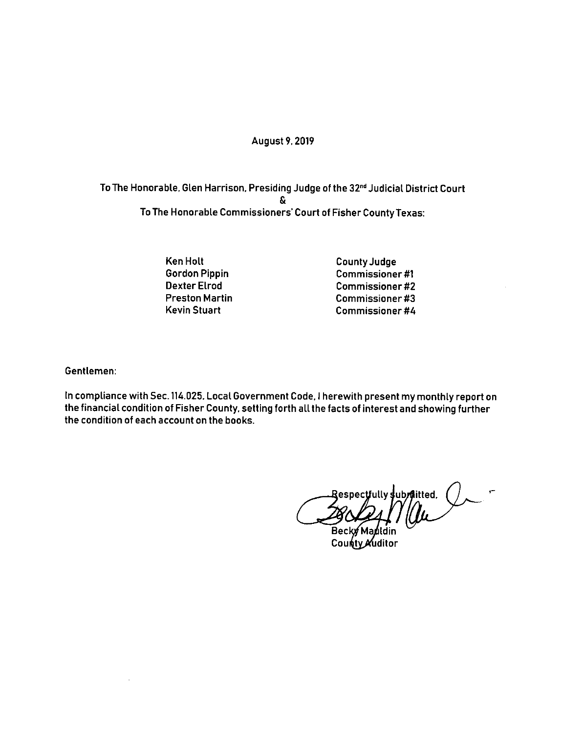August 9, 2019

To The Honorable, Glen Harrison, Presiding Judge of the 32nd Judicial District Court

&

To The Honorable Commissioners' Court of Fisher County Texas:

| | |
|---|---|
| Ken Holt | County Judge |
| Gordon Pippin | Commissioner #1 |
| Dexter Elrod | Commissioner #2 |
| Preston Martin | Commissioner #3 |
| Kevin Stuart | Commissioner #4 |

Gentlemen:

In compliance with Sec. 114.025, Local Government Code, I herewith present my monthly report on the financial condition of Fisher County, setting forth all the facts of interest and showing further the condition of each account on the books.

Respectfully submitted,

Becky Mauldin
County Auditor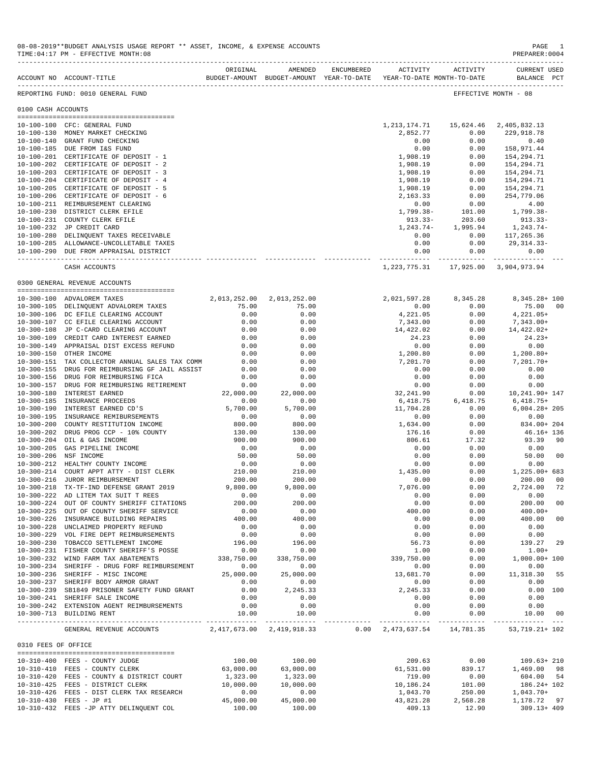08-08-2019**BUDGET ANALYSIS USAGE REPORT ** ASSET, INCOME, & EXPENSE ACCOUNTS

TIME:04:17 PM - EFFECTIVE MONTH:08

PREPARER:0004

REPORTING FUND: 0010 GENERAL FUND — EFFECTIVE MONTH - 08

## 0100 CASH ACCOUNTS

| ACCOUNT NO | ACCOUNT-TITLE | ORIGINAL BUDGET-AMOUNT | AMENDED BUDGET-AMOUNT | ENCUMBERED YEAR-TO-DATE | ACTIVITY YEAR-TO-DATE | ACTIVITY MONTH-TO-DATE | CURRENT USED BALANCE | PCT |
|---|---|---|---|---|---|---|---|---|
| 10-100-100 | CFC: GENERAL FUND | | | | 1,213,174.71 | 15,624.46 | 2,405,832.13 | |
| 10-100-130 | MONEY MARKET CHECKING | | | | 2,852.77 | 0.00 | 229,918.78 | |
| 10-100-140 | GRANT FUND CHECKING | | | | 0.00 | 0.00 | 0.40 | |
| 10-100-185 | DUE FROM I&S FUND | | | | 0.00 | 0.00 | 158,971.44 | |
| 10-100-201 | CERTIFICATE OF DEPOSIT - 1 | | | | 1,908.19 | 0.00 | 154,294.71 | |
| 10-100-202 | CERTIFICATE OF DEPOSIT - 2 | | | | 1,908.19 | 0.00 | 154,294.71 | |
| 10-100-203 | CERTIFICATE OF DEPOSIT - 3 | | | | 1,908.19 | 0.00 | 154,294.71 | |
| 10-100-204 | CERTIFICATE OF DEPOSIT - 4 | | | | 1,908.19 | 0.00 | 154,294.71 | |
| 10-100-205 | CERTIFICATE OF DEPOSIT - 5 | | | | 1,908.19 | 0.00 | 154,294.71 | |
| 10-100-206 | CERTIFICATE OF DEPOSIT - 6 | | | | 2,163.33 | 0.00 | 254,779.06 | |
| 10-100-211 | REIMBURSEMENT CLEARING | | | | 0.00 | 0.00 | 4.00 | |
| 10-100-230 | DISTRICT CLERK EFILE | | | | 1,799.38- | 101.00 | 1,799.38- | |
| 10-100-231 | COUNTY CLERK EFILE | | | | 913.33- | 203.60 | 913.33- | |
| 10-100-232 | JP CREDIT CARD | | | | 1,243.74- | 1,995.94 | 1,243.74- | |
| 10-100-280 | DELINQUENT TAXES RECEIVABLE | | | | 0.00 | 0.00 | 117,265.36 | |
| 10-100-285 | ALLOWANCE-UNCOLLETABLE TAXES | | | | 0.00 | 0.00 | 29,314.33- | |
| 10-100-290 | DUE FROM APPRAISAL DISTRICT | | | | 0.00 | 0.00 | 0.00 | |
| | CASH ACCOUNTS | | | | 1,223,775.31 | 17,925.00 | 3,904,973.94 | |

## 0300 GENERAL REVENUE ACCOUNTS

| ACCOUNT NO | ACCOUNT-TITLE | ORIGINAL BUDGET-AMOUNT | AMENDED BUDGET-AMOUNT | ENCUMBERED YEAR-TO-DATE | ACTIVITY YEAR-TO-DATE | ACTIVITY MONTH-TO-DATE | CURRENT USED BALANCE | PCT |
|---|---|---|---|---|---|---|---|---|
| 10-300-100 | ADVALOREM TAXES | 2,013,252.00 | 2,013,252.00 | | 2,021,597.28 | 8,345.28 | 8,345.28+ | 100 |
| 10-300-105 | DELINQUENT ADVALOREM TAXES | 75.00 | 75.00 | | 0.00 | 0.00 | 75.00 | 00 |
| 10-300-106 | DC EFILE CLEARING ACCOUNT | 0.00 | 0.00 | | 4,221.05 | 0.00 | 4,221.05+ | |
| 10-300-107 | CC EFILE CLEARING ACCOUNT | 0.00 | 0.00 | | 7,343.00 | 0.00 | 7,343.00+ | |
| 10-300-108 | JP C-CARD CLEARING ACCOUNT | 0.00 | 0.00 | | 14,422.02 | 0.00 | 14,422.02+ | |
| 10-300-109 | CREDIT CARD INTEREST EARNED | 0.00 | 0.00 | | 24.23 | 0.00 | 24.23+ | |
| 10-300-149 | APPRAISAL DIST EXCESS REFUND | 0.00 | 0.00 | | 0.00 | 0.00 | 0.00 | |
| 10-300-150 | OTHER INCOME | 0.00 | 0.00 | | 1,200.80 | 0.00 | 1,200.80+ | |
| 10-300-151 | TAX COLLECTOR ANNUAL SALES TAX COMM | 0.00 | 0.00 | | 7,201.70 | 0.00 | 7,201.70+ | |
| 10-300-155 | DRUG FOR REIMBURSING GF JAIL ASSIST | 0.00 | 0.00 | | 0.00 | 0.00 | 0.00 | |
| 10-300-156 | DRUG FOR REIMBURSING FICA | 0.00 | 0.00 | | 0.00 | 0.00 | 0.00 | |
| 10-300-157 | DRUG FOR REIMBURSING RETIREMENT | 0.00 | 0.00 | | 0.00 | 0.00 | 0.00 | |
| 10-300-180 | INTEREST EARNED | 22,000.00 | 22,000.00 | | 32,241.90 | 0.00 | 10,241.90+ | 147 |
| 10-300-185 | INSURANCE PROCEEDS | 0.00 | 0.00 | | 6,418.75 | 6,418.75 | 6,418.75+ | |
| 10-300-190 | INTEREST EARNED CD'S | 5,700.00 | 5,700.00 | | 11,704.28 | 0.00 | 6,004.28+ | 205 |
| 10-300-195 | INSURANCE REMIBURSEMENTS | 0.00 | 0.00 | | 0.00 | 0.00 | 0.00 | |
| 10-300-200 | COUNTY RESTITUTION INCOME | 800.00 | 800.00 | | 1,634.00 | 0.00 | 834.00+ | 204 |
| 10-300-202 | DRUG PROG CCP - 10% COUNTY | 130.00 | 130.00 | | 176.16 | 0.00 | 46.16+ | 136 |
| 10-300-204 | OIL & GAS INCOME | 900.00 | 900.00 | | 806.61 | 17.32 | 93.39 | 90 |
| 10-300-205 | GAS PIPELINE INCOME | 0.00 | 0.00 | | 0.00 | 0.00 | 0.00 | |
| 10-300-206 | NSF INCOME | 50.00 | 50.00 | | 0.00 | 0.00 | 50.00 | 00 |
| 10-300-212 | HEALTHY COUNTY INCOME | 0.00 | 0.00 | | 0.00 | 0.00 | 0.00 | |
| 10-300-214 | COURT APPT ATTY - DIST CLERK | 210.00 | 210.00 | | 1,435.00 | 0.00 | 1,225.00+ | 683 |
| 10-300-216 | JUROR REIMBURSEMENT | 200.00 | 200.00 | | 0.00 | 0.00 | 200.00 | 00 |
| 10-300-218 | TX-TF-IND DEFENSE GRANT 2019 | 9,800.00 | 9,800.00 | | 7,076.00 | 0.00 | 2,724.00 | 72 |
| 10-300-222 | AD LITEM TAX SUIT T REES | 0.00 | 0.00 | | 0.00 | 0.00 | 0.00 | |
| 10-300-224 | OUT OF COUNTY SHERIFF CITATIONS | 200.00 | 200.00 | | 0.00 | 0.00 | 200.00 | 00 |
| 10-300-225 | OUT OF COUNTY SHERIFF SERVICE | 0.00 | 0.00 | | 400.00 | 0.00 | 400.00+ | |
| 10-300-226 | INSURANCE BUILDING REPAIRS | 400.00 | 400.00 | | 0.00 | 0.00 | 400.00 | 00 |
| 10-300-228 | UNCLAIMED PROPERTY REFUND | 0.00 | 0.00 | | 0.00 | 0.00 | 0.00 | |
| 10-300-229 | VOL FIRE DEPT REIMBURSEMENTS | 0.00 | 0.00 | | 0.00 | 0.00 | 0.00 | |
| 10-300-230 | TOBACCO SETTLEMENT INCOME | 196.00 | 196.00 | | 56.73 | 0.00 | 139.27 | 29 |
| 10-300-231 | FISHER COUNTY SHERIFF'S POSSE | 0.00 | 0.00 | | 1.00 | 0.00 | 1.00+ | |
| 10-300-232 | WIND FARM TAX ABATEMENTS | 338,750.00 | 338,750.00 | | 339,750.00 | 0.00 | 1,000.00+ | 100 |
| 10-300-234 | SHERIFF - DRUG FORF REIMBURSEMENT | 0.00 | 0.00 | | 0.00 | 0.00 | 0.00 | |
| 10-300-236 | SHERIFF - MISC INCOME | 25,000.00 | 25,000.00 | | 13,681.70 | 0.00 | 11,318.30 | 55 |
| 10-300-237 | SHERIFF BODY ARMOR GRANT | 0.00 | 0.00 | | 0.00 | 0.00 | 0.00 | |
| 10-300-239 | SB1849 PRISONER SAFETY FUND GRANT | 0.00 | 2,245.33 | | 2,245.33 | 0.00 | 0.00 | 100 |
| 10-300-241 | SHERIFF SALE INCOME | 0.00 | 0.00 | | 0.00 | 0.00 | 0.00 | |
| 10-300-242 | EXTENSION AGENT REIMBURSEMENTS | 0.00 | 0.00 | | 0.00 | 0.00 | 0.00 | |
| 10-300-713 | BUILDING RENT | 10.00 | 10.00 | | 0.00 | 0.00 | 10.00 | 00 |
| | GENERAL REVENUE ACCOUNTS | 2,417,673.00 | 2,419,918.33 | 0.00 | 2,473,637.54 | 14,781.35 | 53,719.21+ | 102 |

## 0310 FEES OF OFFICE

| ACCOUNT NO | ACCOUNT-TITLE | ORIGINAL BUDGET-AMOUNT | AMENDED BUDGET-AMOUNT | ENCUMBERED YEAR-TO-DATE | ACTIVITY YEAR-TO-DATE | ACTIVITY MONTH-TO-DATE | CURRENT USED BALANCE | PCT |
|---|---|---|---|---|---|---|---|---|
| 10-310-400 | FEES - COUNTY JUDGE | 100.00 | 100.00 | | 209.63 | 0.00 | 109.63+ | 210 |
| 10-310-410 | FEES - COUNTY CLERK | 63,000.00 | 63,000.00 | | 61,531.00 | 839.17 | 1,469.00 | 98 |
| 10-310-420 | FEES - COUNTY & DISTRICT COURT | 1,323.00 | 1,323.00 | | 719.00 | 0.00 | 604.00 | 54 |
| 10-310-425 | FEES - DISTRICT CLERK | 10,000.00 | 10,000.00 | | 10,186.24 | 101.00 | 186.24+ | 102 |
| 10-310-426 | FEES - DIST CLERK TAX RESEARCH | 0.00 | 0.00 | | 1,043.70 | 250.00 | 1,043.70+ | |
| 10-310-430 | FEES - JP #1 | 45,000.00 | 45,000.00 | | 43,821.28 | 2,568.28 | 1,178.72 | 97 |
| 10-310-432 | FEES -JP ATTY DELINQUENT COL | 100.00 | 100.00 | | 409.13 | 12.90 | 309.13+ | 409 |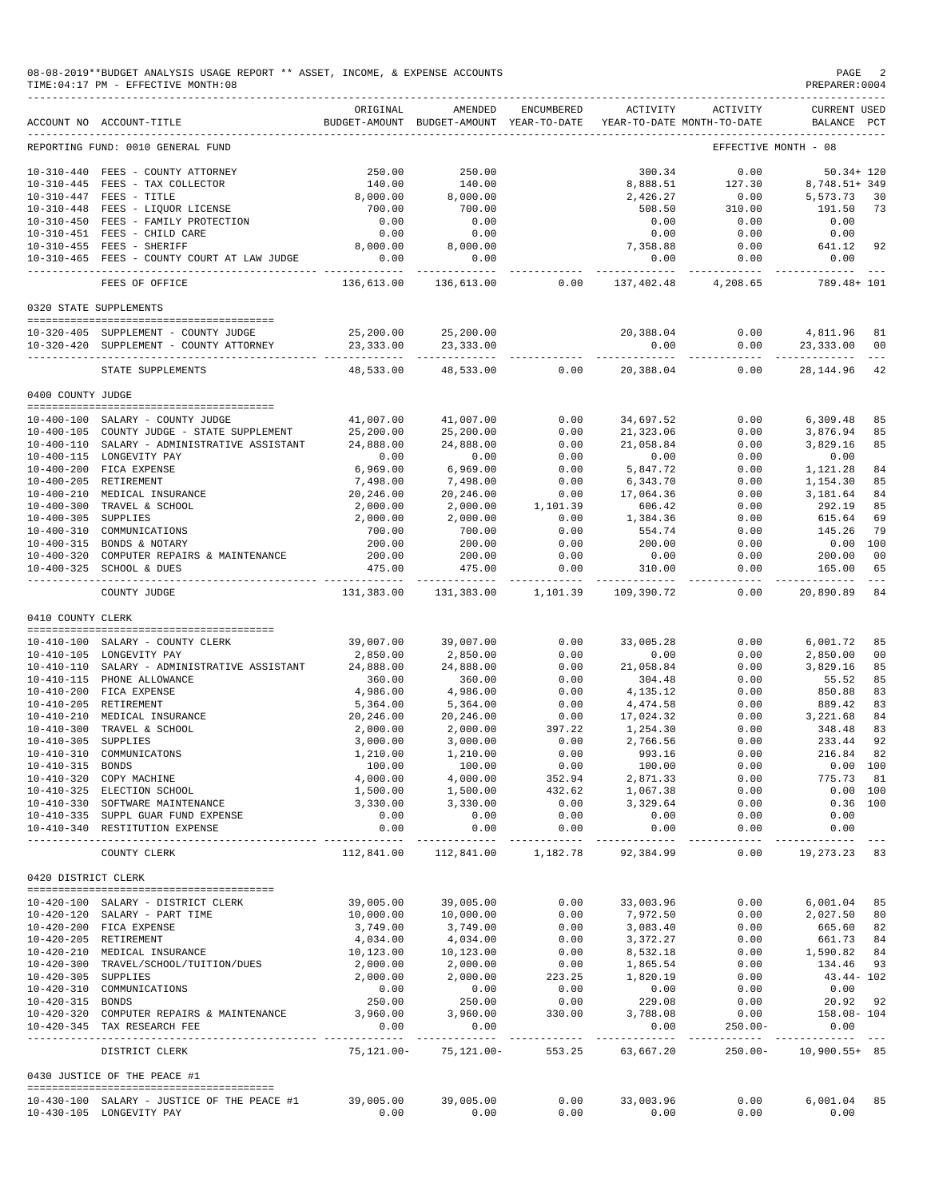08-08-2019**BUDGET ANALYSIS USAGE REPORT ** ASSET, INCOME, & EXPENSE ACCOUNTS

TIME:04:17 PM - EFFECTIVE MONTH:08

PREPARER:0004

| ACCOUNT NO | ACCOUNT-TITLE | ORIGINAL BUDGET-AMOUNT | AMENDED BUDGET-AMOUNT | ENCUMBERED YEAR-TO-DATE | ACTIVITY YEAR-TO-DATE | ACTIVITY MONTH-TO-DATE | CURRENT USED BALANCE | PCT |
|---|---|---|---|---|---|---|---|---|
| REPORTING FUND: 0010 GENERAL FUND | | | | | | EFFECTIVE MONTH - 08 | | |
| 10-310-440 | FEES - COUNTY ATTORNEY | 250.00 | 250.00 | | 300.34 | 0.00 | 50.34+ | 120 |
| 10-310-445 | FEES - TAX COLLECTOR | 140.00 | 140.00 | | 8,888.51 | 127.30 | 8,748.51+ | 349 |
| 10-310-447 | FEES - TITLE | 8,000.00 | 8,000.00 | | 2,426.27 | 0.00 | 5,573.73 | 30 |
| 10-310-448 | FEES - LIQUOR LICENSE | 700.00 | 700.00 | | 508.50 | 310.00 | 191.50 | 73 |
| 10-310-450 | FEES - FAMILY PROTECTION | 0.00 | 0.00 | | 0.00 | 0.00 | 0.00 | |
| 10-310-451 | FEES - CHILD CARE | 0.00 | 0.00 | | 0.00 | 0.00 | 0.00 | |
| 10-310-455 | FEES - SHERIFF | 8,000.00 | 8,000.00 | | 7,358.88 | 0.00 | 641.12 | 92 |
| 10-310-465 | FEES - COUNTY COURT AT LAW JUDGE | 0.00 | 0.00 | | 0.00 | 0.00 | 0.00 | |
| | FEES OF OFFICE | 136,613.00 | 136,613.00 | 0.00 | 137,402.48 | 4,208.65 | 789.48+ | 101 |
| 0320 STATE SUPPLEMENTS | | | | | | | | |
| 10-320-405 | SUPPLEMENT - COUNTY JUDGE | 25,200.00 | 25,200.00 | | 20,388.04 | 0.00 | 4,811.96 | 81 |
| 10-320-420 | SUPPLEMENT - COUNTY ATTORNEY | 23,333.00 | 23,333.00 | | 0.00 | 0.00 | 23,333.00 | 00 |
| | STATE SUPPLEMENTS | 48,533.00 | 48,533.00 | 0.00 | 20,388.04 | 0.00 | 28,144.96 | 42 |
| 0400 COUNTY JUDGE | | | | | | | | |
| 10-400-100 | SALARY - COUNTY JUDGE | 41,007.00 | 41,007.00 | 0.00 | 34,697.52 | 0.00 | 6,309.48 | 85 |
| 10-400-105 | COUNTY JUDGE - STATE SUPPLEMENT | 25,200.00 | 25,200.00 | 0.00 | 21,323.06 | 0.00 | 3,876.94 | 85 |
| 10-400-110 | SALARY - ADMINISTRATIVE ASSISTANT | 24,888.00 | 24,888.00 | 0.00 | 21,058.84 | 0.00 | 3,829.16 | 85 |
| 10-400-115 | LONGEVITY PAY | 0.00 | 0.00 | 0.00 | 0.00 | 0.00 | 0.00 | |
| 10-400-200 | FICA EXPENSE | 6,969.00 | 6,969.00 | 0.00 | 5,847.72 | 0.00 | 1,121.28 | 84 |
| 10-400-205 | RETIREMENT | 7,498.00 | 7,498.00 | 0.00 | 6,343.70 | 0.00 | 1,154.30 | 85 |
| 10-400-210 | MEDICAL INSURANCE | 20,246.00 | 20,246.00 | 0.00 | 17,064.36 | 0.00 | 3,181.64 | 84 |
| 10-400-300 | TRAVEL & SCHOOL | 2,000.00 | 2,000.00 | 1,101.39 | 606.42 | 0.00 | 292.19 | 85 |
| 10-400-305 | SUPPLIES | 2,000.00 | 2,000.00 | 0.00 | 1,384.36 | 0.00 | 615.64 | 69 |
| 10-400-310 | COMMUNICATIONS | 700.00 | 700.00 | 0.00 | 554.74 | 0.00 | 145.26 | 79 |
| 10-400-315 | BONDS & NOTARY | 200.00 | 200.00 | 0.00 | 200.00 | 0.00 | 0.00 | 100 |
| 10-400-320 | COMPUTER REPAIRS & MAINTENANCE | 200.00 | 200.00 | 0.00 | 0.00 | 0.00 | 200.00 | 00 |
| 10-400-325 | SCHOOL & DUES | 475.00 | 475.00 | 0.00 | 310.00 | 0.00 | 165.00 | 65 |
| | COUNTY JUDGE | 131,383.00 | 131,383.00 | 1,101.39 | 109,390.72 | 0.00 | 20,890.89 | 84 |
| 0410 COUNTY CLERK | | | | | | | | |
| 10-410-100 | SALARY - COUNTY CLERK | 39,007.00 | 39,007.00 | 0.00 | 33,005.28 | 0.00 | 6,001.72 | 85 |
| 10-410-105 | LONGEVITY PAY | 2,850.00 | 2,850.00 | 0.00 | 0.00 | 0.00 | 2,850.00 | 00 |
| 10-410-110 | SALARY - ADMINISTRATIVE ASSISTANT | 24,888.00 | 24,888.00 | 0.00 | 21,058.84 | 0.00 | 3,829.16 | 85 |
| 10-410-115 | PHONE ALLOWANCE | 360.00 | 360.00 | 0.00 | 304.48 | 0.00 | 55.52 | 85 |
| 10-410-200 | FICA EXPENSE | 4,986.00 | 4,986.00 | 0.00 | 4,135.12 | 0.00 | 850.88 | 83 |
| 10-410-205 | RETIREMENT | 5,364.00 | 5,364.00 | 0.00 | 4,474.58 | 0.00 | 889.42 | 83 |
| 10-410-210 | MEDICAL INSURANCE | 20,246.00 | 20,246.00 | 0.00 | 17,024.32 | 0.00 | 3,221.68 | 84 |
| 10-410-300 | TRAVEL & SCHOOL | 2,000.00 | 2,000.00 | 397.22 | 1,254.30 | 0.00 | 348.48 | 83 |
| 10-410-305 | SUPPLIES | 3,000.00 | 3,000.00 | 0.00 | 2,766.56 | 0.00 | 233.44 | 92 |
| 10-410-310 | COMMUNICATONS | 1,210.00 | 1,210.00 | 0.00 | 993.16 | 0.00 | 216.84 | 82 |
| 10-410-315 | BONDS | 100.00 | 100.00 | 0.00 | 100.00 | 0.00 | 0.00 | 100 |
| 10-410-320 | COPY MACHINE | 4,000.00 | 4,000.00 | 352.94 | 2,871.33 | 0.00 | 775.73 | 81 |
| 10-410-325 | ELECTION SCHOOL | 1,500.00 | 1,500.00 | 432.62 | 1,067.38 | 0.00 | 0.00 | 100 |
| 10-410-330 | SOFTWARE MAINTENANCE | 3,330.00 | 3,330.00 | 0.00 | 3,329.64 | 0.00 | 0.36 | 100 |
| 10-410-335 | SUPPL GUAR FUND EXPENSE | 0.00 | 0.00 | 0.00 | 0.00 | 0.00 | 0.00 | |
| 10-410-340 | RESTITUTION EXPENSE | 0.00 | 0.00 | 0.00 | 0.00 | 0.00 | 0.00 | |
| | COUNTY CLERK | 112,841.00 | 112,841.00 | 1,182.78 | 92,384.99 | 0.00 | 19,273.23 | 83 |
| 0420 DISTRICT CLERK | | | | | | | | |
| 10-420-100 | SALARY - DISTRICT CLERK | 39,005.00 | 39,005.00 | 0.00 | 33,003.96 | 0.00 | 6,001.04 | 85 |
| 10-420-120 | SALARY - PART TIME | 10,000.00 | 10,000.00 | 0.00 | 7,972.50 | 0.00 | 2,027.50 | 80 |
| 10-420-200 | FICA EXPENSE | 3,749.00 | 3,749.00 | 0.00 | 3,083.40 | 0.00 | 665.60 | 82 |
| 10-420-205 | RETIREMENT | 4,034.00 | 4,034.00 | 0.00 | 3,372.27 | 0.00 | 661.73 | 84 |
| 10-420-210 | MEDICAL INSURANCE | 10,123.00 | 10,123.00 | 0.00 | 8,532.18 | 0.00 | 1,590.82 | 84 |
| 10-420-300 | TRAVEL/SCHOOL/TUITION/DUES | 2,000.00 | 2,000.00 | 0.00 | 1,865.54 | 0.00 | 134.46 | 93 |
| 10-420-305 | SUPPLIES | 2,000.00 | 2,000.00 | 223.25 | 1,820.19 | 0.00 | 43.44- | 102 |
| 10-420-310 | COMMUNICATIONS | 0.00 | 0.00 | 0.00 | 0.00 | 0.00 | 0.00 | |
| 10-420-315 | BONDS | 250.00 | 250.00 | 0.00 | 229.08 | 0.00 | 20.92 | 92 |
| 10-420-320 | COMPUTER REPAIRS & MAINTENANCE | 3,960.00 | 3,960.00 | 330.00 | 3,788.08 | 0.00 | 158.08- | 104 |
| 10-420-345 | TAX RESEARCH FEE | 0.00 | 0.00 | | 0.00 | 250.00- | 0.00 | |
| | DISTRICT CLERK | 75,121.00- | 75,121.00- | 553.25 | 63,667.20 | 250.00- | 10,900.55+ | 85 |
| 0430 JUSTICE OF THE PEACE #1 | | | | | | | | |
| 10-430-100 | SALARY - JUSTICE OF THE PEACE #1 | 39,005.00 | 39,005.00 | 0.00 | 33,003.96 | 0.00 | 6,001.04 | 85 |
| 10-430-105 | LONGEVITY PAY | 0.00 | 0.00 | 0.00 | 0.00 | 0.00 | 0.00 | |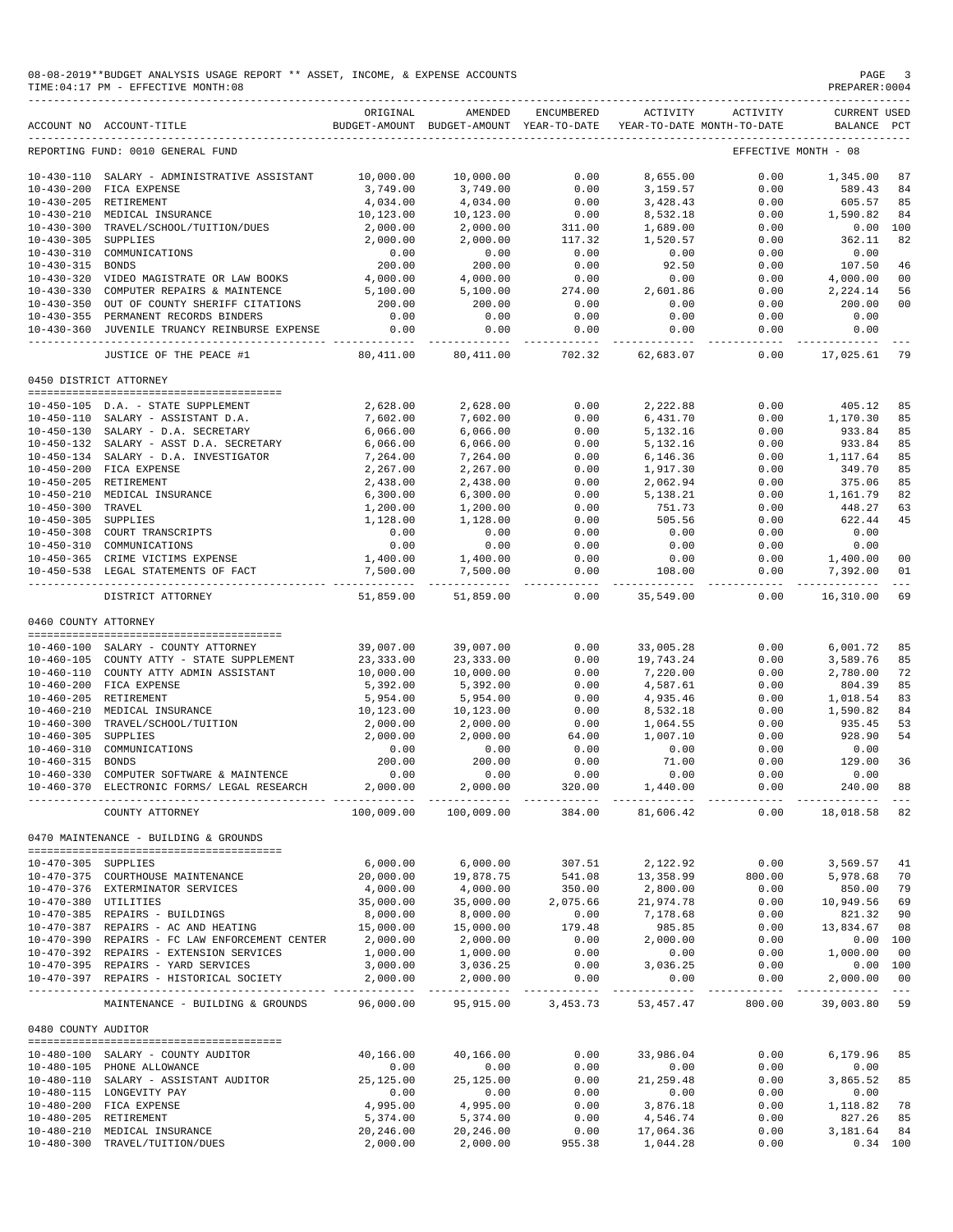08-08-2019**BUDGET ANALYSIS USAGE REPORT ** ASSET, INCOME, & EXPENSE ACCOUNTS
TIME:04:17 PM - EFFECTIVE MONTH:08

PREPARER:0004

| ACCOUNT NO | ACCOUNT-TITLE | ORIGINAL BUDGET-AMOUNT | AMENDED BUDGET-AMOUNT | ENCUMBERED YEAR-TO-DATE | ACTIVITY YEAR-TO-DATE | ACTIVITY MONTH-TO-DATE | CURRENT BALANCE | USED PCT |
|---|---|---|---|---|---|---|---|---|
| REPORTING FUND: 0010 GENERAL FUND | | | | | | EFFECTIVE MONTH - 08 | | |
| 10-430-110 | SALARY - ADMINISTRATIVE ASSISTANT | 10,000.00 | 10,000.00 | 0.00 | 8,655.00 | 0.00 | 1,345.00 | 87 |
| 10-430-200 | FICA EXPENSE | 3,749.00 | 3,749.00 | 0.00 | 3,159.57 | 0.00 | 589.43 | 84 |
| 10-430-205 | RETIREMENT | 4,034.00 | 4,034.00 | 0.00 | 3,428.43 | 0.00 | 605.57 | 85 |
| 10-430-210 | MEDICAL INSURANCE | 10,123.00 | 10,123.00 | 0.00 | 8,532.18 | 0.00 | 1,590.82 | 84 |
| 10-430-300 | TRAVEL/SCHOOL/TUITION/DUES | 2,000.00 | 2,000.00 | 311.00 | 1,689.00 | 0.00 | 0.00 | 100 |
| 10-430-305 | SUPPLIES | 2,000.00 | 2,000.00 | 117.32 | 1,520.57 | 0.00 | 362.11 | 82 |
| 10-430-310 | COMMUNICATIONS | 0.00 | 0.00 | 0.00 | 0.00 | 0.00 | 0.00 | |
| 10-430-315 | BONDS | 200.00 | 200.00 | 0.00 | 92.50 | 0.00 | 107.50 | 46 |
| 10-430-320 | VIDEO MAGISTRATE OR LAW BOOKS | 4,000.00 | 4,000.00 | 0.00 | 0.00 | 0.00 | 4,000.00 | 00 |
| 10-430-330 | COMPUTER REPAIRS & MAINTENCE | 5,100.00 | 5,100.00 | 274.00 | 2,601.86 | 0.00 | 2,224.14 | 56 |
| 10-430-350 | OUT OF COUNTY SHERIFF CITATIONS | 200.00 | 200.00 | 0.00 | 0.00 | 0.00 | 200.00 | 00 |
| 10-430-355 | PERMANENT RECORDS BINDERS | 0.00 | 0.00 | 0.00 | 0.00 | 0.00 | 0.00 | |
| 10-430-360 | JUVENILE TRUANCY REINBURSE EXPENSE | 0.00 | 0.00 | 0.00 | 0.00 | 0.00 | 0.00 | |
| | JUSTICE OF THE PEACE #1 | 80,411.00 | 80,411.00 | 702.32 | 62,683.07 | 0.00 | 17,025.61 | 79 |
| 0450 DISTRICT ATTORNEY | | | | | | | | |
| 10-450-105 | D.A. - STATE SUPPLEMENT | 2,628.00 | 2,628.00 | 0.00 | 2,222.88 | 0.00 | 405.12 | 85 |
| 10-450-110 | SALARY - ASSISTANT D.A. | 7,602.00 | 7,602.00 | 0.00 | 6,431.70 | 0.00 | 1,170.30 | 85 |
| 10-450-130 | SALARY - D.A. SECRETARY | 6,066.00 | 6,066.00 | 0.00 | 5,132.16 | 0.00 | 933.84 | 85 |
| 10-450-132 | SALARY - ASST D.A. SECRETARY | 6,066.00 | 6,066.00 | 0.00 | 5,132.16 | 0.00 | 933.84 | 85 |
| 10-450-134 | SALARY - D.A. INVESTIGATOR | 7,264.00 | 7,264.00 | 0.00 | 6,146.36 | 0.00 | 1,117.64 | 85 |
| 10-450-200 | FICA EXPENSE | 2,267.00 | 2,267.00 | 0.00 | 1,917.30 | 0.00 | 349.70 | 85 |
| 10-450-205 | RETIREMENT | 2,438.00 | 2,438.00 | 0.00 | 2,062.94 | 0.00 | 375.06 | 85 |
| 10-450-210 | MEDICAL INSURANCE | 6,300.00 | 6,300.00 | 0.00 | 5,138.21 | 0.00 | 1,161.79 | 82 |
| 10-450-300 | TRAVEL | 1,200.00 | 1,200.00 | 0.00 | 751.73 | 0.00 | 448.27 | 63 |
| 10-450-305 | SUPPLIES | 1,128.00 | 1,128.00 | 0.00 | 505.56 | 0.00 | 622.44 | 45 |
| 10-450-308 | COURT TRANSCRIPTS | 0.00 | 0.00 | 0.00 | 0.00 | 0.00 | 0.00 | |
| 10-450-310 | COMMUNICATIONS | 0.00 | 0.00 | 0.00 | 0.00 | 0.00 | 0.00 | |
| 10-450-365 | CRIME VICTIMS EXPENSE | 1,400.00 | 1,400.00 | 0.00 | 0.00 | 0.00 | 1,400.00 | 00 |
| 10-450-538 | LEGAL STATEMENTS OF FACT | 7,500.00 | 7,500.00 | 0.00 | 108.00 | 0.00 | 7,392.00 | 01 |
| | DISTRICT ATTORNEY | 51,859.00 | 51,859.00 | 0.00 | 35,549.00 | 0.00 | 16,310.00 | 69 |
| 0460 COUNTY ATTORNEY | | | | | | | | |
| 10-460-100 | SALARY - COUNTY ATTORNEY | 39,007.00 | 39,007.00 | 0.00 | 33,005.28 | 0.00 | 6,001.72 | 85 |
| 10-460-105 | COUNTY ATTY - STATE SUPPLEMENT | 23,333.00 | 23,333.00 | 0.00 | 19,743.24 | 0.00 | 3,589.76 | 85 |
| 10-460-110 | COUNTY ATTY ADMIN ASSISTANT | 10,000.00 | 10,000.00 | 0.00 | 7,220.00 | 0.00 | 2,780.00 | 72 |
| 10-460-200 | FICA EXPENSE | 5,392.00 | 5,392.00 | 0.00 | 4,587.61 | 0.00 | 804.39 | 85 |
| 10-460-205 | RETIREMENT | 5,954.00 | 5,954.00 | 0.00 | 4,935.46 | 0.00 | 1,018.54 | 83 |
| 10-460-210 | MEDICAL INSURANCE | 10,123.00 | 10,123.00 | 0.00 | 8,532.18 | 0.00 | 1,590.82 | 84 |
| 10-460-300 | TRAVEL/SCHOOL/TUITION | 2,000.00 | 2,000.00 | 0.00 | 1,064.55 | 0.00 | 935.45 | 53 |
| 10-460-305 | SUPPLIES | 2,000.00 | 2,000.00 | 64.00 | 1,007.10 | 0.00 | 928.90 | 54 |
| 10-460-310 | COMMUNICATIONS | 0.00 | 0.00 | 0.00 | 0.00 | 0.00 | 0.00 | |
| 10-460-315 | BONDS | 200.00 | 200.00 | 0.00 | 71.00 | 0.00 | 129.00 | 36 |
| 10-460-330 | COMPUTER SOFTWARE & MAINTENCE | 0.00 | 0.00 | 0.00 | 0.00 | 0.00 | 0.00 | |
| 10-460-370 | ELECTRONIC FORMS/ LEGAL RESEARCH | 2,000.00 | 2,000.00 | 320.00 | 1,440.00 | 0.00 | 240.00 | 88 |
| | COUNTY ATTORNEY | 100,009.00 | 100,009.00 | 384.00 | 81,606.42 | 0.00 | 18,018.58 | 82 |
| 0470 MAINTENANCE - BUILDING & GROUNDS | | | | | | | | |
| 10-470-305 | SUPPLIES | 6,000.00 | 6,000.00 | 307.51 | 2,122.92 | 0.00 | 3,569.57 | 41 |
| 10-470-375 | COURTHOUSE MAINTENANCE | 20,000.00 | 19,878.75 | 541.08 | 13,358.99 | 800.00 | 5,978.68 | 70 |
| 10-470-376 | EXTERMINATOR SERVICES | 4,000.00 | 4,000.00 | 350.00 | 2,800.00 | 0.00 | 850.00 | 79 |
| 10-470-380 | UTILITIES | 35,000.00 | 35,000.00 | 2,075.66 | 21,974.78 | 0.00 | 10,949.56 | 69 |
| 10-470-385 | REPAIRS - BUILDINGS | 8,000.00 | 8,000.00 | 0.00 | 7,178.68 | 0.00 | 821.32 | 90 |
| 10-470-387 | REPAIRS - AC AND HEATING | 15,000.00 | 15,000.00 | 179.48 | 985.85 | 0.00 | 13,834.67 | 08 |
| 10-470-390 | REPAIRS - FC LAW ENFORCEMENT CENTER | 2,000.00 | 2,000.00 | 0.00 | 2,000.00 | 0.00 | 0.00 | 100 |
| 10-470-392 | REPAIRS - EXTENSION SERVICES | 1,000.00 | 1,000.00 | 0.00 | 0.00 | 0.00 | 1,000.00 | 00 |
| 10-470-395 | REPAIRS - YARD SERVICES | 3,000.00 | 3,036.25 | 0.00 | 3,036.25 | 0.00 | 0.00 | 100 |
| 10-470-397 | REPAIRS - HISTORICAL SOCIETY | 2,000.00 | 2,000.00 | 0.00 | 0.00 | 0.00 | 2,000.00 | 00 |
| | MAINTENANCE - BUILDING & GROUNDS | 96,000.00 | 95,915.00 | 3,453.73 | 53,457.47 | 800.00 | 39,003.80 | 59 |
| 0480 COUNTY AUDITOR | | | | | | | | |
| 10-480-100 | SALARY - COUNTY AUDITOR | 40,166.00 | 40,166.00 | 0.00 | 33,986.04 | 0.00 | 6,179.96 | 85 |
| 10-480-105 | PHONE ALLOWANCE | 0.00 | 0.00 | 0.00 | 0.00 | 0.00 | 0.00 | |
| 10-480-110 | SALARY - ASSISTANT AUDITOR | 25,125.00 | 25,125.00 | 0.00 | 21,259.48 | 0.00 | 3,865.52 | 85 |
| 10-480-115 | LONGEVITY PAY | 0.00 | 0.00 | 0.00 | 0.00 | 0.00 | 0.00 | |
| 10-480-200 | FICA EXPENSE | 4,995.00 | 4,995.00 | 0.00 | 3,876.18 | 0.00 | 1,118.82 | 78 |
| 10-480-205 | RETIREMENT | 5,374.00 | 5,374.00 | 0.00 | 4,546.74 | 0.00 | 827.26 | 85 |
| 10-480-210 | MEDICAL INSURANCE | 20,246.00 | 20,246.00 | 0.00 | 17,064.36 | 0.00 | 3,181.64 | 84 |
| 10-480-300 | TRAVEL/TUITION/DUES | 2,000.00 | 2,000.00 | 955.38 | 1,044.28 | 0.00 | 0.34 | 100 |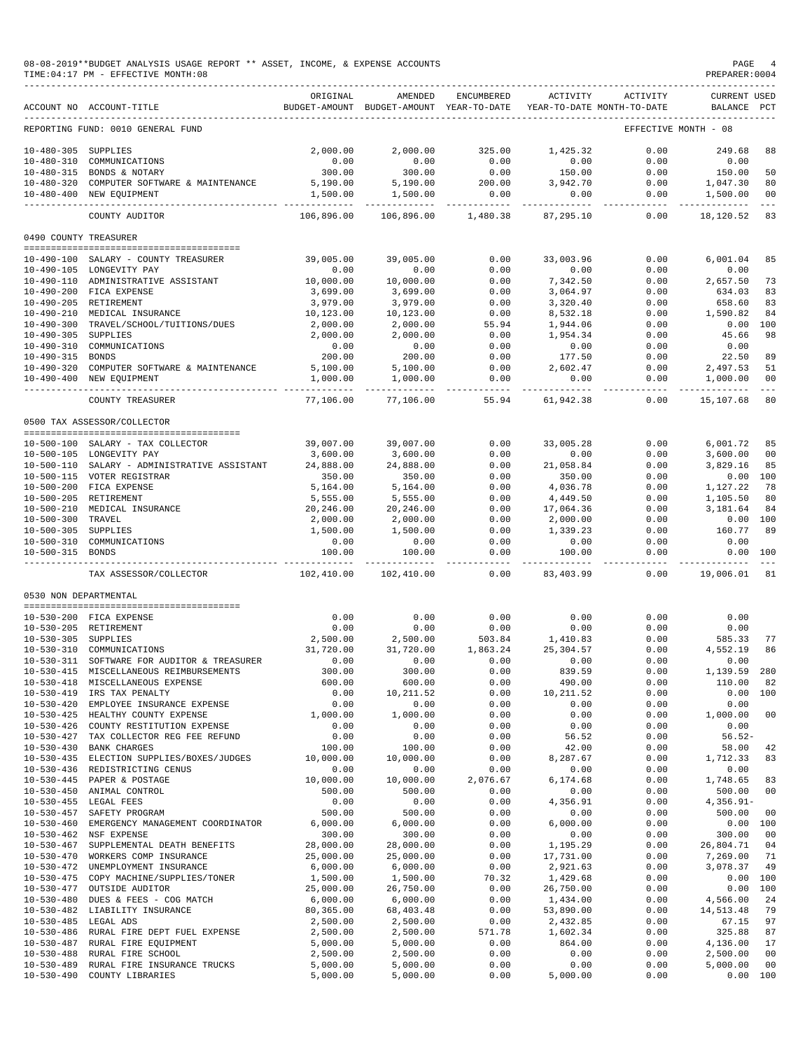08-08-2019**BUDGET ANALYSIS USAGE REPORT ** ASSET, INCOME, & EXPENSE ACCOUNTS
TIME:04:17 PM - EFFECTIVE MONTH:08
PREPARER:0004

| ACCOUNT NO | ACCOUNT-TITLE | ORIGINAL BUDGET-AMOUNT | AMENDED BUDGET-AMOUNT | ENCUMBERED YEAR-TO-DATE | ACTIVITY YEAR-TO-DATE | ACTIVITY MONTH-TO-DATE | CURRENT BALANCE | USED PCT |
|---|---|---|---|---|---|---|---|---|
| REPORTING FUND: 0010 GENERAL FUND | | | | | | EFFECTIVE MONTH - 08 | | |
| 10-480-305 | SUPPLIES | 2,000.00 | 2,000.00 | 325.00 | 1,425.32 | 0.00 | 249.68 | 88 |
| 10-480-310 | COMMUNICATIONS | 0.00 | 0.00 | 0.00 | 0.00 | 0.00 | 0.00 | |
| 10-480-315 | BONDS & NOTARY | 300.00 | 300.00 | 0.00 | 150.00 | 0.00 | 150.00 | 50 |
| 10-480-320 | COMPUTER SOFTWARE & MAINTENANCE | 5,190.00 | 5,190.00 | 200.00 | 3,942.70 | 0.00 | 1,047.30 | 80 |
| 10-480-400 | NEW EQUIPMENT | 1,500.00 | 1,500.00 | 0.00 | 0.00 | 0.00 | 1,500.00 | 00 |
| | COUNTY AUDITOR | 106,896.00 | 106,896.00 | 1,480.38 | 87,295.10 | 0.00 | 18,120.52 | 83 |
| 0490 COUNTY TREASURER | | | | | | | | |
| 10-490-100 | SALARY - COUNTY TREASURER | 39,005.00 | 39,005.00 | 0.00 | 33,003.96 | 0.00 | 6,001.04 | 85 |
| 10-490-105 | LONGEVITY PAY | 0.00 | 0.00 | 0.00 | 0.00 | 0.00 | 0.00 | |
| 10-490-110 | ADMINISTRATIVE ASSISTANT | 10,000.00 | 10,000.00 | 0.00 | 7,342.50 | 0.00 | 2,657.50 | 73 |
| 10-490-200 | FICA EXPENSE | 3,699.00 | 3,699.00 | 0.00 | 3,064.97 | 0.00 | 634.03 | 83 |
| 10-490-205 | RETIREMENT | 3,979.00 | 3,979.00 | 0.00 | 3,320.40 | 0.00 | 658.60 | 83 |
| 10-490-210 | MEDICAL INSURANCE | 10,123.00 | 10,123.00 | 0.00 | 8,532.18 | 0.00 | 1,590.82 | 84 |
| 10-490-300 | TRAVEL/SCHOOL/TUITIONS/DUES | 2,000.00 | 2,000.00 | 55.94 | 1,944.06 | 0.00 | 0.00 | 100 |
| 10-490-305 | SUPPLIES | 2,000.00 | 2,000.00 | 0.00 | 1,954.34 | 0.00 | 45.66 | 98 |
| 10-490-310 | COMMUNICATIONS | 0.00 | 0.00 | 0.00 | 0.00 | 0.00 | 0.00 | |
| 10-490-315 | BONDS | 200.00 | 200.00 | 0.00 | 177.50 | 0.00 | 22.50 | 89 |
| 10-490-320 | COMPUTER SOFTWARE & MAINTENANCE | 5,100.00 | 5,100.00 | 0.00 | 2,602.47 | 0.00 | 2,497.53 | 51 |
| 10-490-400 | NEW EQUIPMENT | 1,000.00 | 1,000.00 | 0.00 | 0.00 | 0.00 | 1,000.00 | 00 |
| | COUNTY TREASURER | 77,106.00 | 77,106.00 | 55.94 | 61,942.38 | 0.00 | 15,107.68 | 80 |
| 0500 TAX ASSESSOR/COLLECTOR | | | | | | | | |
| 10-500-100 | SALARY - TAX COLLECTOR | 39,007.00 | 39,007.00 | 0.00 | 33,005.28 | 0.00 | 6,001.72 | 85 |
| 10-500-105 | LONGEVITY PAY | 3,600.00 | 3,600.00 | 0.00 | 0.00 | 0.00 | 3,600.00 | 00 |
| 10-500-110 | SALARY - ADMINISTRATIVE ASSISTANT | 24,888.00 | 24,888.00 | 0.00 | 21,058.84 | 0.00 | 3,829.16 | 85 |
| 10-500-115 | VOTER REGISTRAR | 350.00 | 350.00 | 0.00 | 350.00 | 0.00 | 0.00 | 100 |
| 10-500-200 | FICA EXPENSE | 5,164.00 | 5,164.00 | 0.00 | 4,036.78 | 0.00 | 1,127.22 | 78 |
| 10-500-205 | RETIREMENT | 5,555.00 | 5,555.00 | 0.00 | 4,449.50 | 0.00 | 1,105.50 | 80 |
| 10-500-210 | MEDICAL INSURANCE | 20,246.00 | 20,246.00 | 0.00 | 17,064.36 | 0.00 | 3,181.64 | 84 |
| 10-500-300 | TRAVEL | 2,000.00 | 2,000.00 | 0.00 | 2,000.00 | 0.00 | 0.00 | 100 |
| 10-500-305 | SUPPLIES | 1,500.00 | 1,500.00 | 0.00 | 1,339.23 | 0.00 | 160.77 | 89 |
| 10-500-310 | COMMUNICATIONS | 0.00 | 0.00 | 0.00 | 0.00 | 0.00 | 0.00 | |
| 10-500-315 | BONDS | 100.00 | 100.00 | 0.00 | 100.00 | 0.00 | 0.00 | 100 |
| | TAX ASSESSOR/COLLECTOR | 102,410.00 | 102,410.00 | 0.00 | 83,403.99 | 0.00 | 19,006.01 | 81 |
| 0530 NON DEPARTMENTAL | | | | | | | | |
| 10-530-200 | FICA EXPENSE | 0.00 | 0.00 | 0.00 | 0.00 | 0.00 | 0.00 | |
| 10-530-205 | RETIREMENT | 0.00 | 0.00 | 0.00 | 0.00 | 0.00 | 0.00 | |
| 10-530-305 | SUPPLIES | 2,500.00 | 2,500.00 | 503.84 | 1,410.83 | 0.00 | 585.33 | 77 |
| 10-530-310 | COMMUNICATIONS | 31,720.00 | 31,720.00 | 1,863.24 | 25,304.57 | 0.00 | 4,552.19 | 86 |
| 10-530-311 | SOFTWARE FOR AUDITOR & TREASURER | 0.00 | 0.00 | 0.00 | 0.00 | 0.00 | 0.00 | |
| 10-530-415 | MISCELLANEOUS REIMBURSEMENTS | 300.00 | 300.00 | 0.00 | 839.59 | 0.00 | 1,139.59 | 280 |
| 10-530-418 | MISCELLANEOUS EXPENSE | 600.00 | 600.00 | 0.00 | 490.00 | 0.00 | 110.00 | 82 |
| 10-530-419 | IRS TAX PENALTY | 0.00 | 10,211.52 | 0.00 | 10,211.52 | 0.00 | 0.00 | 100 |
| 10-530-420 | EMPLOYEE INSURANCE EXPENSE | 0.00 | 0.00 | 0.00 | 0.00 | 0.00 | 0.00 | |
| 10-530-425 | HEALTHY COUNTY EXPENSE | 1,000.00 | 1,000.00 | 0.00 | 0.00 | 0.00 | 1,000.00 | 00 |
| 10-530-426 | COUNTY RESTITUTION EXPENSE | 0.00 | 0.00 | 0.00 | 0.00 | 0.00 | 0.00 | |
| 10-530-427 | TAX COLLECTOR REG FEE REFUND | 0.00 | 0.00 | 0.00 | 56.52 | 0.00 | 56.52- | |
| 10-530-430 | BANK CHARGES | 100.00 | 100.00 | 0.00 | 42.00 | 0.00 | 58.00 | 42 |
| 10-530-435 | ELECTION SUPPLIES/BOXES/JUDGES | 10,000.00 | 10,000.00 | 0.00 | 8,287.67 | 0.00 | 1,712.33 | 83 |
| 10-530-436 | REDISTRICTING CENUS | 0.00 | 0.00 | 0.00 | 0.00 | 0.00 | 0.00 | |
| 10-530-445 | PAPER & POSTAGE | 10,000.00 | 10,000.00 | 2,076.67 | 6,174.68 | 0.00 | 1,748.65 | 83 |
| 10-530-450 | ANIMAL CONTROL | 500.00 | 500.00 | 0.00 | 0.00 | 0.00 | 500.00 | 00 |
| 10-530-455 | LEGAL FEES | 0.00 | 0.00 | 0.00 | 4,356.91 | 0.00 | 4,356.91- | |
| 10-530-457 | SAFETY PROGRAM | 500.00 | 500.00 | 0.00 | 0.00 | 0.00 | 500.00 | 00 |
| 10-530-460 | EMERGENCY MANAGEMENT COORDINATOR | 6,000.00 | 6,000.00 | 0.00 | 6,000.00 | 0.00 | 0.00 | 100 |
| 10-530-462 | NSF EXPENSE | 300.00 | 300.00 | 0.00 | 0.00 | 0.00 | 300.00 | 00 |
| 10-530-467 | SUPPLEMENTAL DEATH BENEFITS | 28,000.00 | 28,000.00 | 0.00 | 1,195.29 | 0.00 | 26,804.71 | 04 |
| 10-530-470 | WORKERS COMP INSURANCE | 25,000.00 | 25,000.00 | 0.00 | 17,731.00 | 0.00 | 7,269.00 | 71 |
| 10-530-472 | UNEMPLOYMENT INSURANCE | 6,000.00 | 6,000.00 | 0.00 | 2,921.63 | 0.00 | 3,078.37 | 49 |
| 10-530-475 | COPY MACHINE/SUPPLIES/TONER | 1,500.00 | 1,500.00 | 70.32 | 1,429.68 | 0.00 | 0.00 | 100 |
| 10-530-477 | OUTSIDE AUDITOR | 25,000.00 | 26,750.00 | 0.00 | 26,750.00 | 0.00 | 0.00 | 100 |
| 10-530-480 | DUES & FEES - COG MATCH | 6,000.00 | 6,000.00 | 0.00 | 1,434.00 | 0.00 | 4,566.00 | 24 |
| 10-530-482 | LIABILITY INSURANCE | 80,365.00 | 68,403.48 | 0.00 | 53,890.00 | 0.00 | 14,513.48 | 79 |
| 10-530-485 | LEGAL ADS | 2,500.00 | 2,500.00 | 0.00 | 2,432.85 | 0.00 | 67.15 | 97 |
| 10-530-486 | RURAL FIRE DEPT FUEL EXPENSE | 2,500.00 | 2,500.00 | 571.78 | 1,602.34 | 0.00 | 325.88 | 87 |
| 10-530-487 | RURAL FIRE EQUIPMENT | 5,000.00 | 5,000.00 | 0.00 | 864.00 | 0.00 | 4,136.00 | 17 |
| 10-530-488 | RURAL FIRE SCHOOL | 2,500.00 | 2,500.00 | 0.00 | 0.00 | 0.00 | 2,500.00 | 00 |
| 10-530-489 | RURAL FIRE INSURANCE TRUCKS | 5,000.00 | 5,000.00 | 0.00 | 0.00 | 0.00 | 5,000.00 | 00 |
| 10-530-490 | COUNTY LIBRARIES | 5,000.00 | 5,000.00 | 0.00 | 5,000.00 | 0.00 | 0.00 | 100 |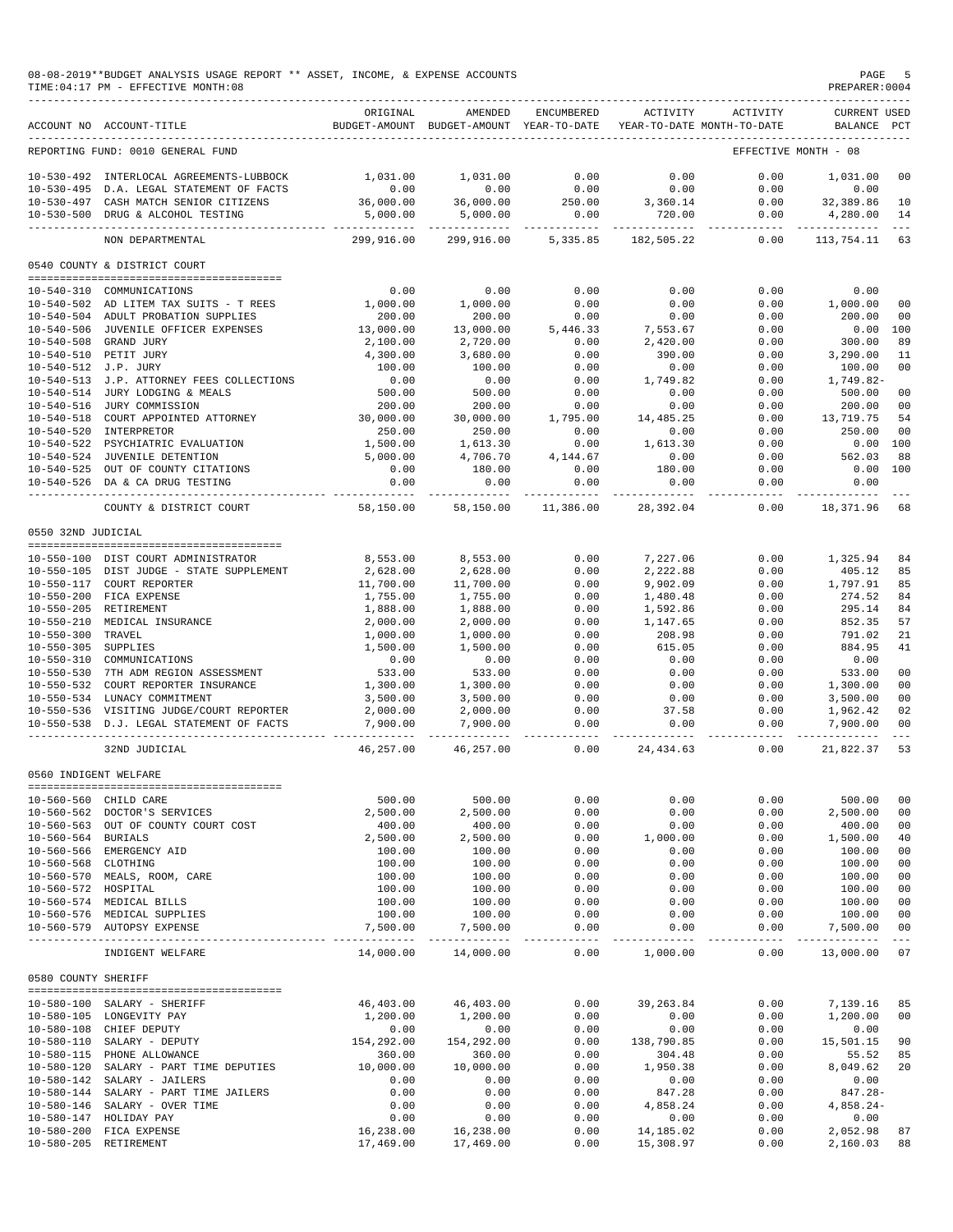08-08-2019**BUDGET ANALYSIS USAGE REPORT ** ASSET, INCOME, & EXPENSE ACCOUNTS
TIME:04:17 PM - EFFECTIVE MONTH:08
PREPARER:0004

| ACCOUNT NO | ACCOUNT-TITLE | ORIGINAL BUDGET-AMOUNT | AMENDED BUDGET-AMOUNT | ENCUMBERED YEAR-TO-DATE | ACTIVITY YEAR-TO-DATE | ACTIVITY MONTH-TO-DATE | CURRENT BALANCE | USED PCT |
|---|---|---|---|---|---|---|---|---|
| REPORTING FUND: 0010 GENERAL FUND | | | | | | EFFECTIVE MONTH - 08 | | |
| 10-530-492 | INTERLOCAL AGREEMENTS-LUBBOCK | 1,031.00 | 1,031.00 | 0.00 | 0.00 | 0.00 | 1,031.00 | 00 |
| 10-530-495 | D.A. LEGAL STATEMENT OF FACTS | 0.00 | 0.00 | 0.00 | 0.00 | 0.00 | 0.00 | |
| 10-530-497 | CASH MATCH SENIOR CITIZENS | 36,000.00 | 36,000.00 | 250.00 | 3,360.14 | 0.00 | 32,389.86 | 10 |
| 10-530-500 | DRUG & ALCOHOL TESTING | 5,000.00 | 5,000.00 | 0.00 | 720.00 | 0.00 | 4,280.00 | 14 |
| | NON DEPARTMENTAL | 299,916.00 | 299,916.00 | 5,335.85 | 182,505.22 | 0.00 | 113,754.11 | 63 |
| 0540 COUNTY & DISTRICT COURT | | | | | | | | |
| 10-540-310 | COMMUNICATIONS | 0.00 | 0.00 | 0.00 | 0.00 | 0.00 | 0.00 | |
| 10-540-502 | AD LITEM TAX SUITS - T REES | 1,000.00 | 1,000.00 | 0.00 | 0.00 | 0.00 | 1,000.00 | 00 |
| 10-540-504 | ADULT PROBATION SUPPLIES | 200.00 | 200.00 | 0.00 | 0.00 | 0.00 | 200.00 | 00 |
| 10-540-506 | JUVENILE OFFICER EXPENSES | 13,000.00 | 13,000.00 | 5,446.33 | 7,553.67 | 0.00 | 0.00 | 100 |
| 10-540-508 | GRAND JURY | 2,100.00 | 2,720.00 | 0.00 | 2,420.00 | 0.00 | 300.00 | 89 |
| 10-540-510 | PETIT JURY | 4,300.00 | 3,680.00 | 0.00 | 390.00 | 0.00 | 3,290.00 | 11 |
| 10-540-512 | J.P. JURY | 100.00 | 100.00 | 0.00 | 0.00 | 0.00 | 100.00 | 00 |
| 10-540-513 | J.P. ATTORNEY FEES COLLECTIONS | 0.00 | 0.00 | 0.00 | 1,749.82 | 0.00 | 1,749.82- | |
| 10-540-514 | JURY LODGING & MEALS | 500.00 | 500.00 | 0.00 | 0.00 | 0.00 | 500.00 | 00 |
| 10-540-516 | JURY COMMISSION | 200.00 | 200.00 | 0.00 | 0.00 | 0.00 | 200.00 | 00 |
| 10-540-518 | COURT APPOINTED ATTORNEY | 30,000.00 | 30,000.00 | 1,795.00 | 14,485.25 | 0.00 | 13,719.75 | 54 |
| 10-540-520 | INTERPRETOR | 250.00 | 250.00 | 0.00 | 0.00 | 0.00 | 250.00 | 00 |
| 10-540-522 | PSYCHIATRIC EVALUATION | 1,500.00 | 1,613.30 | 0.00 | 1,613.30 | 0.00 | 0.00 | 100 |
| 10-540-524 | JUVENILE DETENTION | 5,000.00 | 4,706.70 | 4,144.67 | 0.00 | 0.00 | 562.03 | 88 |
| 10-540-525 | OUT OF COUNTY CITATIONS | 0.00 | 180.00 | 0.00 | 180.00 | 0.00 | 0.00 | 100 |
| 10-540-526 | DA & CA DRUG TESTING | 0.00 | 0.00 | 0.00 | 0.00 | 0.00 | 0.00 | |
| | COUNTY & DISTRICT COURT | 58,150.00 | 58,150.00 | 11,386.00 | 28,392.04 | 0.00 | 18,371.96 | 68 |
| 0550 32ND JUDICIAL | | | | | | | | |
| 10-550-100 | DIST COURT ADMINISTRATOR | 8,553.00 | 8,553.00 | 0.00 | 7,227.06 | 0.00 | 1,325.94 | 84 |
| 10-550-105 | DIST JUDGE - STATE SUPPLEMENT | 2,628.00 | 2,628.00 | 0.00 | 2,222.88 | 0.00 | 405.12 | 85 |
| 10-550-117 | COURT REPORTER | 11,700.00 | 11,700.00 | 0.00 | 9,902.09 | 0.00 | 1,797.91 | 85 |
| 10-550-200 | FICA EXPENSE | 1,755.00 | 1,755.00 | 0.00 | 1,480.48 | 0.00 | 274.52 | 84 |
| 10-550-205 | RETIREMENT | 1,888.00 | 1,888.00 | 0.00 | 1,592.86 | 0.00 | 295.14 | 84 |
| 10-550-210 | MEDICAL INSURANCE | 2,000.00 | 2,000.00 | 0.00 | 1,147.65 | 0.00 | 852.35 | 57 |
| 10-550-300 | TRAVEL | 1,000.00 | 1,000.00 | 0.00 | 208.98 | 0.00 | 791.02 | 21 |
| 10-550-305 | SUPPLIES | 1,500.00 | 1,500.00 | 0.00 | 615.05 | 0.00 | 884.95 | 41 |
| 10-550-310 | COMMUNICATIONS | 0.00 | 0.00 | 0.00 | 0.00 | 0.00 | 0.00 | |
| 10-550-530 | 7TH ADM REGION ASSESSMENT | 533.00 | 533.00 | 0.00 | 0.00 | 0.00 | 533.00 | 00 |
| 10-550-532 | COURT REPORTER INSURANCE | 1,300.00 | 1,300.00 | 0.00 | 0.00 | 0.00 | 1,300.00 | 00 |
| 10-550-534 | LUNACY COMMITMENT | 3,500.00 | 3,500.00 | 0.00 | 0.00 | 0.00 | 3,500.00 | 00 |
| 10-550-536 | VISITING JUDGE/COURT REPORTER | 2,000.00 | 2,000.00 | 0.00 | 37.58 | 0.00 | 1,962.42 | 02 |
| 10-550-538 | D.J. LEGAL STATEMENT OF FACTS | 7,900.00 | 7,900.00 | 0.00 | 0.00 | 0.00 | 7,900.00 | 00 |
| | 32ND JUDICIAL | 46,257.00 | 46,257.00 | 0.00 | 24,434.63 | 0.00 | 21,822.37 | 53 |
| 0560 INDIGENT WELFARE | | | | | | | | |
| 10-560-560 | CHILD CARE | 500.00 | 500.00 | 0.00 | 0.00 | 0.00 | 500.00 | 00 |
| 10-560-562 | DOCTOR'S SERVICES | 2,500.00 | 2,500.00 | 0.00 | 0.00 | 0.00 | 2,500.00 | 00 |
| 10-560-563 | OUT OF COUNTY COURT COST | 400.00 | 400.00 | 0.00 | 0.00 | 0.00 | 400.00 | 00 |
| 10-560-564 | BURIALS | 2,500.00 | 2,500.00 | 0.00 | 1,000.00 | 0.00 | 1,500.00 | 40 |
| 10-560-566 | EMERGENCY AID | 100.00 | 100.00 | 0.00 | 0.00 | 0.00 | 100.00 | 00 |
| 10-560-568 | CLOTHING | 100.00 | 100.00 | 0.00 | 0.00 | 0.00 | 100.00 | 00 |
| 10-560-570 | MEALS, ROOM, CARE | 100.00 | 100.00 | 0.00 | 0.00 | 0.00 | 100.00 | 00 |
| 10-560-572 | HOSPITAL | 100.00 | 100.00 | 0.00 | 0.00 | 0.00 | 100.00 | 00 |
| 10-560-574 | MEDICAL BILLS | 100.00 | 100.00 | 0.00 | 0.00 | 0.00 | 100.00 | 00 |
| 10-560-576 | MEDICAL SUPPLIES | 100.00 | 100.00 | 0.00 | 0.00 | 0.00 | 100.00 | 00 |
| 10-560-579 | AUTOPSY EXPENSE | 7,500.00 | 7,500.00 | 0.00 | 0.00 | 0.00 | 7,500.00 | 00 |
| | INDIGENT WELFARE | 14,000.00 | 14,000.00 | 0.00 | 1,000.00 | 0.00 | 13,000.00 | 07 |
| 0580 COUNTY SHERIFF | | | | | | | | |
| 10-580-100 | SALARY - SHERIFF | 46,403.00 | 46,403.00 | 0.00 | 39,263.84 | 0.00 | 7,139.16 | 85 |
| 10-580-105 | LONGEVITY PAY | 1,200.00 | 1,200.00 | 0.00 | 0.00 | 0.00 | 1,200.00 | 00 |
| 10-580-108 | CHIEF DEPUTY | 0.00 | 0.00 | 0.00 | 0.00 | 0.00 | 0.00 | |
| 10-580-110 | SALARY - DEPUTY | 154,292.00 | 154,292.00 | 0.00 | 138,790.85 | 0.00 | 15,501.15 | 90 |
| 10-580-115 | PHONE ALLOWANCE | 360.00 | 360.00 | 0.00 | 304.48 | 0.00 | 55.52 | 85 |
| 10-580-120 | SALARY - PART TIME DEPUTIES | 10,000.00 | 10,000.00 | 0.00 | 1,950.38 | 0.00 | 8,049.62 | 20 |
| 10-580-142 | SALARY - JAILERS | 0.00 | 0.00 | 0.00 | 0.00 | 0.00 | 0.00 | |
| 10-580-144 | SALARY - PART TIME JAILERS | 0.00 | 0.00 | 0.00 | 847.28 | 0.00 | 847.28- | |
| 10-580-146 | SALARY - OVER TIME | 0.00 | 0.00 | 0.00 | 4,858.24 | 0.00 | 4,858.24- | |
| 10-580-147 | HOLIDAY PAY | 0.00 | 0.00 | 0.00 | 0.00 | 0.00 | 0.00 | |
| 10-580-200 | FICA EXPENSE | 16,238.00 | 16,238.00 | 0.00 | 14,185.02 | 0.00 | 2,052.98 | 87 |
| 10-580-205 | RETIREMENT | 17,469.00 | 17,469.00 | 0.00 | 15,308.97 | 0.00 | 2,160.03 | 88 |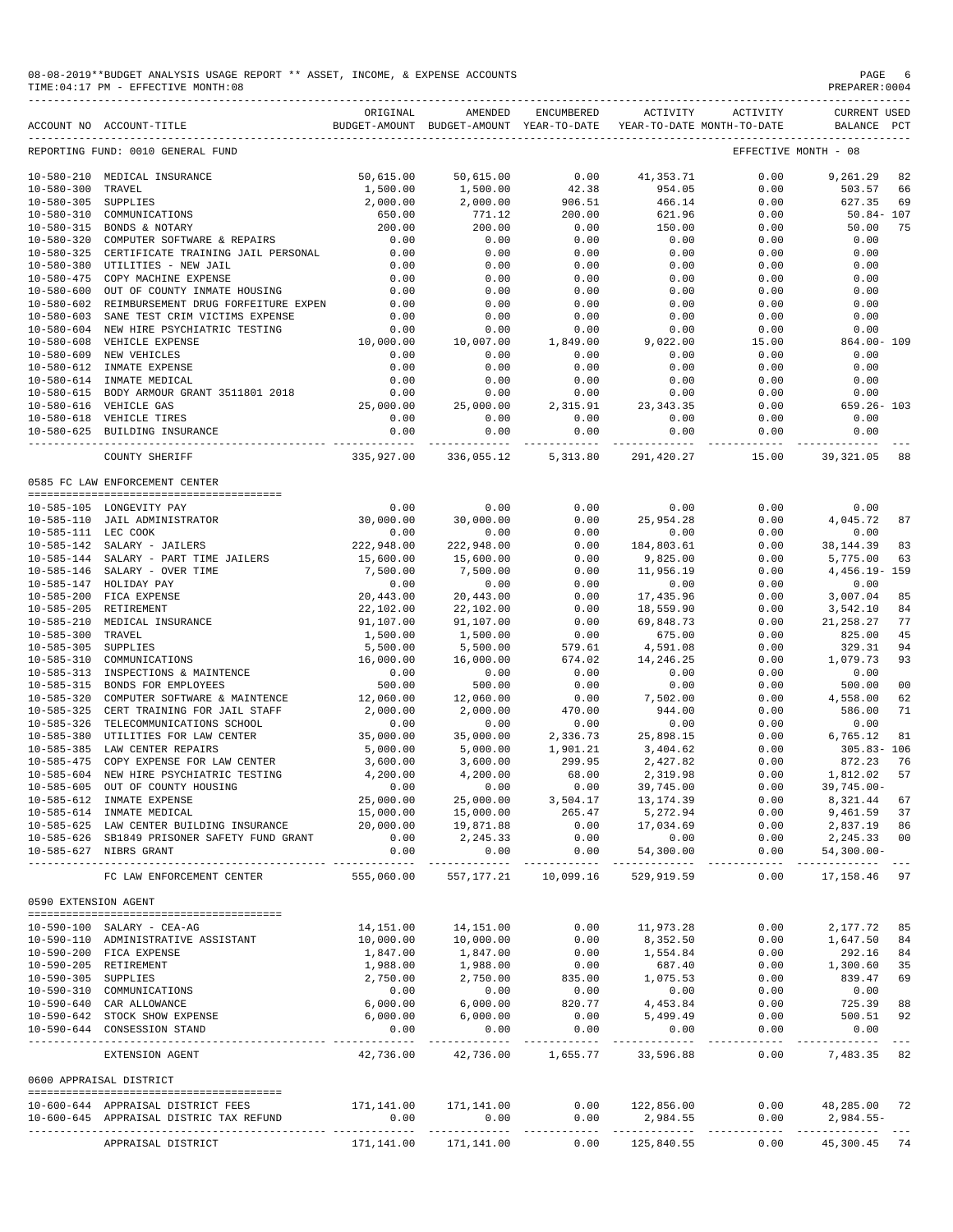08-08-2019**BUDGET ANALYSIS USAGE REPORT ** ASSET, INCOME, & EXPENSE ACCOUNTS
TIME:04:17 PM - EFFECTIVE MONTH:08
PREPARER:0004

| ACCOUNT NO | ACCOUNT-TITLE | ORIGINAL BUDGET-AMOUNT | AMENDED BUDGET-AMOUNT | ENCUMBERED YEAR-TO-DATE | ACTIVITY YEAR-TO-DATE | ACTIVITY MONTH-TO-DATE | CURRENT BALANCE | USED PCT |
|---|---|---|---|---|---|---|---|---|
| REPORTING FUND: 0010 GENERAL FUND | | | | | | EFFECTIVE MONTH - 08 | | |
| 10-580-210 | MEDICAL INSURANCE | 50,615.00 | 50,615.00 | 0.00 | 41,353.71 | 0.00 | 9,261.29 | 82 |
| 10-580-300 | TRAVEL | 1,500.00 | 1,500.00 | 42.38 | 954.05 | 0.00 | 503.57 | 66 |
| 10-580-305 | SUPPLIES | 2,000.00 | 2,000.00 | 906.51 | 466.14 | 0.00 | 627.35 | 69 |
| 10-580-310 | COMMUNICATIONS | 650.00 | 771.12 | 200.00 | 621.96 | 0.00 | 50.84- | 107 |
| 10-580-315 | BONDS & NOTARY | 200.00 | 200.00 | 0.00 | 150.00 | 0.00 | 50.00 | 75 |
| 10-580-320 | COMPUTER SOFTWARE & REPAIRS | 0.00 | 0.00 | 0.00 | 0.00 | 0.00 | 0.00 | |
| 10-580-325 | CERTIFICATE TRAINING JAIL PERSONAL | 0.00 | 0.00 | 0.00 | 0.00 | 0.00 | 0.00 | |
| 10-580-380 | UTILITIES - NEW JAIL | 0.00 | 0.00 | 0.00 | 0.00 | 0.00 | 0.00 | |
| 10-580-475 | COPY MACHINE EXPENSE | 0.00 | 0.00 | 0.00 | 0.00 | 0.00 | 0.00 | |
| 10-580-600 | OUT OF COUNTY INMATE HOUSING | 0.00 | 0.00 | 0.00 | 0.00 | 0.00 | 0.00 | |
| 10-580-602 | REIMBURSEMENT DRUG FORFEITURE EXPEN | 0.00 | 0.00 | 0.00 | 0.00 | 0.00 | 0.00 | |
| 10-580-603 | SANE TEST CRIM VICTIMS EXPENSE | 0.00 | 0.00 | 0.00 | 0.00 | 0.00 | 0.00 | |
| 10-580-604 | NEW HIRE PSYCHIATRIC TESTING | 0.00 | 0.00 | 0.00 | 0.00 | 0.00 | 0.00 | |
| 10-580-608 | VEHICLE EXPENSE | 10,000.00 | 10,007.00 | 1,849.00 | 9,022.00 | 15.00 | 864.00- | 109 |
| 10-580-609 | NEW VEHICLES | 0.00 | 0.00 | 0.00 | 0.00 | 0.00 | 0.00 | |
| 10-580-612 | INMATE EXPENSE | 0.00 | 0.00 | 0.00 | 0.00 | 0.00 | 0.00 | |
| 10-580-614 | INMATE MEDICAL | 0.00 | 0.00 | 0.00 | 0.00 | 0.00 | 0.00 | |
| 10-580-615 | BODY ARMOUR GRANT 3511801 2018 | 0.00 | 0.00 | 0.00 | 0.00 | 0.00 | 0.00 | |
| 10-580-616 | VEHICLE GAS | 25,000.00 | 25,000.00 | 2,315.91 | 23,343.35 | 0.00 | 659.26- | 103 |
| 10-580-618 | VEHICLE TIRES | 0.00 | 0.00 | 0.00 | 0.00 | 0.00 | 0.00 | |
| 10-580-625 | BUILDING INSURANCE | 0.00 | 0.00 | 0.00 | 0.00 | 0.00 | 0.00 | |
| | COUNTY SHERIFF | 335,927.00 | 336,055.12 | 5,313.80 | 291,420.27 | 15.00 | 39,321.05 | 88 |
| 0585 FC LAW ENFORCEMENT CENTER | | | | | | | | |
| 10-585-105 | LONGEVITY PAY | 0.00 | 0.00 | 0.00 | 0.00 | 0.00 | 0.00 | |
| 10-585-110 | JAIL ADMINISTRATOR | 30,000.00 | 30,000.00 | 0.00 | 25,954.28 | 0.00 | 4,045.72 | 87 |
| 10-585-111 | LEC COOK | 0.00 | 0.00 | 0.00 | 0.00 | 0.00 | 0.00 | |
| 10-585-142 | SALARY - JAILERS | 222,948.00 | 222,948.00 | 0.00 | 184,803.61 | 0.00 | 38,144.39 | 83 |
| 10-585-144 | SALARY - PART TIME JAILERS | 15,600.00 | 15,600.00 | 0.00 | 9,825.00 | 0.00 | 5,775.00 | 63 |
| 10-585-146 | SALARY - OVER TIME | 7,500.00 | 7,500.00 | 0.00 | 11,956.19 | 0.00 | 4,456.19- | 159 |
| 10-585-147 | HOLIDAY PAY | 0.00 | 0.00 | 0.00 | 0.00 | 0.00 | 0.00 | |
| 10-585-200 | FICA EXPENSE | 20,443.00 | 20,443.00 | 0.00 | 17,435.96 | 0.00 | 3,007.04 | 85 |
| 10-585-205 | RETIREMENT | 22,102.00 | 22,102.00 | 0.00 | 18,559.90 | 0.00 | 3,542.10 | 84 |
| 10-585-210 | MEDICAL INSURANCE | 91,107.00 | 91,107.00 | 0.00 | 69,848.73 | 0.00 | 21,258.27 | 77 |
| 10-585-300 | TRAVEL | 1,500.00 | 1,500.00 | 0.00 | 675.00 | 0.00 | 825.00 | 45 |
| 10-585-305 | SUPPLIES | 5,500.00 | 5,500.00 | 579.61 | 4,591.08 | 0.00 | 329.31 | 94 |
| 10-585-310 | COMMUNICATIONS | 16,000.00 | 16,000.00 | 674.02 | 14,246.25 | 0.00 | 1,079.73 | 93 |
| 10-585-313 | INSPECTIONS & MAINTENCE | 0.00 | 0.00 | 0.00 | 0.00 | 0.00 | 0.00 | |
| 10-585-315 | BONDS FOR EMPLOYEES | 500.00 | 500.00 | 0.00 | 0.00 | 0.00 | 500.00 | 00 |
| 10-585-320 | COMPUTER SOFTWARE & MAINTENCE | 12,060.00 | 12,060.00 | 0.00 | 7,502.00 | 0.00 | 4,558.00 | 62 |
| 10-585-325 | CERT TRAINING FOR JAIL STAFF | 2,000.00 | 2,000.00 | 470.00 | 944.00 | 0.00 | 586.00 | 71 |
| 10-585-326 | TELECOMMUNICATIONS SCHOOL | 0.00 | 0.00 | 0.00 | 0.00 | 0.00 | 0.00 | |
| 10-585-380 | UTILITIES FOR LAW CENTER | 35,000.00 | 35,000.00 | 2,336.73 | 25,898.15 | 0.00 | 6,765.12 | 81 |
| 10-585-385 | LAW CENTER REPAIRS | 5,000.00 | 5,000.00 | 1,901.21 | 3,404.62 | 0.00 | 305.83- | 106 |
| 10-585-475 | COPY EXPENSE FOR LAW CENTER | 3,600.00 | 3,600.00 | 299.95 | 2,427.82 | 0.00 | 872.23 | 76 |
| 10-585-604 | NEW HIRE PSYCHIATRIC TESTING | 4,200.00 | 4,200.00 | 68.00 | 2,319.98 | 0.00 | 1,812.02 | 57 |
| 10-585-605 | OUT OF COUNTY HOUSING | 0.00 | 0.00 | 0.00 | 39,745.00 | 0.00 | 39,745.00- | |
| 10-585-612 | INMATE EXPENSE | 25,000.00 | 25,000.00 | 3,504.17 | 13,174.39 | 0.00 | 8,321.44 | 67 |
| 10-585-614 | INMATE MEDICAL | 15,000.00 | 15,000.00 | 265.47 | 5,272.94 | 0.00 | 9,461.59 | 37 |
| 10-585-625 | LAW CENTER BUILDING INSURANCE | 20,000.00 | 19,871.88 | 0.00 | 17,034.69 | 0.00 | 2,837.19 | 86 |
| 10-585-626 | SB1849 PRISONER SAFETY FUND GRANT | 0.00 | 2,245.33 | 0.00 | 0.00 | 0.00 | 2,245.33 | 00 |
| 10-585-627 | NIBRS GRANT | 0.00 | 0.00 | 0.00 | 54,300.00 | 0.00 | 54,300.00- | |
| | FC LAW ENFORCEMENT CENTER | 555,060.00 | 557,177.21 | 10,099.16 | 529,919.59 | 0.00 | 17,158.46 | 97 |
| 0590 EXTENSION AGENT | | | | | | | | |
| 10-590-100 | SALARY - CEA-AG | 14,151.00 | 14,151.00 | 0.00 | 11,973.28 | 0.00 | 2,177.72 | 85 |
| 10-590-110 | ADMINISTRATIVE ASSISTANT | 10,000.00 | 10,000.00 | 0.00 | 8,352.50 | 0.00 | 1,647.50 | 84 |
| 10-590-200 | FICA EXPENSE | 1,847.00 | 1,847.00 | 0.00 | 1,554.84 | 0.00 | 292.16 | 84 |
| 10-590-205 | RETIREMENT | 1,988.00 | 1,988.00 | 0.00 | 687.40 | 0.00 | 1,300.60 | 35 |
| 10-590-305 | SUPPLIES | 2,750.00 | 2,750.00 | 835.00 | 1,075.53 | 0.00 | 839.47 | 69 |
| 10-590-310 | COMMUNICATIONS | 0.00 | 0.00 | 0.00 | 0.00 | 0.00 | 0.00 | |
| 10-590-640 | CAR ALLOWANCE | 6,000.00 | 6,000.00 | 820.77 | 4,453.84 | 0.00 | 725.39 | 88 |
| 10-590-642 | STOCK SHOW EXPENSE | 6,000.00 | 6,000.00 | 0.00 | 5,499.49 | 0.00 | 500.51 | 92 |
| 10-590-644 | CONSESSION STAND | 0.00 | 0.00 | 0.00 | 0.00 | 0.00 | 0.00 | |
| | EXTENSION AGENT | 42,736.00 | 42,736.00 | 1,655.77 | 33,596.88 | 0.00 | 7,483.35 | 82 |
| 0600 APPRAISAL DISTRICT | | | | | | | | |
| 10-600-644 | APPRAISAL DISTRICT FEES | 171,141.00 | 171,141.00 | 0.00 | 122,856.00 | 0.00 | 48,285.00 | 72 |
| 10-600-645 | APPRAISAL DISTRIC TAX REFUND | 0.00 | 0.00 | 0.00 | 2,984.55 | 0.00 | 2,984.55- | |
| | APPRAISAL DISTRICT | 171,141.00 | 171,141.00 | 0.00 | 125,840.55 | 0.00 | 45,300.45 | 74 |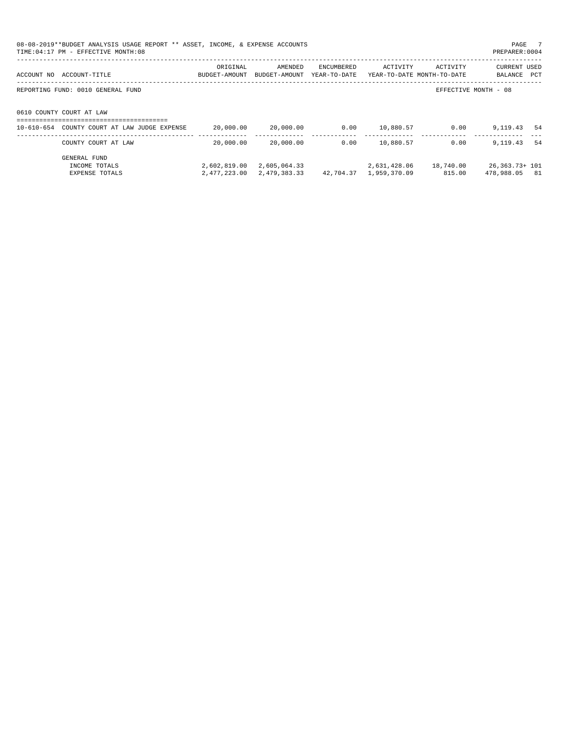08-08-2019**BUDGET ANALYSIS USAGE REPORT ** ASSET, INCOME, & EXPENSE ACCOUNTS
TIME:04:17 PM - EFFECTIVE MONTH:08

PREPARER:0004

REPORTING FUND: 0010 GENERAL FUND

EFFECTIVE MONTH - 08

0610 COUNTY COURT AT LAW

| ACCOUNT NO | ACCOUNT-TITLE | ORIGINAL BUDGET-AMOUNT | AMENDED BUDGET-AMOUNT | ENCUMBERED YEAR-TO-DATE | ACTIVITY YEAR-TO-DATE | ACTIVITY MONTH-TO-DATE | CURRENT BALANCE | USED PCT |
|---|---|---|---|---|---|---|---|---|
| 10-610-654 | COUNTY COURT AT LAW JUDGE EXPENSE | 20,000.00 | 20,000.00 | 0.00 | 10,880.57 | 0.00 | 9,119.43 | 54 |
| | COUNTY COURT AT LAW | 20,000.00 | 20,000.00 | 0.00 | 10,880.57 | 0.00 | 9,119.43 | 54 |
| | GENERAL FUND | | | | | | | |
| | INCOME TOTALS | 2,602,819.00 | 2,605,064.33 | | 2,631,428.06 | 18,740.00 | 26,363.73+ | 101 |
| | EXPENSE TOTALS | 2,477,223.00 | 2,479,383.33 | 42,704.37 | 1,959,370.09 | 815.00 | 478,988.05 | 81 |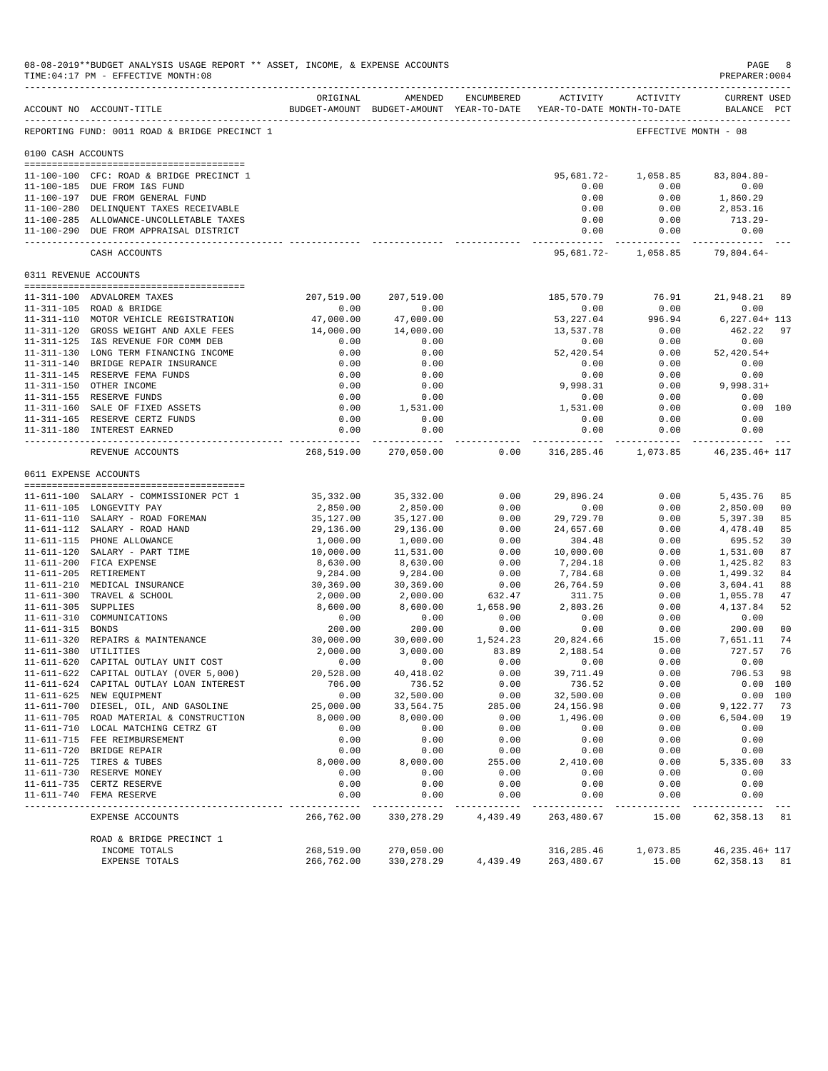08-08-2019**BUDGET ANALYSIS USAGE REPORT ** ASSET, INCOME, & EXPENSE ACCOUNTS
TIME:04:17 PM - EFFECTIVE MONTH:08

PREPARER:0004

REPORTING FUND: 0011 ROAD & BRIDGE PRECINCT 1 — EFFECTIVE MONTH - 08

| ACCOUNT NO | ACCOUNT-TITLE | ORIGINAL BUDGET-AMOUNT | AMENDED BUDGET-AMOUNT | ENCUMBERED YEAR-TO-DATE | ACTIVITY YEAR-TO-DATE | ACTIVITY MONTH-TO-DATE | CURRENT USED BALANCE | PCT |
|---|---|---|---|---|---|---|---|---|
| **0100 CASH ACCOUNTS** | | | | | | | | |
| 11-100-100 | CFC: ROAD & BRIDGE PRECINCT 1 | | | | 95,681.72- | 1,058.85 | 83,804.80- | |
| 11-100-185 | DUE FROM I&S FUND | | | | 0.00 | 0.00 | 0.00 | |
| 11-100-197 | DUE FROM GENERAL FUND | | | | 0.00 | 0.00 | 1,860.29 | |
| 11-100-280 | DELINQUENT TAXES RECEIVABLE | | | | 0.00 | 0.00 | 2,853.16 | |
| 11-100-285 | ALLOWANCE-UNCOLLETABLE TAXES | | | | 0.00 | 0.00 | 713.29- | |
| 11-100-290 | DUE FROM APPRAISAL DISTRICT | | | | 0.00 | 0.00 | 0.00 | |
| | CASH ACCOUNTS | | | | 95,681.72- | 1,058.85 | 79,804.64- | |
| **0311 REVENUE ACCOUNTS** | | | | | | | | |
| 11-311-100 | ADVALOREM TAXES | 207,519.00 | 207,519.00 | | 185,570.79 | 76.91 | 21,948.21 | 89 |
| 11-311-105 | ROAD & BRIDGE | 0.00 | 0.00 | | 0.00 | 0.00 | 0.00 | |
| 11-311-110 | MOTOR VEHICLE REGISTRATION | 47,000.00 | 47,000.00 | | 53,227.04 | 996.94 | 6,227.04+ | 113 |
| 11-311-120 | GROSS WEIGHT AND AXLE FEES | 14,000.00 | 14,000.00 | | 13,537.78 | 0.00 | 462.22 | 97 |
| 11-311-125 | I&S REVENUE FOR COMM DEB | 0.00 | 0.00 | | 0.00 | 0.00 | 0.00 | |
| 11-311-130 | LONG TERM FINANCING INCOME | 0.00 | 0.00 | | 52,420.54 | 0.00 | 52,420.54+ | |
| 11-311-140 | BRIDGE REPAIR INSURANCE | 0.00 | 0.00 | | 0.00 | 0.00 | 0.00 | |
| 11-311-145 | RESERVE FEMA FUNDS | 0.00 | 0.00 | | 0.00 | 0.00 | 0.00 | |
| 11-311-150 | OTHER INCOME | 0.00 | 0.00 | | 9,998.31 | 0.00 | 9,998.31+ | |
| 11-311-155 | RESERVE FUNDS | 0.00 | 0.00 | | 0.00 | 0.00 | 0.00 | |
| 11-311-160 | SALE OF FIXED ASSETS | 0.00 | 1,531.00 | | 1,531.00 | 0.00 | 0.00 | 100 |
| 11-311-165 | RESERVE CERTZ FUNDS | 0.00 | 0.00 | | 0.00 | 0.00 | 0.00 | |
| 11-311-180 | INTEREST EARNED | 0.00 | 0.00 | | 0.00 | 0.00 | 0.00 | |
| | REVENUE ACCOUNTS | 268,519.00 | 270,050.00 | 0.00 | 316,285.46 | 1,073.85 | 46,235.46+ | 117 |
| **0611 EXPENSE ACCOUNTS** | | | | | | | | |
| 11-611-100 | SALARY - COMMISSIONER PCT 1 | 35,332.00 | 35,332.00 | 0.00 | 29,896.24 | 0.00 | 5,435.76 | 85 |
| 11-611-105 | LONGEVITY PAY | 2,850.00 | 2,850.00 | 0.00 | 0.00 | 0.00 | 2,850.00 | 00 |
| 11-611-110 | SALARY - ROAD FOREMAN | 35,127.00 | 35,127.00 | 0.00 | 29,729.70 | 0.00 | 5,397.30 | 85 |
| 11-611-112 | SALARY - ROAD HAND | 29,136.00 | 29,136.00 | 0.00 | 24,657.60 | 0.00 | 4,478.40 | 85 |
| 11-611-115 | PHONE ALLOWANCE | 1,000.00 | 1,000.00 | 0.00 | 304.48 | 0.00 | 695.52 | 30 |
| 11-611-120 | SALARY - PART TIME | 10,000.00 | 11,531.00 | 0.00 | 10,000.00 | 0.00 | 1,531.00 | 87 |
| 11-611-200 | FICA EXPENSE | 8,630.00 | 8,630.00 | 0.00 | 7,204.18 | 0.00 | 1,425.82 | 83 |
| 11-611-205 | RETIREMENT | 9,284.00 | 9,284.00 | 0.00 | 7,784.68 | 0.00 | 1,499.32 | 84 |
| 11-611-210 | MEDICAL INSURANCE | 30,369.00 | 30,369.00 | 0.00 | 26,764.59 | 0.00 | 3,604.41 | 88 |
| 11-611-300 | TRAVEL & SCHOOL | 2,000.00 | 2,000.00 | 632.47 | 311.75 | 0.00 | 1,055.78 | 47 |
| 11-611-305 | SUPPLIES | 8,600.00 | 8,600.00 | 1,658.90 | 2,803.26 | 0.00 | 4,137.84 | 52 |
| 11-611-310 | COMMUNICATIONS | 0.00 | 0.00 | 0.00 | 0.00 | 0.00 | 0.00 | |
| 11-611-315 | BONDS | 200.00 | 200.00 | 0.00 | 0.00 | 0.00 | 200.00 | 00 |
| 11-611-320 | REPAIRS & MAINTENANCE | 30,000.00 | 30,000.00 | 1,524.23 | 20,824.66 | 15.00 | 7,651.11 | 74 |
| 11-611-380 | UTILITIES | 2,000.00 | 3,000.00 | 83.89 | 2,188.54 | 0.00 | 727.57 | 76 |
| 11-611-620 | CAPITAL OUTLAY UNIT COST | 0.00 | 0.00 | 0.00 | 0.00 | 0.00 | 0.00 | |
| 11-611-622 | CAPITAL OUTLAY (OVER 5,000) | 20,528.00 | 40,418.02 | 0.00 | 39,711.49 | 0.00 | 706.53 | 98 |
| 11-611-624 | CAPITAL OUTLAY LOAN INTEREST | 706.00 | 736.52 | 0.00 | 736.52 | 0.00 | 0.00 | 100 |
| 11-611-625 | NEW EQUIPMENT | 0.00 | 32,500.00 | 0.00 | 32,500.00 | 0.00 | 0.00 | 100 |
| 11-611-700 | DIESEL, OIL, AND GASOLINE | 25,000.00 | 33,564.75 | 285.00 | 24,156.98 | 0.00 | 9,122.77 | 73 |
| 11-611-705 | ROAD MATERIAL & CONSTRUCTION | 8,000.00 | 8,000.00 | 0.00 | 1,496.00 | 0.00 | 6,504.00 | 19 |
| 11-611-710 | LOCAL MATCHING CETRZ GT | 0.00 | 0.00 | 0.00 | 0.00 | 0.00 | 0.00 | |
| 11-611-715 | FEE REIMBURSEMENT | 0.00 | 0.00 | 0.00 | 0.00 | 0.00 | 0.00 | |
| 11-611-720 | BRIDGE REPAIR | 0.00 | 0.00 | 0.00 | 0.00 | 0.00 | 0.00 | |
| 11-611-725 | TIRES & TUBES | 8,000.00 | 8,000.00 | 255.00 | 2,410.00 | 0.00 | 5,335.00 | 33 |
| 11-611-730 | RESERVE MONEY | 0.00 | 0.00 | 0.00 | 0.00 | 0.00 | 0.00 | |
| 11-611-735 | CERTZ RESERVE | 0.00 | 0.00 | 0.00 | 0.00 | 0.00 | 0.00 | |
| 11-611-740 | FEMA RESERVE | 0.00 | 0.00 | 0.00 | 0.00 | 0.00 | 0.00 | |
| | EXPENSE ACCOUNTS | 266,762.00 | 330,278.29 | 4,439.49 | 263,480.67 | 15.00 | 62,358.13 | 81 |
| | ROAD & BRIDGE PRECINCT 1 | | | | | | | |
| | INCOME TOTALS | 268,519.00 | 270,050.00 | | 316,285.46 | 1,073.85 | 46,235.46+ | 117 |
| | EXPENSE TOTALS | 266,762.00 | 330,278.29 | 4,439.49 | 263,480.67 | 15.00 | 62,358.13 | 81 |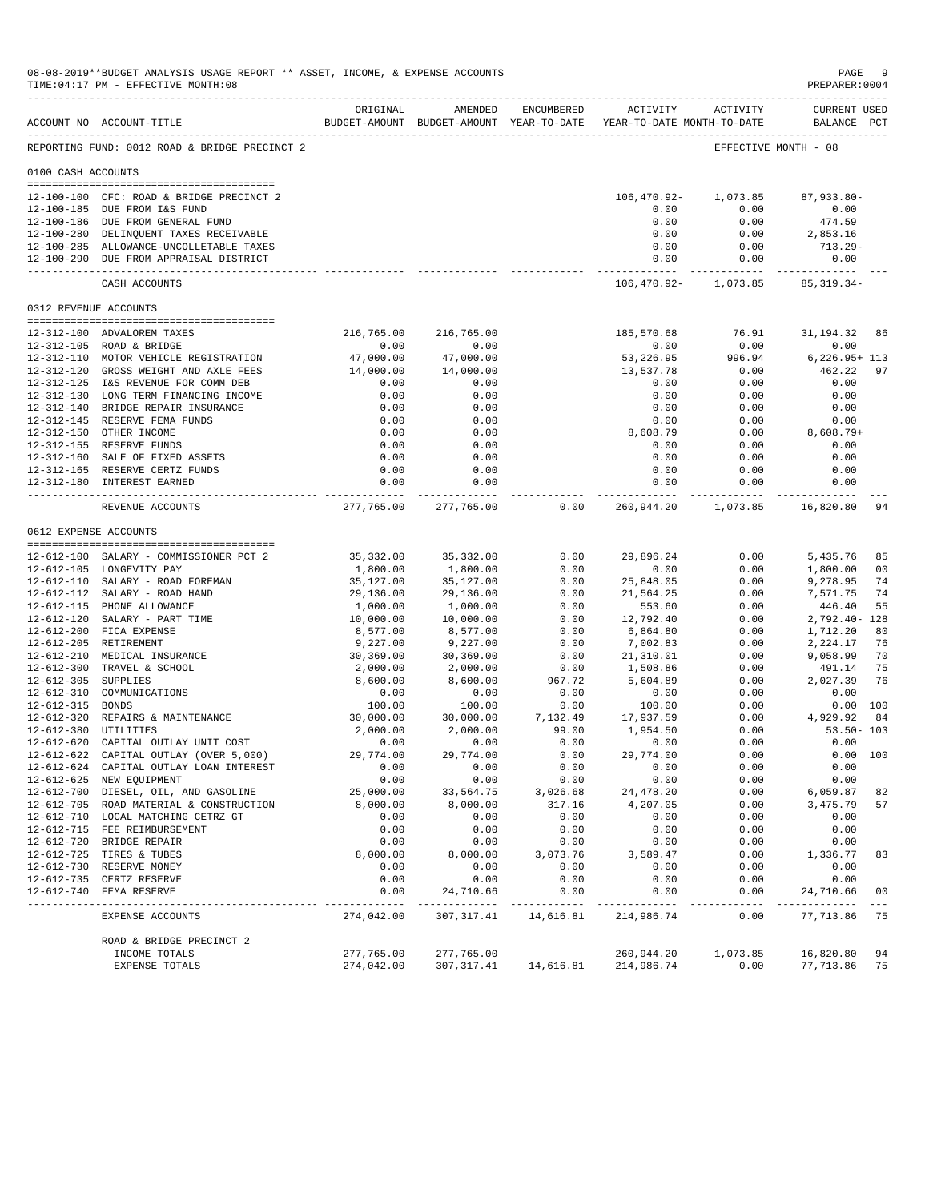08-08-2019**BUDGET ANALYSIS USAGE REPORT ** ASSET, INCOME, & EXPENSE ACCOUNTS
TIME:04:17 PM - EFFECTIVE MONTH:08
PREPARER:0004

REPORTING FUND: 0012 ROAD & BRIDGE PRECINCT 2 — EFFECTIVE MONTH - 08

| ACCOUNT NO | ACCOUNT-TITLE | ORIGINAL BUDGET-AMOUNT | AMENDED BUDGET-AMOUNT | ENCUMBERED YEAR-TO-DATE | ACTIVITY YEAR-TO-DATE | ACTIVITY MONTH-TO-DATE | CURRENT USED BALANCE | PCT |
|---|---|---|---|---|---|---|---|---|
| **0100 CASH ACCOUNTS** | | | | | | | | |
| 12-100-100 | CFC: ROAD & BRIDGE PRECINCT 2 | | | | 106,470.92- | 1,073.85 | 87,933.80- | |
| 12-100-185 | DUE FROM I&S FUND | | | | 0.00 | 0.00 | 0.00 | |
| 12-100-186 | DUE FROM GENERAL FUND | | | | 0.00 | 0.00 | 474.59 | |
| 12-100-280 | DELINQUENT TAXES RECEIVABLE | | | | 0.00 | 0.00 | 2,853.16 | |
| 12-100-285 | ALLOWANCE-UNCOLLETABLE TAXES | | | | 0.00 | 0.00 | 713.29- | |
| 12-100-290 | DUE FROM APPRAISAL DISTRICT | | | | 0.00 | 0.00 | 0.00 | |
| | CASH ACCOUNTS | | | | 106,470.92- | 1,073.85 | 85,319.34- | |
| **0312 REVENUE ACCOUNTS** | | | | | | | | |
| 12-312-100 | ADVALOREM TAXES | 216,765.00 | 216,765.00 | | 185,570.68 | 76.91 | 31,194.32 | 86 |
| 12-312-105 | ROAD & BRIDGE | 0.00 | 0.00 | | 0.00 | 0.00 | 0.00 | |
| 12-312-110 | MOTOR VEHICLE REGISTRATION | 47,000.00 | 47,000.00 | | 53,226.95 | 996.94 | 6,226.95+ | 113 |
| 12-312-120 | GROSS WEIGHT AND AXLE FEES | 14,000.00 | 14,000.00 | | 13,537.78 | 0.00 | 462.22 | 97 |
| 12-312-125 | I&S REVENUE FOR COMM DEB | 0.00 | 0.00 | | 0.00 | 0.00 | 0.00 | |
| 12-312-130 | LONG TERM FINANCING INCOME | 0.00 | 0.00 | | 0.00 | 0.00 | 0.00 | |
| 12-312-140 | BRIDGE REPAIR INSURANCE | 0.00 | 0.00 | | 0.00 | 0.00 | 0.00 | |
| 12-312-145 | RESERVE FEMA FUNDS | 0.00 | 0.00 | | 0.00 | 0.00 | 0.00 | |
| 12-312-150 | OTHER INCOME | 0.00 | 0.00 | | 8,608.79 | 0.00 | 8,608.79+ | |
| 12-312-155 | RESERVE FUNDS | 0.00 | 0.00 | | 0.00 | 0.00 | 0.00 | |
| 12-312-160 | SALE OF FIXED ASSETS | 0.00 | 0.00 | | 0.00 | 0.00 | 0.00 | |
| 12-312-165 | RESERVE CERTZ FUNDS | 0.00 | 0.00 | | 0.00 | 0.00 | 0.00 | |
| 12-312-180 | INTEREST EARNED | 0.00 | 0.00 | | 0.00 | 0.00 | 0.00 | |
| | REVENUE ACCOUNTS | 277,765.00 | 277,765.00 | 0.00 | 260,944.20 | 1,073.85 | 16,820.80 | 94 |
| **0612 EXPENSE ACCOUNTS** | | | | | | | | |
| 12-612-100 | SALARY - COMMISSIONER PCT 2 | 35,332.00 | 35,332.00 | 0.00 | 29,896.24 | 0.00 | 5,435.76 | 85 |
| 12-612-105 | LONGEVITY PAY | 1,800.00 | 1,800.00 | 0.00 | 0.00 | 0.00 | 1,800.00 | 00 |
| 12-612-110 | SALARY - ROAD FOREMAN | 35,127.00 | 35,127.00 | 0.00 | 25,848.05 | 0.00 | 9,278.95 | 74 |
| 12-612-112 | SALARY - ROAD HAND | 29,136.00 | 29,136.00 | 0.00 | 21,564.25 | 0.00 | 7,571.75 | 74 |
| 12-612-115 | PHONE ALLOWANCE | 1,000.00 | 1,000.00 | 0.00 | 553.60 | 0.00 | 446.40 | 55 |
| 12-612-120 | SALARY - PART TIME | 10,000.00 | 10,000.00 | 0.00 | 12,792.40 | 0.00 | 2,792.40- | 128 |
| 12-612-200 | FICA EXPENSE | 8,577.00 | 8,577.00 | 0.00 | 6,864.80 | 0.00 | 1,712.20 | 80 |
| 12-612-205 | RETIREMENT | 9,227.00 | 9,227.00 | 0.00 | 7,002.83 | 0.00 | 2,224.17 | 76 |
| 12-612-210 | MEDICAL INSURANCE | 30,369.00 | 30,369.00 | 0.00 | 21,310.01 | 0.00 | 9,058.99 | 70 |
| 12-612-300 | TRAVEL & SCHOOL | 2,000.00 | 2,000.00 | 0.00 | 1,508.86 | 0.00 | 491.14 | 75 |
| 12-612-305 | SUPPLIES | 8,600.00 | 8,600.00 | 967.72 | 5,604.89 | 0.00 | 2,027.39 | 76 |
| 12-612-310 | COMMUNICATIONS | 0.00 | 0.00 | 0.00 | 0.00 | 0.00 | 0.00 | |
| 12-612-315 | BONDS | 100.00 | 100.00 | 0.00 | 100.00 | 0.00 | 0.00 | 100 |
| 12-612-320 | REPAIRS & MAINTENANCE | 30,000.00 | 30,000.00 | 7,132.49 | 17,937.59 | 0.00 | 4,929.92 | 84 |
| 12-612-380 | UTILITIES | 2,000.00 | 2,000.00 | 99.00 | 1,954.50 | 0.00 | 53.50- | 103 |
| 12-612-620 | CAPITAL OUTLAY UNIT COST | 0.00 | 0.00 | 0.00 | 0.00 | 0.00 | 0.00 | |
| 12-612-622 | CAPITAL OUTLAY (OVER 5,000) | 29,774.00 | 29,774.00 | 0.00 | 29,774.00 | 0.00 | 0.00 | 100 |
| 12-612-624 | CAPITAL OUTLAY LOAN INTEREST | 0.00 | 0.00 | 0.00 | 0.00 | 0.00 | 0.00 | |
| 12-612-625 | NEW EQUIPMENT | 0.00 | 0.00 | 0.00 | 0.00 | 0.00 | 0.00 | |
| 12-612-700 | DIESEL, OIL, AND GASOLINE | 25,000.00 | 33,564.75 | 3,026.68 | 24,478.20 | 0.00 | 6,059.87 | 82 |
| 12-612-705 | ROAD MATERIAL & CONSTRUCTION | 8,000.00 | 8,000.00 | 317.16 | 4,207.05 | 0.00 | 3,475.79 | 57 |
| 12-612-710 | LOCAL MATCHING CETRZ GT | 0.00 | 0.00 | 0.00 | 0.00 | 0.00 | 0.00 | |
| 12-612-715 | FEE REIMBURSEMENT | 0.00 | 0.00 | 0.00 | 0.00 | 0.00 | 0.00 | |
| 12-612-720 | BRIDGE REPAIR | 0.00 | 0.00 | 0.00 | 0.00 | 0.00 | 0.00 | |
| 12-612-725 | TIRES & TUBES | 8,000.00 | 8,000.00 | 3,073.76 | 3,589.47 | 0.00 | 1,336.77 | 83 |
| 12-612-730 | RESERVE MONEY | 0.00 | 0.00 | 0.00 | 0.00 | 0.00 | 0.00 | |
| 12-612-735 | CERTZ RESERVE | 0.00 | 0.00 | 0.00 | 0.00 | 0.00 | 0.00 | |
| 12-612-740 | FEMA RESERVE | 0.00 | 24,710.66 | 0.00 | 0.00 | 0.00 | 24,710.66 | 00 |
| | EXPENSE ACCOUNTS | 274,042.00 | 307,317.41 | 14,616.81 | 214,986.74 | 0.00 | 77,713.86 | 75 |
| | **ROAD & BRIDGE PRECINCT 2** | | | | | | | |
| | INCOME TOTALS | 277,765.00 | 277,765.00 | | 260,944.20 | 1,073.85 | 16,820.80 | 94 |
| | EXPENSE TOTALS | 274,042.00 | 307,317.41 | 14,616.81 | 214,986.74 | 0.00 | 77,713.86 | 75 |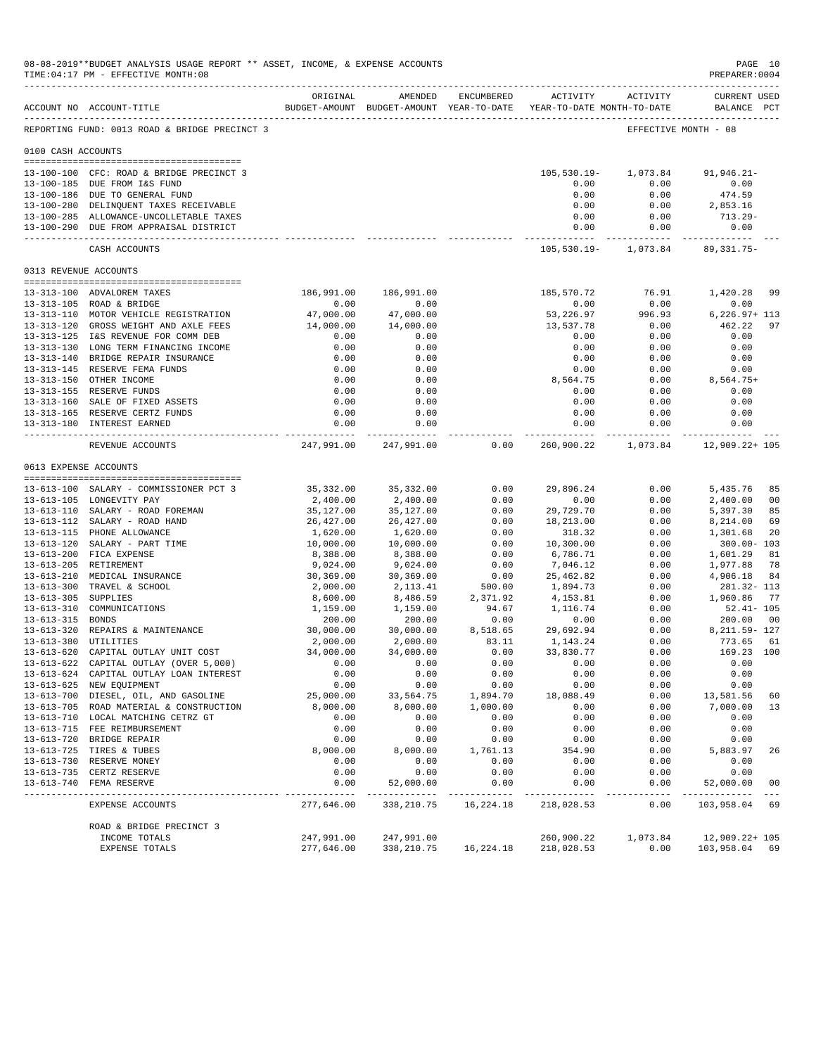08-08-2019**BUDGET ANALYSIS USAGE REPORT ** ASSET, INCOME, & EXPENSE ACCOUNTS
TIME:04:17 PM - EFFECTIVE MONTH:08

PREPARER:0004

REPORTING FUND: 0013 ROAD & BRIDGE PRECINCT 3 — EFFECTIVE MONTH - 08

| ACCOUNT NO | ACCOUNT-TITLE | ORIGINAL BUDGET-AMOUNT | AMENDED BUDGET-AMOUNT | ENCUMBERED YEAR-TO-DATE | ACTIVITY YEAR-TO-DATE | ACTIVITY MONTH-TO-DATE | CURRENT USED BALANCE | PCT |
|---|---|---|---|---|---|---|---|---|
| **0100 CASH ACCOUNTS** | | | | | | | | |
| 13-100-100 | CFC: ROAD & BRIDGE PRECINCT 3 | | | | 105,530.19- | 1,073.84 | 91,946.21- | |
| 13-100-185 | DUE FROM I&S FUND | | | | 0.00 | 0.00 | 0.00 | |
| 13-100-186 | DUE TO GENERAL FUND | | | | 0.00 | 0.00 | 474.59 | |
| 13-100-280 | DELINQUENT TAXES RECEIVABLE | | | | 0.00 | 0.00 | 2,853.16 | |
| 13-100-285 | ALLOWANCE-UNCOLLETABLE TAXES | | | | 0.00 | 0.00 | 713.29- | |
| 13-100-290 | DUE FROM APPRAISAL DISTRICT | | | | 0.00 | 0.00 | 0.00 | |
| | CASH ACCOUNTS | | | | 105,530.19- | 1,073.84 | 89,331.75- | |
| **0313 REVENUE ACCOUNTS** | | | | | | | | |
| 13-313-100 | ADVALOREM TAXES | 186,991.00 | 186,991.00 | | 185,570.72 | 76.91 | 1,420.28 | 99 |
| 13-313-105 | ROAD & BRIDGE | 0.00 | 0.00 | | 0.00 | 0.00 | 0.00 | |
| 13-313-110 | MOTOR VEHICLE REGISTRATION | 47,000.00 | 47,000.00 | | 53,226.97 | 996.93 | 6,226.97+ | 113 |
| 13-313-120 | GROSS WEIGHT AND AXLE FEES | 14,000.00 | 14,000.00 | | 13,537.78 | 0.00 | 462.22 | 97 |
| 13-313-125 | I&S REVENUE FOR COMM DEB | 0.00 | 0.00 | | 0.00 | 0.00 | 0.00 | |
| 13-313-130 | LONG TERM FINANCING INCOME | 0.00 | 0.00 | | 0.00 | 0.00 | 0.00 | |
| 13-313-140 | BRIDGE REPAIR INSURANCE | 0.00 | 0.00 | | 0.00 | 0.00 | 0.00 | |
| 13-313-145 | RESERVE FEMA FUNDS | 0.00 | 0.00 | | 0.00 | 0.00 | 0.00 | |
| 13-313-150 | OTHER INCOME | 0.00 | 0.00 | | 8,564.75 | 0.00 | 8,564.75+ | |
| 13-313-155 | RESERVE FUNDS | 0.00 | 0.00 | | 0.00 | 0.00 | 0.00 | |
| 13-313-160 | SALE OF FIXED ASSETS | 0.00 | 0.00 | | 0.00 | 0.00 | 0.00 | |
| 13-313-165 | RESERVE CERTZ FUNDS | 0.00 | 0.00 | | 0.00 | 0.00 | 0.00 | |
| 13-313-180 | INTEREST EARNED | 0.00 | 0.00 | | 0.00 | 0.00 | 0.00 | |
| | REVENUE ACCOUNTS | 247,991.00 | 247,991.00 | 0.00 | 260,900.22 | 1,073.84 | 12,909.22+ | 105 |
| **0613 EXPENSE ACCOUNTS** | | | | | | | | |
| 13-613-100 | SALARY - COMMISSIONER PCT 3 | 35,332.00 | 35,332.00 | 0.00 | 29,896.24 | 0.00 | 5,435.76 | 85 |
| 13-613-105 | LONGEVITY PAY | 2,400.00 | 2,400.00 | 0.00 | 0.00 | 0.00 | 2,400.00 | 00 |
| 13-613-110 | SALARY - ROAD FOREMAN | 35,127.00 | 35,127.00 | 0.00 | 29,729.70 | 0.00 | 5,397.30 | 85 |
| 13-613-112 | SALARY - ROAD HAND | 26,427.00 | 26,427.00 | 0.00 | 18,213.00 | 0.00 | 8,214.00 | 69 |
| 13-613-115 | PHONE ALLOWANCE | 1,620.00 | 1,620.00 | 0.00 | 318.32 | 0.00 | 1,301.68 | 20 |
| 13-613-120 | SALARY - PART TIME | 10,000.00 | 10,000.00 | 0.00 | 10,300.00 | 0.00 | 300.00- | 103 |
| 13-613-200 | FICA EXPENSE | 8,388.00 | 8,388.00 | 0.00 | 6,786.71 | 0.00 | 1,601.29 | 81 |
| 13-613-205 | RETIREMENT | 9,024.00 | 9,024.00 | 0.00 | 7,046.12 | 0.00 | 1,977.88 | 78 |
| 13-613-210 | MEDICAL INSURANCE | 30,369.00 | 30,369.00 | 0.00 | 25,462.82 | 0.00 | 4,906.18 | 84 |
| 13-613-300 | TRAVEL & SCHOOL | 2,000.00 | 2,113.41 | 500.00 | 1,894.73 | 0.00 | 281.32- | 113 |
| 13-613-305 | SUPPLIES | 8,600.00 | 8,486.59 | 2,371.92 | 4,153.81 | 0.00 | 1,960.86 | 77 |
| 13-613-310 | COMMUNICATIONS | 1,159.00 | 1,159.00 | 94.67 | 1,116.74 | 0.00 | 52.41- | 105 |
| 13-613-315 | BONDS | 200.00 | 200.00 | 0.00 | 0.00 | 0.00 | 200.00 | 00 |
| 13-613-320 | REPAIRS & MAINTENANCE | 30,000.00 | 30,000.00 | 8,518.65 | 29,692.94 | 0.00 | 8,211.59- | 127 |
| 13-613-380 | UTILITIES | 2,000.00 | 2,000.00 | 83.11 | 1,143.24 | 0.00 | 773.65 | 61 |
| 13-613-620 | CAPITAL OUTLAY UNIT COST | 34,000.00 | 34,000.00 | 0.00 | 33,830.77 | 0.00 | 169.23 | 100 |
| 13-613-622 | CAPITAL OUTLAY (OVER 5,000) | 0.00 | 0.00 | 0.00 | 0.00 | 0.00 | 0.00 | |
| 13-613-624 | CAPITAL OUTLAY LOAN INTEREST | 0.00 | 0.00 | 0.00 | 0.00 | 0.00 | 0.00 | |
| 13-613-625 | NEW EQUIPMENT | 0.00 | 0.00 | 0.00 | 0.00 | 0.00 | 0.00 | |
| 13-613-700 | DIESEL, OIL, AND GASOLINE | 25,000.00 | 33,564.75 | 1,894.70 | 18,088.49 | 0.00 | 13,581.56 | 60 |
| 13-613-705 | ROAD MATERIAL & CONSTRUCTION | 8,000.00 | 8,000.00 | 1,000.00 | 0.00 | 0.00 | 7,000.00 | 13 |
| 13-613-710 | LOCAL MATCHING CETRZ GT | 0.00 | 0.00 | 0.00 | 0.00 | 0.00 | 0.00 | |
| 13-613-715 | FEE REIMBURSEMENT | 0.00 | 0.00 | 0.00 | 0.00 | 0.00 | 0.00 | |
| 13-613-720 | BRIDGE REPAIR | 0.00 | 0.00 | 0.00 | 0.00 | 0.00 | 0.00 | |
| 13-613-725 | TIRES & TUBES | 8,000.00 | 8,000.00 | 1,761.13 | 354.90 | 0.00 | 5,883.97 | 26 |
| 13-613-730 | RESERVE MONEY | 0.00 | 0.00 | 0.00 | 0.00 | 0.00 | 0.00 | |
| 13-613-735 | CERTZ RESERVE | 0.00 | 0.00 | 0.00 | 0.00 | 0.00 | 0.00 | |
| 13-613-740 | FEMA RESERVE | 0.00 | 52,000.00 | 0.00 | 0.00 | 0.00 | 52,000.00 | 00 |
| | EXPENSE ACCOUNTS | 277,646.00 | 338,210.75 | 16,224.18 | 218,028.53 | 0.00 | 103,958.04 | 69 |
| | ROAD & BRIDGE PRECINCT 3 | | | | | | | |
| | INCOME TOTALS | 247,991.00 | 247,991.00 | | 260,900.22 | 1,073.84 | 12,909.22+ | 105 |
| | EXPENSE TOTALS | 277,646.00 | 338,210.75 | 16,224.18 | 218,028.53 | 0.00 | 103,958.04 | 69 |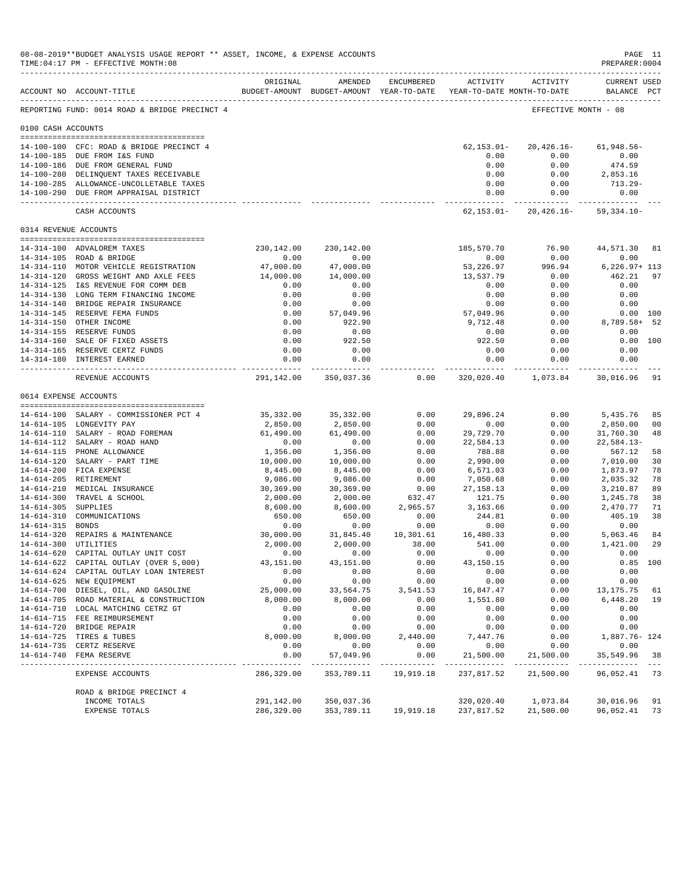08-08-2019**BUDGET ANALYSIS USAGE REPORT ** ASSET, INCOME, & EXPENSE ACCOUNTS
TIME:04:17 PM - EFFECTIVE MONTH:08
PREPARER:0004

REPORTING FUND: 0014 ROAD & BRIDGE PRECINCT 4 — EFFECTIVE MONTH - 08

| ACCOUNT NO | ACCOUNT-TITLE | ORIGINAL BUDGET-AMOUNT | AMENDED BUDGET-AMOUNT | ENCUMBERED YEAR-TO-DATE | ACTIVITY YEAR-TO-DATE | ACTIVITY MONTH-TO-DATE | CURRENT USED BALANCE | PCT |
|---|---|---|---|---|---|---|---|---|
| **0100 CASH ACCOUNTS** | | | | | | | | |
| 14-100-100 | CFC: ROAD & BRIDGE PRECINCT 4 | | | | 62,153.01- | 20,426.16- | 61,948.56- | |
| 14-100-185 | DUE FROM I&S FUND | | | | 0.00 | 0.00 | 0.00 | |
| 14-100-186 | DUE FROM GENERAL FUND | | | | 0.00 | 0.00 | 474.59 | |
| 14-100-280 | DELINQUENT TAXES RECEIVABLE | | | | 0.00 | 0.00 | 2,853.16 | |
| 14-100-285 | ALLOWANCE-UNCOLLETABLE TAXES | | | | 0.00 | 0.00 | 713.29- | |
| 14-100-290 | DUE FROM APPRAISAL DISTRICT | | | | 0.00 | 0.00 | 0.00 | |
| | CASH ACCOUNTS | | | | 62,153.01- | 20,426.16- | 59,334.10- | |
| **0314 REVENUE ACCOUNTS** | | | | | | | | |
| 14-314-100 | ADVALOREM TAXES | 230,142.00 | 230,142.00 | | 185,570.70 | 76.90 | 44,571.30 | 81 |
| 14-314-105 | ROAD & BRIDGE | 0.00 | 0.00 | | 0.00 | 0.00 | 0.00 | |
| 14-314-110 | MOTOR VEHICLE REGISTRATION | 47,000.00 | 47,000.00 | | 53,226.97 | 996.94 | 6,226.97+ | 113 |
| 14-314-120 | GROSS WEIGHT AND AXLE FEES | 14,000.00 | 14,000.00 | | 13,537.79 | 0.00 | 462.21 | 97 |
| 14-314-125 | I&S REVENUE FOR COMM DEB | 0.00 | 0.00 | | 0.00 | 0.00 | 0.00 | |
| 14-314-130 | LONG TERM FINANCING INCOME | 0.00 | 0.00 | | 0.00 | 0.00 | 0.00 | |
| 14-314-140 | BRIDGE REPAIR INSURANCE | 0.00 | 0.00 | | 0.00 | 0.00 | 0.00 | |
| 14-314-145 | RESERVE FEMA FUNDS | 0.00 | 57,049.96 | | 57,049.96 | 0.00 | 0.00 | 100 |
| 14-314-150 | OTHER INCOME | 0.00 | 922.90 | | 9,712.48 | 0.00 | 8,789.58+ | 52 |
| 14-314-155 | RESERVE FUNDS | 0.00 | 0.00 | | 0.00 | 0.00 | 0.00 | |
| 14-314-160 | SALE OF FIXED ASSETS | 0.00 | 922.50 | | 922.50 | 0.00 | 0.00 | 100 |
| 14-314-165 | RESERVE CERTZ FUNDS | 0.00 | 0.00 | | 0.00 | 0.00 | 0.00 | |
| 14-314-180 | INTEREST EARNED | 0.00 | 0.00 | | 0.00 | 0.00 | 0.00 | |
| | REVENUE ACCOUNTS | 291,142.00 | 350,037.36 | 0.00 | 320,020.40 | 1,073.84 | 30,016.96 | 91 |
| **0614 EXPENSE ACCOUNTS** | | | | | | | | |
| 14-614-100 | SALARY - COMMISSIONER PCT 4 | 35,332.00 | 35,332.00 | 0.00 | 29,896.24 | 0.00 | 5,435.76 | 85 |
| 14-614-105 | LONGEVITY PAY | 2,850.00 | 2,850.00 | 0.00 | 0.00 | 0.00 | 2,850.00 | 00 |
| 14-614-110 | SALARY - ROAD FOREMAN | 61,490.00 | 61,490.00 | 0.00 | 29,729.70 | 0.00 | 31,760.30 | 48 |
| 14-614-112 | SALARY - ROAD HAND | 0.00 | 0.00 | 0.00 | 22,584.13 | 0.00 | 22,584.13- | |
| 14-614-115 | PHONE ALLOWANCE | 1,356.00 | 1,356.00 | 0.00 | 788.88 | 0.00 | 567.12 | 58 |
| 14-614-120 | SALARY - PART TIME | 10,000.00 | 10,000.00 | 0.00 | 2,990.00 | 0.00 | 7,010.00 | 30 |
| 14-614-200 | FICA EXPENSE | 8,445.00 | 8,445.00 | 0.00 | 6,571.03 | 0.00 | 1,873.97 | 78 |
| 14-614-205 | RETIREMENT | 9,086.00 | 9,086.00 | 0.00 | 7,050.68 | 0.00 | 2,035.32 | 78 |
| 14-614-210 | MEDICAL INSURANCE | 30,369.00 | 30,369.00 | 0.00 | 27,158.13 | 0.00 | 3,210.87 | 89 |
| 14-614-300 | TRAVEL & SCHOOL | 2,000.00 | 2,000.00 | 632.47 | 121.75 | 0.00 | 1,245.78 | 38 |
| 14-614-305 | SUPPLIES | 8,600.00 | 8,600.00 | 2,965.57 | 3,163.66 | 0.00 | 2,470.77 | 71 |
| 14-614-310 | COMMUNICATIONS | 650.00 | 650.00 | 0.00 | 244.81 | 0.00 | 405.19 | 38 |
| 14-614-315 | BONDS | 0.00 | 0.00 | 0.00 | 0.00 | 0.00 | 0.00 | |
| 14-614-320 | REPAIRS & MAINTENANCE | 30,000.00 | 31,845.40 | 10,301.61 | 16,480.33 | 0.00 | 5,063.46 | 84 |
| 14-614-380 | UTILITIES | 2,000.00 | 2,000.00 | 38.00 | 541.00 | 0.00 | 1,421.00 | 29 |
| 14-614-620 | CAPITAL OUTLAY UNIT COST | 0.00 | 0.00 | 0.00 | 0.00 | 0.00 | 0.00 | |
| 14-614-622 | CAPITAL OUTLAY (OVER 5,000) | 43,151.00 | 43,151.00 | 0.00 | 43,150.15 | 0.00 | 0.85 | 100 |
| 14-614-624 | CAPITAL OUTLAY LOAN INTEREST | 0.00 | 0.00 | 0.00 | 0.00 | 0.00 | 0.00 | |
| 14-614-625 | NEW EQUIPMENT | 0.00 | 0.00 | 0.00 | 0.00 | 0.00 | 0.00 | |
| 14-614-700 | DIESEL, OIL, AND GASOLINE | 25,000.00 | 33,564.75 | 3,541.53 | 16,847.47 | 0.00 | 13,175.75 | 61 |
| 14-614-705 | ROAD MATERIAL & CONSTRUCTION | 8,000.00 | 8,000.00 | 0.00 | 1,551.80 | 0.00 | 6,448.20 | 19 |
| 14-614-710 | LOCAL MATCHING CETRZ GT | 0.00 | 0.00 | 0.00 | 0.00 | 0.00 | 0.00 | |
| 14-614-715 | FEE REIMBURSEMENT | 0.00 | 0.00 | 0.00 | 0.00 | 0.00 | 0.00 | |
| 14-614-720 | BRIDGE REPAIR | 0.00 | 0.00 | 0.00 | 0.00 | 0.00 | 0.00 | |
| 14-614-725 | TIRES & TUBES | 8,000.00 | 8,000.00 | 2,440.00 | 7,447.76 | 0.00 | 1,887.76- | 124 |
| 14-614-735 | CERTZ RESERVE | 0.00 | 0.00 | 0.00 | 0.00 | 0.00 | 0.00 | |
| 14-614-740 | FEMA RESERVE | 0.00 | 57,049.96 | 0.00 | 21,500.00 | 21,500.00 | 35,549.96 | 38 |
| | EXPENSE ACCOUNTS | 286,329.00 | 353,789.11 | 19,919.18 | 237,817.52 | 21,500.00 | 96,052.41 | 73 |
| | ROAD & BRIDGE PRECINCT 4 | | | | | | | |
| | INCOME TOTALS | 291,142.00 | 350,037.36 | | 320,020.40 | 1,073.84 | 30,016.96 | 91 |
| | EXPENSE TOTALS | 286,329.00 | 353,789.11 | 19,919.18 | 237,817.52 | 21,500.00 | 96,052.41 | 73 |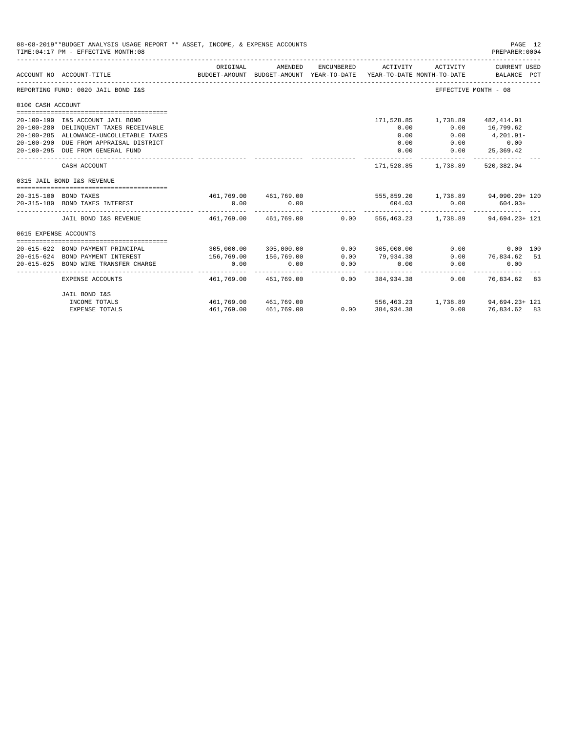08-08-2019**BUDGET ANALYSIS USAGE REPORT ** ASSET, INCOME, & EXPENSE ACCOUNTS

TIME:04:17 PM - EFFECTIVE MONTH:08

PREPARER:0004

| ACCOUNT NO | ACCOUNT-TITLE | ORIGINAL BUDGET-AMOUNT | AMENDED BUDGET-AMOUNT | ENCUMBERED YEAR-TO-DATE | ACTIVITY YEAR-TO-DATE | ACTIVITY MONTH-TO-DATE | CURRENT USED BALANCE | PCT |
|---|---|---|---|---|---|---|---|---|
| REPORTING FUND: 0020 JAIL BOND I&S | | | | | | | EFFECTIVE MONTH - 08 | |
| 0100 CASH ACCOUNT | | | | | | | | |
| 20-100-190 | I&S ACCOUNT JAIL BOND | | | | 171,528.85 | 1,738.89 | 482,414.91 | |
| 20-100-280 | DELINQUENT TAXES RECEIVABLE | | | | 0.00 | 0.00 | 16,799.62 | |
| 20-100-285 | ALLOWANCE-UNCOLLETABLE TAXES | | | | 0.00 | 0.00 | 4,201.91- | |
| 20-100-290 | DUE FROM APPRAISAL DISTRICT | | | | 0.00 | 0.00 | 0.00 | |
| 20-100-295 | DUE FROM GENERAL FUND | | | | 0.00 | 0.00 | 25,369.42 | |
| | CASH ACCOUNT | | | | 171,528.85 | 1,738.89 | 520,382.04 | |
| 0315 JAIL BOND I&S REVENUE | | | | | | | | |
| 20-315-100 | BOND TAXES | 461,769.00 | 461,769.00 | | 555,859.20 | 1,738.89 | 94,090.20+ | 120 |
| 20-315-180 | BOND TAXES INTEREST | 0.00 | 0.00 | | 604.03 | 0.00 | 604.03+ | |
| | JAIL BOND I&S REVENUE | 461,769.00 | 461,769.00 | 0.00 | 556,463.23 | 1,738.89 | 94,694.23+ | 121 |
| 0615 EXPENSE ACCOUNTS | | | | | | | | |
| 20-615-622 | BOND PAYMENT PRINCIPAL | 305,000.00 | 305,000.00 | 0.00 | 305,000.00 | 0.00 | 0.00 | 100 |
| 20-615-624 | BOND PAYMENT INTEREST | 156,769.00 | 156,769.00 | 0.00 | 79,934.38 | 0.00 | 76,834.62 | 51 |
| 20-615-625 | BOND WIRE TRANSFER CHARGE | 0.00 | 0.00 | 0.00 | 0.00 | 0.00 | 0.00 | |
| | EXPENSE ACCOUNTS | 461,769.00 | 461,769.00 | 0.00 | 384,934.38 | 0.00 | 76,834.62 | 83 |
| | JAIL BOND I&S | | | | | | | |
| | INCOME TOTALS | 461,769.00 | 461,769.00 | | 556,463.23 | 1,738.89 | 94,694.23+ | 121 |
| | EXPENSE TOTALS | 461,769.00 | 461,769.00 | 0.00 | 384,934.38 | 0.00 | 76,834.62 | 83 |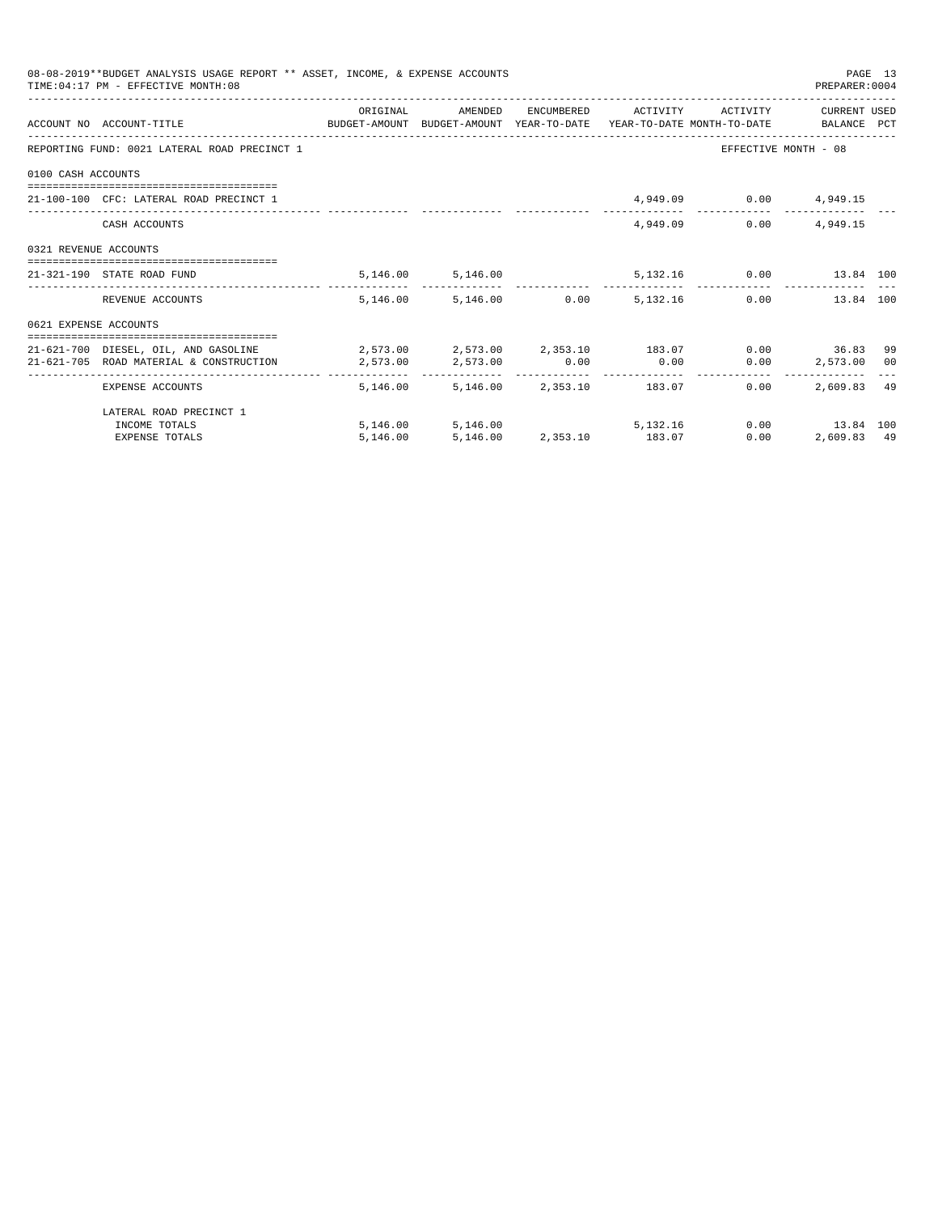08-08-2019**BUDGET ANALYSIS USAGE REPORT ** ASSET, INCOME, & EXPENSE ACCOUNTS

TIME:04:17 PM - EFFECTIVE MONTH:08

PREPARER:0004

| ACCOUNT NO | ACCOUNT-TITLE | ORIGINAL BUDGET-AMOUNT | AMENDED BUDGET-AMOUNT | ENCUMBERED YEAR-TO-DATE | ACTIVITY YEAR-TO-DATE | ACTIVITY MONTH-TO-DATE | CURRENT USED BALANCE | PCT |
|---|---|---|---|---|---|---|---|---|
| REPORTING FUND: 0021 LATERAL ROAD PRECINCT 1 | | | | | | | EFFECTIVE MONTH - 08 | |
| 0100 CASH ACCOUNTS | | | | | | | | |
| 21-100-100 | CFC: LATERAL ROAD PRECINCT 1 | | | | 4,949.09 | 0.00 | 4,949.15 | |
| | CASH ACCOUNTS | | | | 4,949.09 | 0.00 | 4,949.15 | |
| 0321 REVENUE ACCOUNTS | | | | | | | | |
| 21-321-190 | STATE ROAD FUND | 5,146.00 | 5,146.00 | | 5,132.16 | 0.00 | 13.84 | 100 |
| | REVENUE ACCOUNTS | 5,146.00 | 5,146.00 | 0.00 | 5,132.16 | 0.00 | 13.84 | 100 |
| 0621 EXPENSE ACCOUNTS | | | | | | | | |
| 21-621-700 | DIESEL, OIL, AND GASOLINE | 2,573.00 | 2,573.00 | 2,353.10 | 183.07 | 0.00 | 36.83 | 99 |
| 21-621-705 | ROAD MATERIAL & CONSTRUCTION | 2,573.00 | 2,573.00 | 0.00 | 0.00 | 0.00 | 2,573.00 | 00 |
| | EXPENSE ACCOUNTS | 5,146.00 | 5,146.00 | 2,353.10 | 183.07 | 0.00 | 2,609.83 | 49 |
| | LATERAL ROAD PRECINCT 1 | | | | | | | |
| | INCOME TOTALS | 5,146.00 | 5,146.00 | | 5,132.16 | 0.00 | 13.84 | 100 |
| | EXPENSE TOTALS | 5,146.00 | 5,146.00 | 2,353.10 | 183.07 | 0.00 | 2,609.83 | 49 |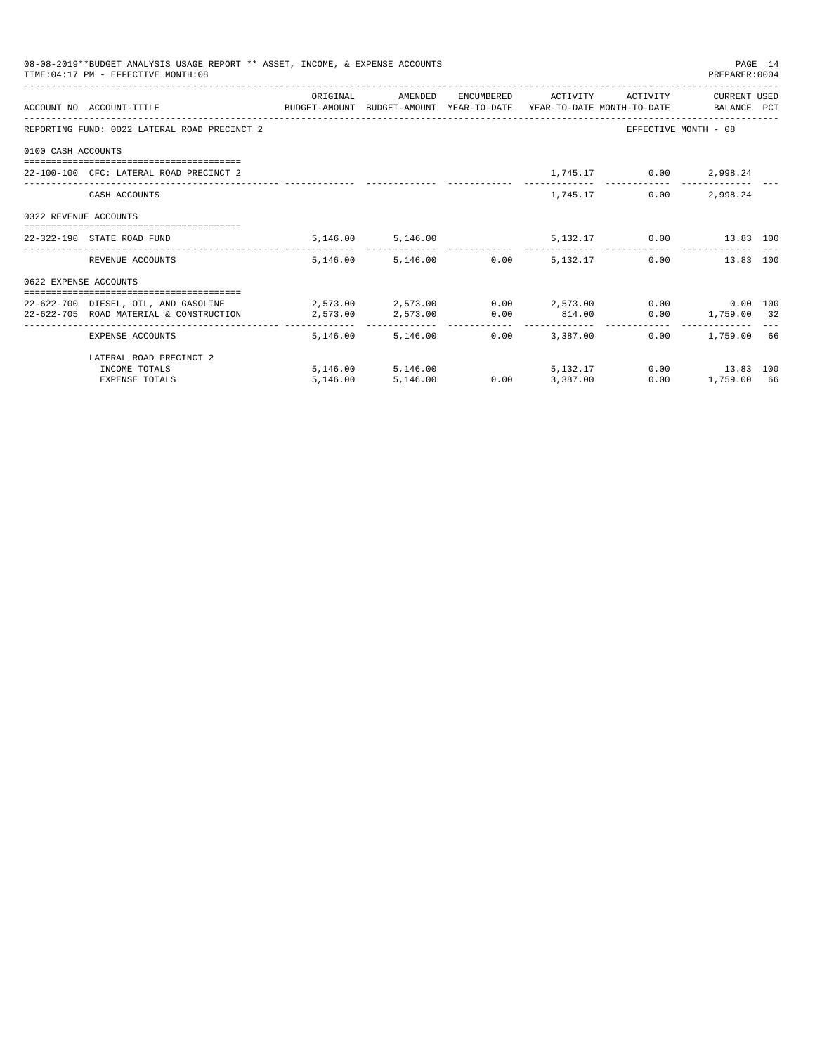08-08-2019**BUDGET ANALYSIS USAGE REPORT ** ASSET, INCOME, & EXPENSE ACCOUNTS

TIME:04:17 PM - EFFECTIVE MONTH:08

PREPARER:0004

| ACCOUNT NO | ACCOUNT-TITLE | ORIGINAL BUDGET-AMOUNT | AMENDED BUDGET-AMOUNT | ENCUMBERED YEAR-TO-DATE | ACTIVITY YEAR-TO-DATE | ACTIVITY MONTH-TO-DATE | CURRENT BALANCE | USED PCT |
|---|---|---|---|---|---|---|---|---|
| REPORTING FUND: 0022 LATERAL ROAD PRECINCT 2 | | | | | | EFFECTIVE MONTH - 08 | | |
| 0100 CASH ACCOUNTS | | | | | | | | |
| 22-100-100 | CFC: LATERAL ROAD PRECINCT 2 | | | | 1,745.17 | 0.00 | 2,998.24 | |
| | CASH ACCOUNTS | | | | 1,745.17 | 0.00 | 2,998.24 | |
| 0322 REVENUE ACCOUNTS | | | | | | | | |
| 22-322-190 | STATE ROAD FUND | 5,146.00 | 5,146.00 | | 5,132.17 | 0.00 | 13.83 | 100 |
| | REVENUE ACCOUNTS | 5,146.00 | 5,146.00 | 0.00 | 5,132.17 | 0.00 | 13.83 | 100 |
| 0622 EXPENSE ACCOUNTS | | | | | | | | |
| 22-622-700 | DIESEL, OIL, AND GASOLINE | 2,573.00 | 2,573.00 | 0.00 | 2,573.00 | 0.00 | 0.00 | 100 |
| 22-622-705 | ROAD MATERIAL & CONSTRUCTION | 2,573.00 | 2,573.00 | 0.00 | 814.00 | 0.00 | 1,759.00 | 32 |
| | EXPENSE ACCOUNTS | 5,146.00 | 5,146.00 | 0.00 | 3,387.00 | 0.00 | 1,759.00 | 66 |
| | LATERAL ROAD PRECINCT 2 | | | | | | | |
| | INCOME TOTALS | 5,146.00 | 5,146.00 | | 5,132.17 | 0.00 | 13.83 | 100 |
| | EXPENSE TOTALS | 5,146.00 | 5,146.00 | 0.00 | 3,387.00 | 0.00 | 1,759.00 | 66 |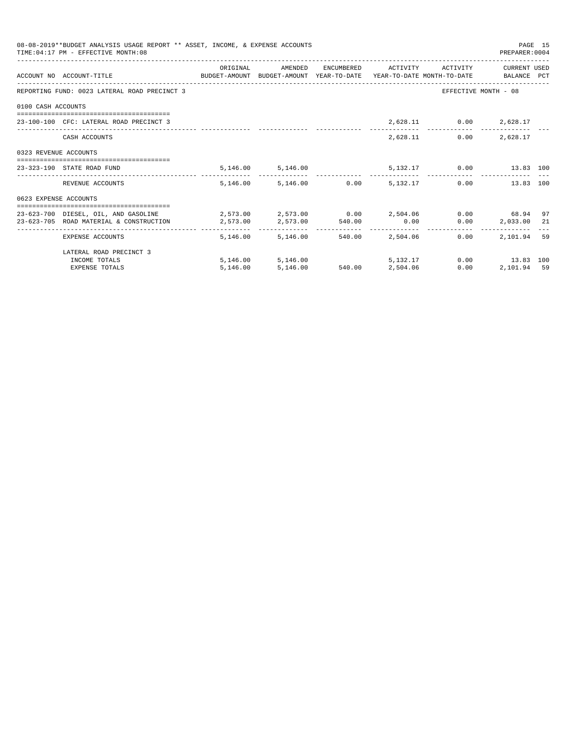08-08-2019**BUDGET ANALYSIS USAGE REPORT ** ASSET, INCOME, & EXPENSE ACCOUNTS

TIME:04:17 PM - EFFECTIVE MONTH:08

PREPARER:0004

| ACCOUNT NO | ACCOUNT-TITLE | ORIGINAL BUDGET-AMOUNT | AMENDED BUDGET-AMOUNT | ENCUMBERED YEAR-TO-DATE | ACTIVITY YEAR-TO-DATE | ACTIVITY MONTH-TO-DATE | CURRENT BALANCE | USED PCT |
|---|---|---|---|---|---|---|---|---|
| REPORTING FUND: 0023 LATERAL ROAD PRECINCT 3 | | | | | | EFFECTIVE MONTH - 08 | | |
| 0100 CASH ACCOUNTS | | | | | | | | |
| 23-100-100 | CFC: LATERAL ROAD PRECINCT 3 | | | | 2,628.11 | 0.00 | 2,628.17 | |
| | CASH ACCOUNTS | | | | 2,628.11 | 0.00 | 2,628.17 | |
| 0323 REVENUE ACCOUNTS | | | | | | | | |
| 23-323-190 | STATE ROAD FUND | 5,146.00 | 5,146.00 | | 5,132.17 | 0.00 | 13.83 | 100 |
| | REVENUE ACCOUNTS | 5,146.00 | 5,146.00 | 0.00 | 5,132.17 | 0.00 | 13.83 | 100 |
| 0623 EXPENSE ACCOUNTS | | | | | | | | |
| 23-623-700 | DIESEL, OIL, AND GASOLINE | 2,573.00 | 2,573.00 | 0.00 | 2,504.06 | 0.00 | 68.94 | 97 |
| 23-623-705 | ROAD MATERIAL & CONSTRUCTION | 2,573.00 | 2,573.00 | 540.00 | 0.00 | 0.00 | 2,033.00 | 21 |
| | EXPENSE ACCOUNTS | 5,146.00 | 5,146.00 | 540.00 | 2,504.06 | 0.00 | 2,101.94 | 59 |
| | LATERAL ROAD PRECINCT 3 | | | | | | | |
| | INCOME TOTALS | 5,146.00 | 5,146.00 | | 5,132.17 | 0.00 | 13.83 | 100 |
| | EXPENSE TOTALS | 5,146.00 | 5,146.00 | 540.00 | 2,504.06 | 0.00 | 2,101.94 | 59 |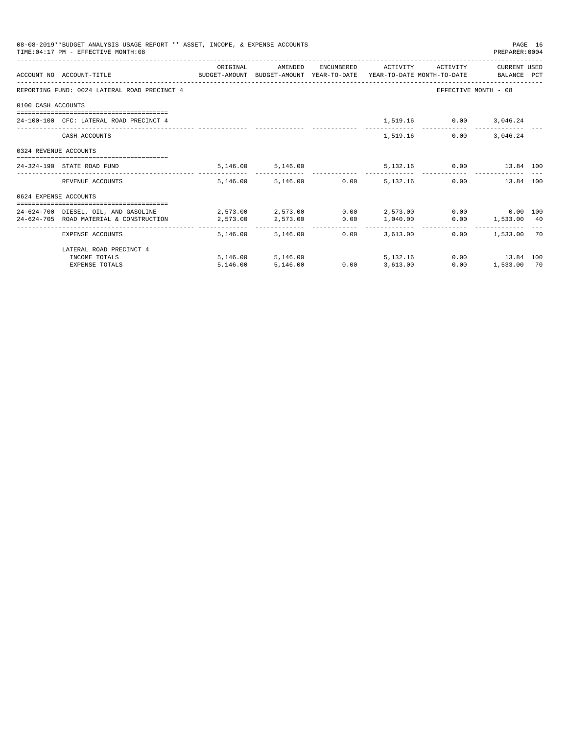08-08-2019**BUDGET ANALYSIS USAGE REPORT ** ASSET, INCOME, & EXPENSE ACCOUNTS

TIME:04:17 PM - EFFECTIVE MONTH:08

PREPARER:0004

| ACCOUNT NO | ACCOUNT-TITLE | ORIGINAL BUDGET-AMOUNT | AMENDED BUDGET-AMOUNT | ENCUMBERED YEAR-TO-DATE | ACTIVITY YEAR-TO-DATE | ACTIVITY MONTH-TO-DATE | CURRENT BALANCE | USED PCT |
|---|---|---|---|---|---|---|---|---|
| REPORTING FUND: 0024 LATERAL ROAD PRECINCT 4 | | | | | | EFFECTIVE MONTH - 08 | | |
| 0100 CASH ACCOUNTS | | | | | | | | |
| 24-100-100 | CFC: LATERAL ROAD PRECINCT 4 | | | | 1,519.16 | 0.00 | 3,046.24 | |
| | CASH ACCOUNTS | | | | 1,519.16 | 0.00 | 3,046.24 | |
| 0324 REVENUE ACCOUNTS | | | | | | | | |
| 24-324-190 | STATE ROAD FUND | 5,146.00 | 5,146.00 | | 5,132.16 | 0.00 | 13.84 | 100 |
| | REVENUE ACCOUNTS | 5,146.00 | 5,146.00 | 0.00 | 5,132.16 | 0.00 | 13.84 | 100 |
| 0624 EXPENSE ACCOUNTS | | | | | | | | |
| 24-624-700 | DIESEL, OIL, AND GASOLINE | 2,573.00 | 2,573.00 | 0.00 | 2,573.00 | 0.00 | 0.00 | 100 |
| 24-624-705 | ROAD MATERIAL & CONSTRUCTION | 2,573.00 | 2,573.00 | 0.00 | 1,040.00 | 0.00 | 1,533.00 | 40 |
| | EXPENSE ACCOUNTS | 5,146.00 | 5,146.00 | 0.00 | 3,613.00 | 0.00 | 1,533.00 | 70 |
| | LATERAL ROAD PRECINCT 4 | | | | | | | |
| | INCOME TOTALS | 5,146.00 | 5,146.00 | | 5,132.16 | 0.00 | 13.84 | 100 |
| | EXPENSE TOTALS | 5,146.00 | 5,146.00 | 0.00 | 3,613.00 | 0.00 | 1,533.00 | 70 |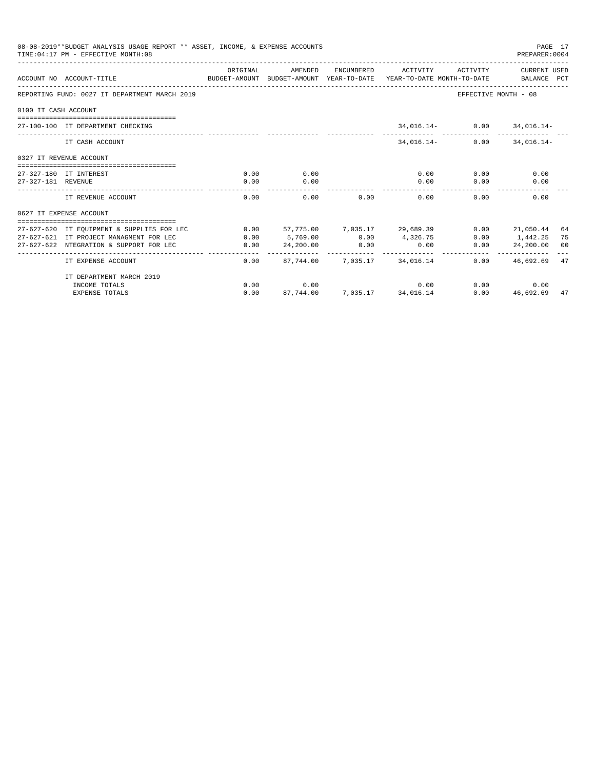08-08-2019**BUDGET ANALYSIS USAGE REPORT ** ASSET, INCOME, & EXPENSE ACCOUNTS
TIME:04:17 PM - EFFECTIVE MONTH:08
PREPARER:0004

REPORTING FUND: 0027 IT DEPARTMENT MARCH 2019 — EFFECTIVE MONTH - 08

| ACCOUNT NO | ACCOUNT-TITLE | ORIGINAL BUDGET-AMOUNT | AMENDED BUDGET-AMOUNT | ENCUMBERED YEAR-TO-DATE | ACTIVITY YEAR-TO-DATE | ACTIVITY MONTH-TO-DATE | CURRENT USED BALANCE | PCT |
|---|---|---|---|---|---|---|---|---|
| **0100 IT CASH ACCOUNT** | | | | | | | | |
| 27-100-100 | IT DEPARTMENT CHECKING | | | | 34,016.14- | 0.00 | 34,016.14- | |
| | IT CASH ACCOUNT | | | | 34,016.14- | 0.00 | 34,016.14- | |
| **0327 IT REVENUE ACCOUNT** | | | | | | | | |
| 27-327-180 | IT INTEREST | 0.00 | 0.00 | | 0.00 | 0.00 | 0.00 | |
| 27-327-181 | REVENUE | 0.00 | 0.00 | | 0.00 | 0.00 | 0.00 | |
| | IT REVENUE ACCOUNT | 0.00 | 0.00 | 0.00 | 0.00 | 0.00 | 0.00 | |
| **0627 IT EXPENSE ACCOUNT** | | | | | | | | |
| 27-627-620 | IT EQUIPMENT & SUPPLIES FOR LEC | 0.00 | 57,775.00 | 7,035.17 | 29,689.39 | 0.00 | 21,050.44 | 64 |
| 27-627-621 | IT PROJECT MANAGMENT FOR LEC | 0.00 | 5,769.00 | 0.00 | 4,326.75 | 0.00 | 1,442.25 | 75 |
| 27-627-622 | NTEGRATION & SUPPORT FOR LEC | 0.00 | 24,200.00 | 0.00 | 0.00 | 0.00 | 24,200.00 | 00 |
| | IT EXPENSE ACCOUNT | 0.00 | 87,744.00 | 7,035.17 | 34,016.14 | 0.00 | 46,692.69 | 47 |
| | **IT DEPARTMENT MARCH 2019** | | | | | | | |
| | INCOME TOTALS | 0.00 | 0.00 | | 0.00 | 0.00 | 0.00 | |
| | EXPENSE TOTALS | 0.00 | 87,744.00 | 7,035.17 | 34,016.14 | 0.00 | 46,692.69 | 47 |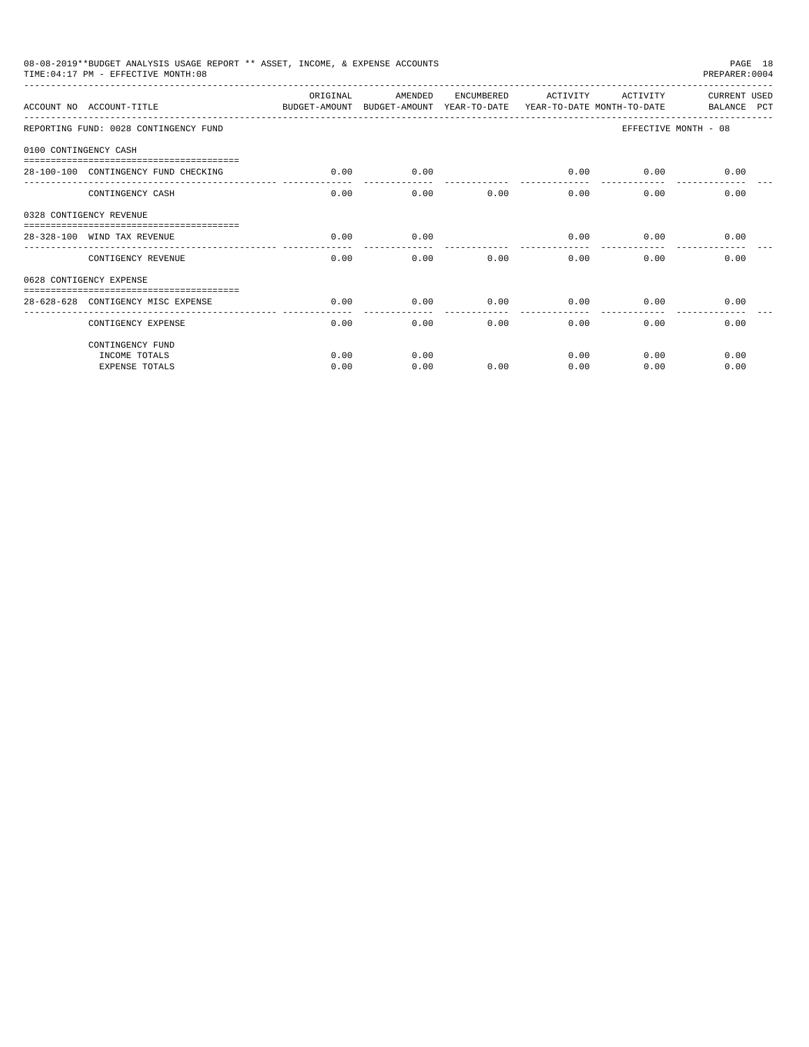08-08-2019**BUDGET ANALYSIS USAGE REPORT ** ASSET, INCOME, & EXPENSE ACCOUNTS
TIME:04:17 PM - EFFECTIVE MONTH:08
PREPARER:0004

| ACCOUNT NO | ACCOUNT-TITLE | ORIGINAL BUDGET-AMOUNT | AMENDED BUDGET-AMOUNT | ENCUMBERED YEAR-TO-DATE | ACTIVITY YEAR-TO-DATE | ACTIVITY MONTH-TO-DATE | CURRENT BALANCE | USED PCT |
|---|---|---|---|---|---|---|---|---|
| REPORTING FUND: 0028 CONTINGENCY FUND | | | | | | EFFECTIVE MONTH - 08 | | |
| 0100 CONTINGENCY CASH | | | | | | | | |
| 28-100-100 | CONTINGENCY FUND CHECKING | 0.00 | 0.00 | | 0.00 | 0.00 | 0.00 | |
| | CONTINGENCY CASH | 0.00 | 0.00 | 0.00 | 0.00 | 0.00 | 0.00 | |
| 0328 CONTIGENCY REVENUE | | | | | | | | |
| 28-328-100 | WIND TAX REVENUE | 0.00 | 0.00 | | 0.00 | 0.00 | 0.00 | |
| | CONTIGENCY REVENUE | 0.00 | 0.00 | 0.00 | 0.00 | 0.00 | 0.00 | |
| 0628 CONTIGENCY EXPENSE | | | | | | | | |
| 28-628-628 | CONTIGENCY MISC EXPENSE | 0.00 | 0.00 | 0.00 | 0.00 | 0.00 | 0.00 | |
| | CONTIGENCY EXPENSE | 0.00 | 0.00 | 0.00 | 0.00 | 0.00 | 0.00 | |
| | CONTINGENCY FUND | | | | | | | |
| | INCOME TOTALS | 0.00 | 0.00 | | 0.00 | 0.00 | 0.00 | |
| | EXPENSE TOTALS | 0.00 | 0.00 | 0.00 | 0.00 | 0.00 | 0.00 | |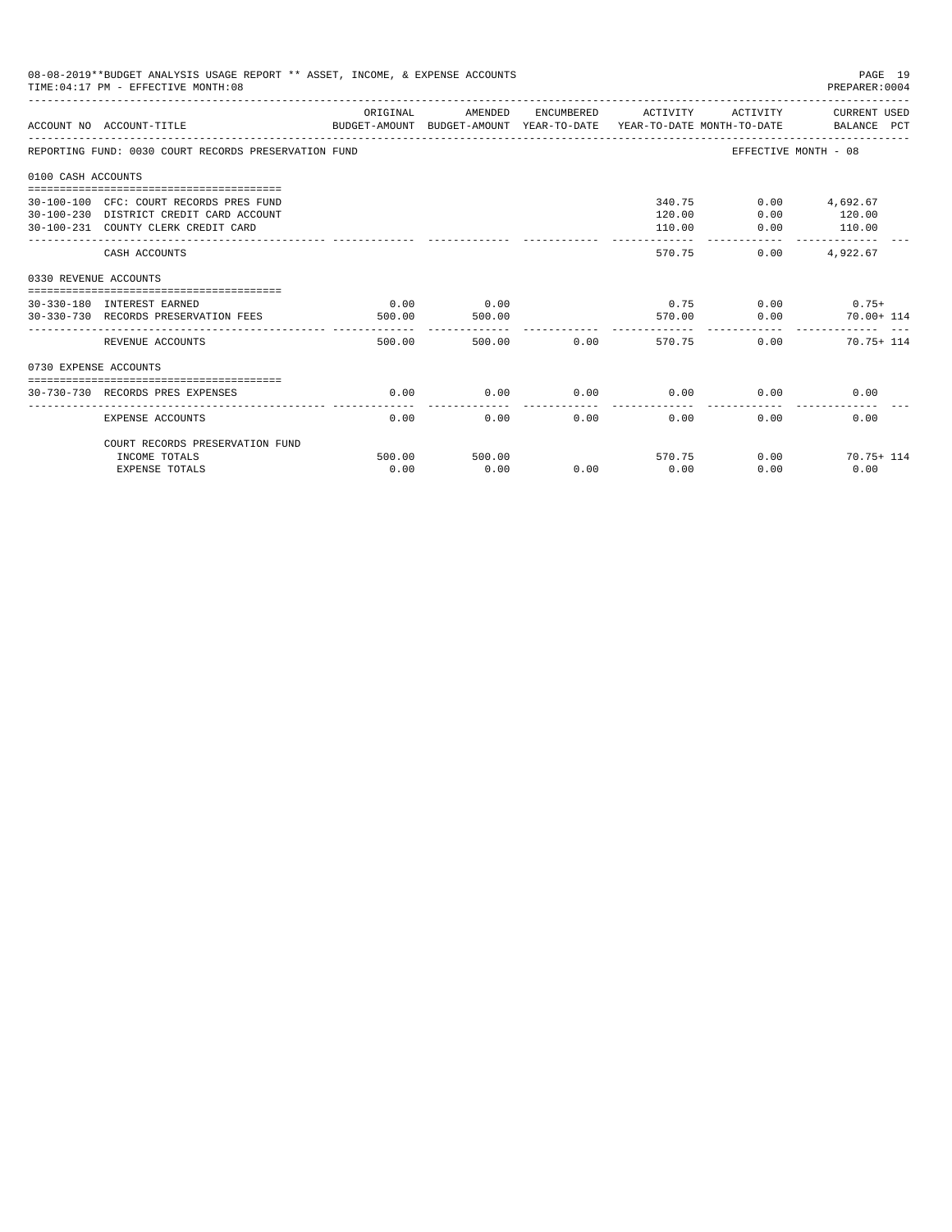08-08-2019**BUDGET ANALYSIS USAGE REPORT ** ASSET, INCOME, & EXPENSE ACCOUNTS
TIME:04:17 PM - EFFECTIVE MONTH:08

PREPARER:0004

| ACCOUNT NO | ACCOUNT-TITLE | ORIGINAL BUDGET-AMOUNT | AMENDED BUDGET-AMOUNT | ENCUMBERED YEAR-TO-DATE | ACTIVITY YEAR-TO-DATE | ACTIVITY MONTH-TO-DATE | CURRENT USED BALANCE | PCT |
|---|---|---|---|---|---|---|---|---|
| REPORTING FUND: 0030 COURT RECORDS PRESERVATION FUND | | | | | | EFFECTIVE MONTH - 08 | | |
| 0100 CASH ACCOUNTS | | | | | | | | |
| 30-100-100 | CFC: COURT RECORDS PRES FUND | | | | 340.75 | 0.00 | 4,692.67 | |
| 30-100-230 | DISTRICT CREDIT CARD ACCOUNT | | | | 120.00 | 0.00 | 120.00 | |
| 30-100-231 | COUNTY CLERK CREDIT CARD | | | | 110.00 | 0.00 | 110.00 | |
| | CASH ACCOUNTS | | | | 570.75 | 0.00 | 4,922.67 | |
| 0330 REVENUE ACCOUNTS | | | | | | | | |
| 30-330-180 | INTEREST EARNED | 0.00 | 0.00 | | 0.75 | 0.00 | 0.75+ | |
| 30-330-730 | RECORDS PRESERVATION FEES | 500.00 | 500.00 | | 570.00 | 0.00 | 70.00+ | 114 |
| | REVENUE ACCOUNTS | 500.00 | 500.00 | 0.00 | 570.75 | 0.00 | 70.75+ | 114 |
| 0730 EXPENSE ACCOUNTS | | | | | | | | |
| 30-730-730 | RECORDS PRES EXPENSES | 0.00 | 0.00 | 0.00 | 0.00 | 0.00 | 0.00 | |
| | EXPENSE ACCOUNTS | 0.00 | 0.00 | 0.00 | 0.00 | 0.00 | 0.00 | |
| | COURT RECORDS PRESERVATION FUND | | | | | | | |
| | INCOME TOTALS | 500.00 | 500.00 | | 570.75 | 0.00 | 70.75+ | 114 |
| | EXPENSE TOTALS | 0.00 | 0.00 | 0.00 | 0.00 | 0.00 | 0.00 | |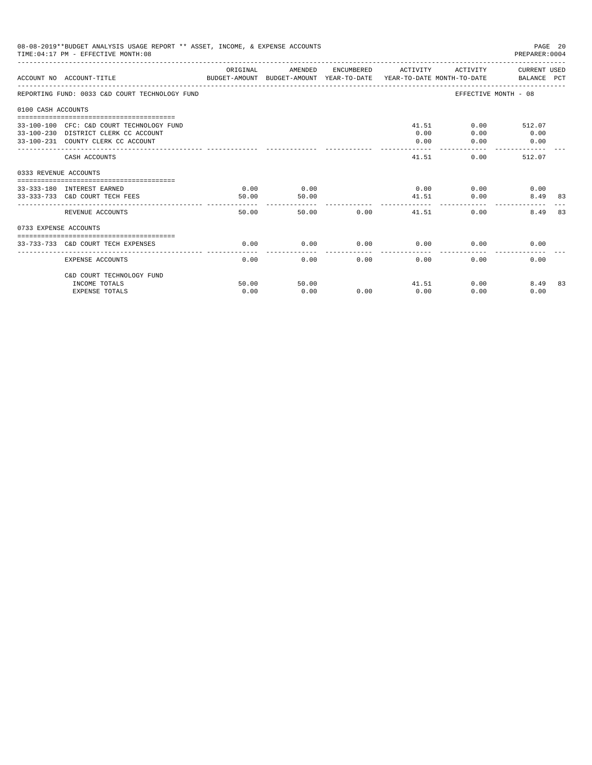08-08-2019**BUDGET ANALYSIS USAGE REPORT ** ASSET, INCOME, & EXPENSE ACCOUNTS

TIME:04:17 PM - EFFECTIVE MONTH:08

REPORTING FUND: 0033 C&D COURT TECHNOLOGY FUND — EFFECTIVE MONTH - 08

| ACCOUNT NO | ACCOUNT-TITLE | ORIGINAL BUDGET-AMOUNT | AMENDED BUDGET-AMOUNT | ENCUMBERED YEAR-TO-DATE | ACTIVITY YEAR-TO-DATE | ACTIVITY MONTH-TO-DATE | CURRENT USED BALANCE | PCT |
|---|---|---|---|---|---|---|---|---|
| **0100 CASH ACCOUNTS** | | | | | | | | |
| 33-100-100 | CFC: C&D COURT TECHNOLOGY FUND | | | | 41.51 | 0.00 | 512.07 | |
| 33-100-230 | DISTRICT CLERK CC ACCOUNT | | | | 0.00 | 0.00 | 0.00 | |
| 33-100-231 | COUNTY CLERK CC ACCOUNT | | | | 0.00 | 0.00 | 0.00 | |
| | CASH ACCOUNTS | | | | 41.51 | 0.00 | 512.07 | |
| **0333 REVENUE ACCOUNTS** | | | | | | | | |
| 33-333-180 | INTEREST EARNED | 0.00 | 0.00 | | 0.00 | 0.00 | 0.00 | |
| 33-333-733 | C&D COURT TECH FEES | 50.00 | 50.00 | | 41.51 | 0.00 | 8.49 | 83 |
| | REVENUE ACCOUNTS | 50.00 | 50.00 | 0.00 | 41.51 | 0.00 | 8.49 | 83 |
| **0733 EXPENSE ACCOUNTS** | | | | | | | | |
| 33-733-733 | C&D COURT TECH EXPENSES | 0.00 | 0.00 | 0.00 | 0.00 | 0.00 | 0.00 | |
| | EXPENSE ACCOUNTS | 0.00 | 0.00 | 0.00 | 0.00 | 0.00 | 0.00 | |
| | C&D COURT TECHNOLOGY FUND | | | | | | | |
| | INCOME TOTALS | 50.00 | 50.00 | | 41.51 | 0.00 | 8.49 | 83 |
| | EXPENSE TOTALS | 0.00 | 0.00 | 0.00 | 0.00 | 0.00 | 0.00 | |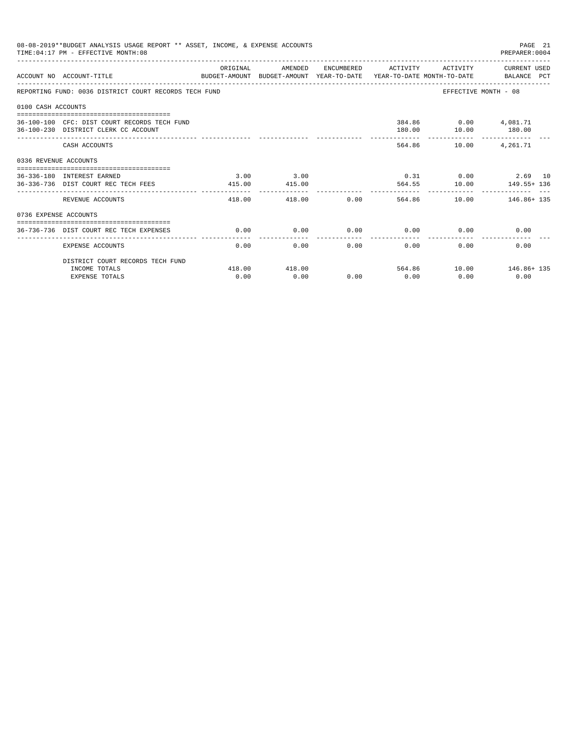08-08-2019**BUDGET ANALYSIS USAGE REPORT ** ASSET, INCOME, & EXPENSE ACCOUNTS

TIME:04:17 PM - EFFECTIVE MONTH:08

PREPARER:0004

| ACCOUNT NO | ACCOUNT-TITLE | ORIGINAL BUDGET-AMOUNT | AMENDED BUDGET-AMOUNT | ENCUMBERED YEAR-TO-DATE | ACTIVITY YEAR-TO-DATE | ACTIVITY MONTH-TO-DATE | CURRENT USED BALANCE | PCT |
|---|---|---|---|---|---|---|---|---|
| REPORTING FUND: 0036 DISTRICT COURT RECORDS TECH FUND | | | | | | | EFFECTIVE MONTH - 08 | |
| 0100 CASH ACCOUNTS | | | | | | | | |
| 36-100-100 | CFC: DIST COURT RECORDS TECH FUND | | | | 384.86 | 0.00 | 4,081.71 | |
| 36-100-230 | DISTRICT CLERK CC ACCOUNT | | | | 180.00 | 10.00 | 180.00 | |
| | CASH ACCOUNTS | | | | 564.86 | 10.00 | 4,261.71 | |
| 0336 REVENUE ACCOUNTS | | | | | | | | |
| 36-336-180 | INTEREST EARNED | 3.00 | 3.00 | | 0.31 | 0.00 | 2.69 | 10 |
| 36-336-736 | DIST COURT REC TECH FEES | 415.00 | 415.00 | | 564.55 | 10.00 | 149.55+ | 136 |
| | REVENUE ACCOUNTS | 418.00 | 418.00 | 0.00 | 564.86 | 10.00 | 146.86+ | 135 |
| 0736 EXPENSE ACCOUNTS | | | | | | | | |
| 36-736-736 | DIST COURT REC TECH EXPENSES | 0.00 | 0.00 | 0.00 | 0.00 | 0.00 | 0.00 | |
| | EXPENSE ACCOUNTS | 0.00 | 0.00 | 0.00 | 0.00 | 0.00 | 0.00 | |
| | DISTRICT COURT RECORDS TECH FUND | | | | | | | |
| | INCOME TOTALS | 418.00 | 418.00 | | 564.86 | 10.00 | 146.86+ | 135 |
| | EXPENSE TOTALS | 0.00 | 0.00 | 0.00 | 0.00 | 0.00 | 0.00 | |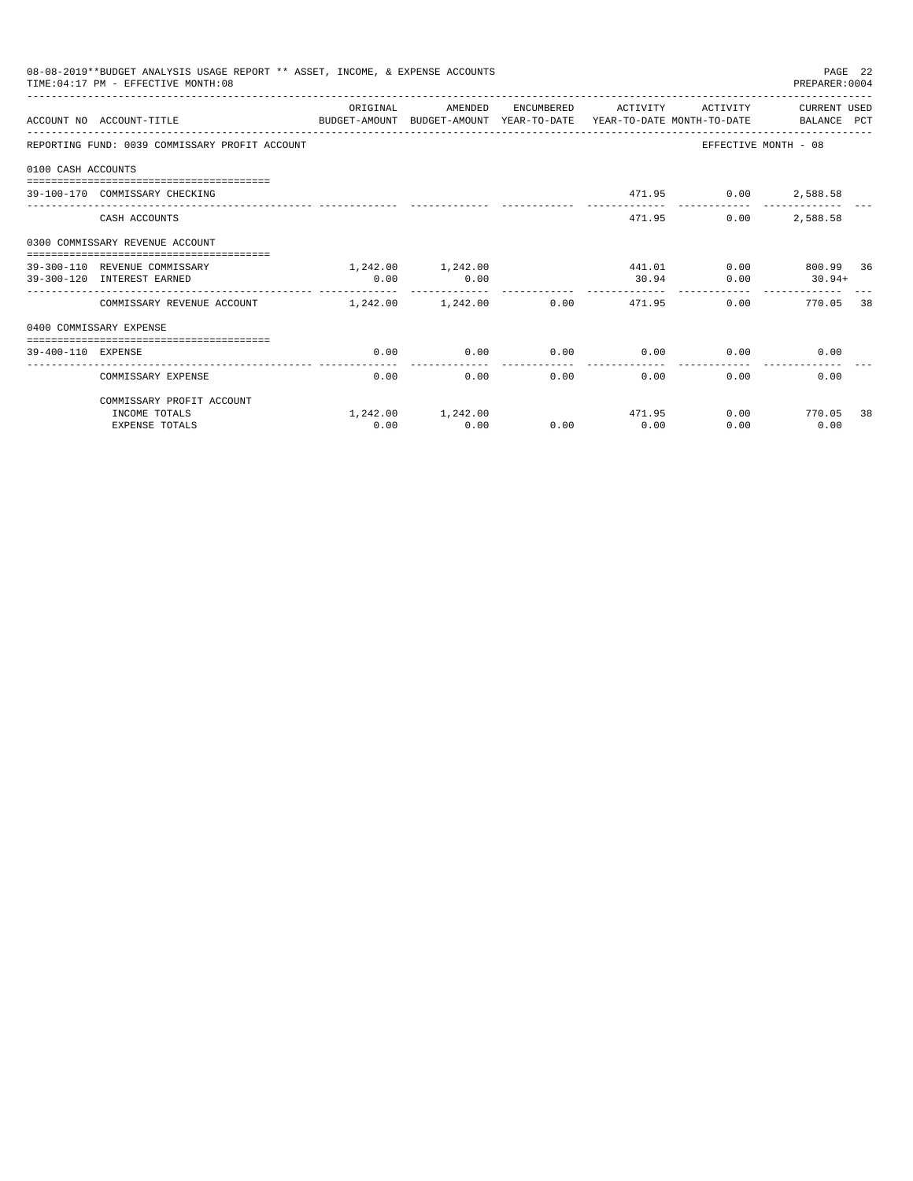08-08-2019**BUDGET ANALYSIS USAGE REPORT ** ASSET, INCOME, & EXPENSE ACCOUNTS

TIME:04:17 PM - EFFECTIVE MONTH:08

PREPARER:0004

| ACCOUNT NO | ACCOUNT-TITLE | ORIGINAL BUDGET-AMOUNT | AMENDED BUDGET-AMOUNT | ENCUMBERED YEAR-TO-DATE | ACTIVITY YEAR-TO-DATE | ACTIVITY MONTH-TO-DATE | CURRENT BALANCE | USED PCT |
|---|---|---|---|---|---|---|---|---|
| REPORTING FUND: 0039 COMMISSARY PROFIT ACCOUNT | | | | | | EFFECTIVE MONTH - 08 | | |
| 0100 CASH ACCOUNTS | | | | | | | | |
| 39-100-170 | COMMISSARY CHECKING | | | | 471.95 | 0.00 | 2,588.58 | |
| | CASH ACCOUNTS | | | | 471.95 | 0.00 | 2,588.58 | |
| 0300 COMMISSARY REVENUE ACCOUNT | | | | | | | | |
| 39-300-110 | REVENUE COMMISSARY | 1,242.00 | 1,242.00 | | 441.01 | 0.00 | 800.99 | 36 |
| 39-300-120 | INTEREST EARNED | 0.00 | 0.00 | | 30.94 | 0.00 | 30.94+ | |
| | COMMISSARY REVENUE ACCOUNT | 1,242.00 | 1,242.00 | 0.00 | 471.95 | 0.00 | 770.05 | 38 |
| 0400 COMMISSARY EXPENSE | | | | | | | | |
| 39-400-110 | EXPENSE | 0.00 | 0.00 | 0.00 | 0.00 | 0.00 | 0.00 | |
| | COMMISSARY EXPENSE | 0.00 | 0.00 | 0.00 | 0.00 | 0.00 | 0.00 | |
| | COMMISSARY PROFIT ACCOUNT | | | | | | | |
| | INCOME TOTALS | 1,242.00 | 1,242.00 | | 471.95 | 0.00 | 770.05 | 38 |
| | EXPENSE TOTALS | 0.00 | 0.00 | 0.00 | 0.00 | 0.00 | 0.00 | |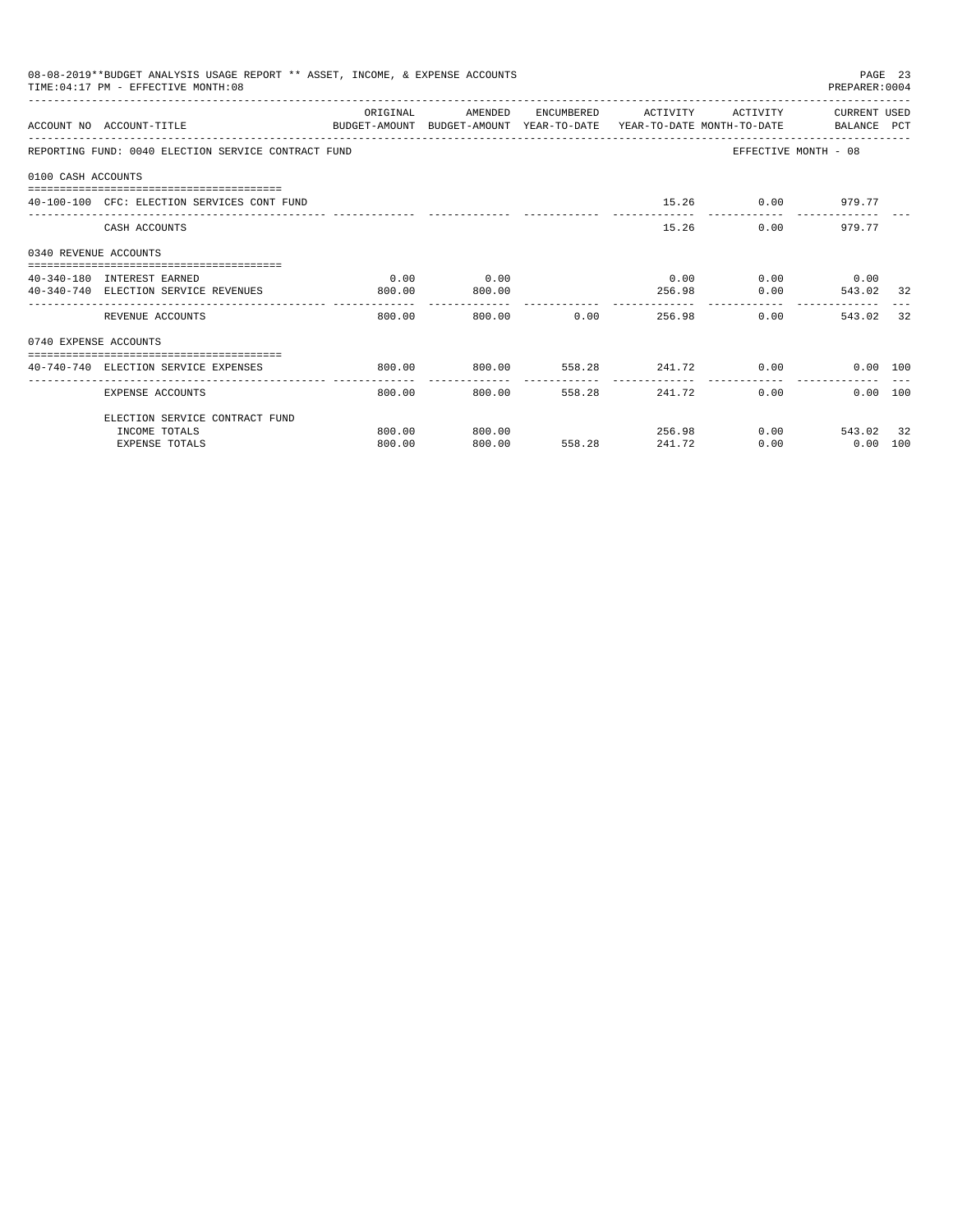08-08-2019**BUDGET ANALYSIS USAGE REPORT ** ASSET, INCOME, & EXPENSE ACCOUNTS
TIME:04:17 PM - EFFECTIVE MONTH:08

PREPARER:0004

REPORTING FUND: 0040 ELECTION SERVICE CONTRACT FUND — EFFECTIVE MONTH - 08

| ACCOUNT NO | ACCOUNT-TITLE | ORIGINAL BUDGET-AMOUNT | AMENDED BUDGET-AMOUNT | ENCUMBERED YEAR-TO-DATE | ACTIVITY YEAR-TO-DATE | ACTIVITY MONTH-TO-DATE | CURRENT BALANCE | USED PCT |
|---|---|---|---|---|---|---|---|---|
| **0100 CASH ACCOUNTS** | | | | | | | | |
| 40-100-100 | CFC: ELECTION SERVICES CONT FUND | | | | 15.26 | 0.00 | 979.77 | |
| | CASH ACCOUNTS | | | | 15.26 | 0.00 | 979.77 | |
| **0340 REVENUE ACCOUNTS** | | | | | | | | |
| 40-340-180 | INTEREST EARNED | 0.00 | 0.00 | | 0.00 | 0.00 | 0.00 | |
| 40-340-740 | ELECTION SERVICE REVENUES | 800.00 | 800.00 | | 256.98 | 0.00 | 543.02 | 32 |
| | REVENUE ACCOUNTS | 800.00 | 800.00 | 0.00 | 256.98 | 0.00 | 543.02 | 32 |
| **0740 EXPENSE ACCOUNTS** | | | | | | | | |
| 40-740-740 | ELECTION SERVICE EXPENSES | 800.00 | 800.00 | 558.28 | 241.72 | 0.00 | 0.00 | 100 |
| | EXPENSE ACCOUNTS | 800.00 | 800.00 | 558.28 | 241.72 | 0.00 | 0.00 | 100 |
| | ELECTION SERVICE CONTRACT FUND | | | | | | | |
| | INCOME TOTALS | 800.00 | 800.00 | | 256.98 | 0.00 | 543.02 | 32 |
| | EXPENSE TOTALS | 800.00 | 800.00 | 558.28 | 241.72 | 0.00 | 0.00 | 100 |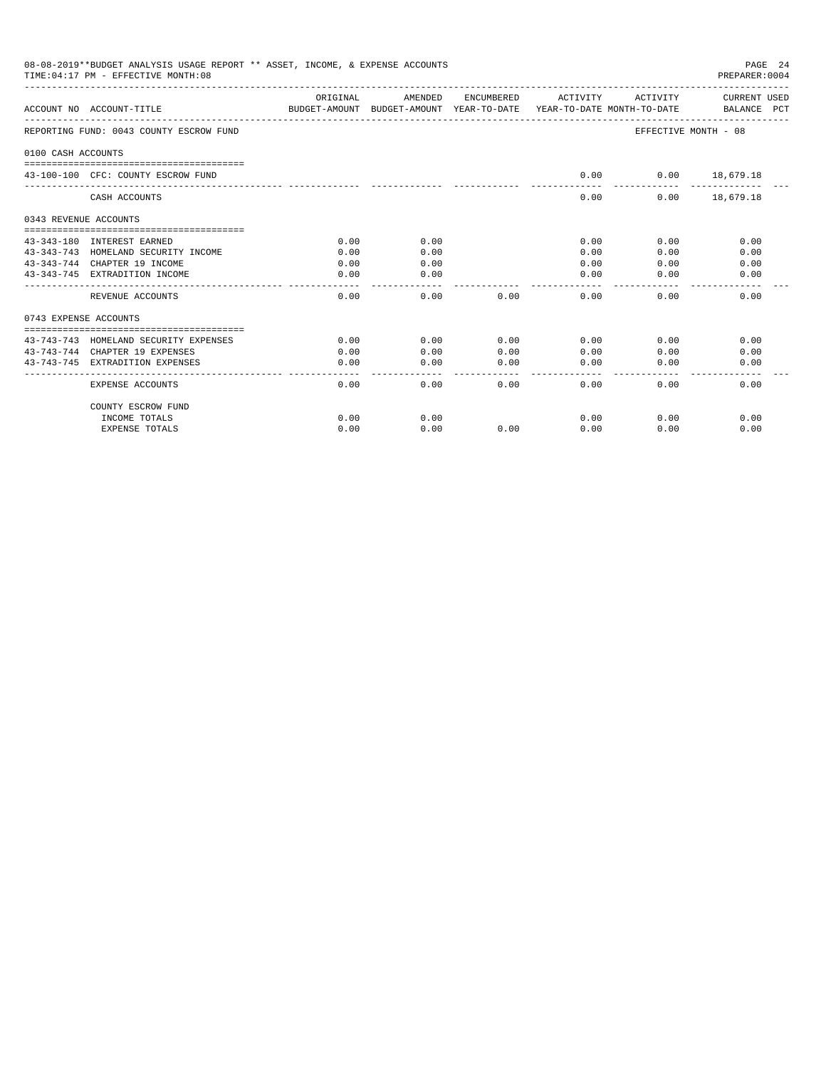08-08-2019**BUDGET ANALYSIS USAGE REPORT ** ASSET, INCOME, & EXPENSE ACCOUNTS

TIME:04:17 PM - EFFECTIVE MONTH:08

PREPARER:0004

| ACCOUNT NO | ACCOUNT-TITLE | ORIGINAL BUDGET-AMOUNT | AMENDED BUDGET-AMOUNT | ENCUMBERED YEAR-TO-DATE | ACTIVITY YEAR-TO-DATE | ACTIVITY MONTH-TO-DATE | CURRENT USED BALANCE PCT |
|---|---|---|---|---|---|---|---|
| REPORTING FUND: 0043 COUNTY ESCROW FUND | | | | | | EFFECTIVE MONTH - 08 | |
| 0100 CASH ACCOUNTS | | | | | | | |
| 43-100-100 | CFC: COUNTY ESCROW FUND | | | | 0.00 | 0.00 | 18,679.18 |
| | CASH ACCOUNTS | | | | 0.00 | 0.00 | 18,679.18 |
| 0343 REVENUE ACCOUNTS | | | | | | | |
| 43-343-180 | INTEREST EARNED | 0.00 | 0.00 | | 0.00 | 0.00 | 0.00 |
| 43-343-743 | HOMELAND SECURITY INCOME | 0.00 | 0.00 | | 0.00 | 0.00 | 0.00 |
| 43-343-744 | CHAPTER 19 INCOME | 0.00 | 0.00 | | 0.00 | 0.00 | 0.00 |
| 43-343-745 | EXTRADITION INCOME | 0.00 | 0.00 | | 0.00 | 0.00 | 0.00 |
| | REVENUE ACCOUNTS | 0.00 | 0.00 | 0.00 | 0.00 | 0.00 | 0.00 |
| 0743 EXPENSE ACCOUNTS | | | | | | | |
| 43-743-743 | HOMELAND SECURITY EXPENSES | 0.00 | 0.00 | 0.00 | 0.00 | 0.00 | 0.00 |
| 43-743-744 | CHAPTER 19 EXPENSES | 0.00 | 0.00 | 0.00 | 0.00 | 0.00 | 0.00 |
| 43-743-745 | EXTRADITION EXPENSES | 0.00 | 0.00 | 0.00 | 0.00 | 0.00 | 0.00 |
| | EXPENSE ACCOUNTS | 0.00 | 0.00 | 0.00 | 0.00 | 0.00 | 0.00 |
| | COUNTY ESCROW FUND | | | | | | |
| | INCOME TOTALS | 0.00 | 0.00 | | 0.00 | 0.00 | 0.00 |
| | EXPENSE TOTALS | 0.00 | 0.00 | 0.00 | 0.00 | 0.00 | 0.00 |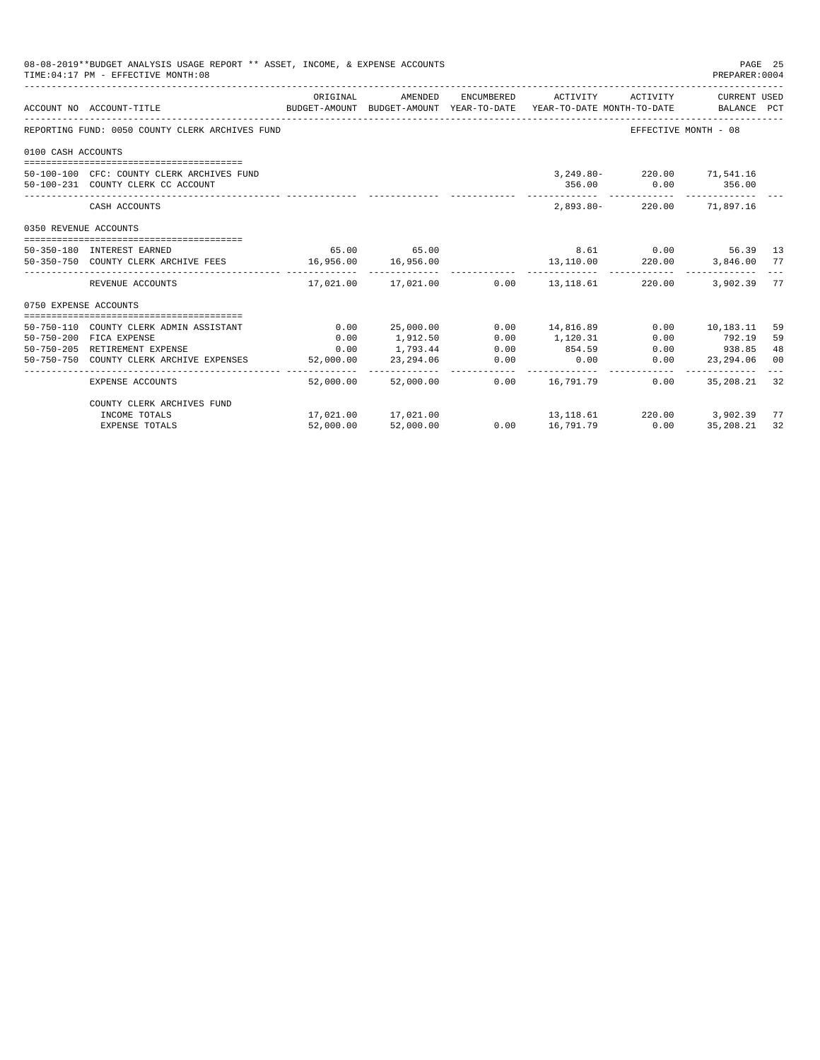08-08-2019**BUDGET ANALYSIS USAGE REPORT ** ASSET, INCOME, & EXPENSE ACCOUNTS

TIME:04:17 PM - EFFECTIVE MONTH:08

PREPARER:0004

| ACCOUNT NO | ACCOUNT-TITLE | ORIGINAL BUDGET-AMOUNT | AMENDED BUDGET-AMOUNT | ENCUMBERED YEAR-TO-DATE | ACTIVITY YEAR-TO-DATE | ACTIVITY MONTH-TO-DATE | CURRENT USED BALANCE | PCT |
|---|---|---|---|---|---|---|---|---|
| REPORTING FUND: 0050 COUNTY CLERK ARCHIVES FUND | | | | | | EFFECTIVE MONTH - 08 | | |
| 0100 CASH ACCOUNTS | | | | | | | | |
| 50-100-100 | CFC: COUNTY CLERK ARCHIVES FUND | | | | 3,249.80- | 220.00 | 71,541.16 | |
| 50-100-231 | COUNTY CLERK CC ACCOUNT | | | | 356.00 | 0.00 | 356.00 | |
| | CASH ACCOUNTS | | | | 2,893.80- | 220.00 | 71,897.16 | |
| 0350 REVENUE ACCOUNTS | | | | | | | | |
| 50-350-180 | INTEREST EARNED | 65.00 | 65.00 | | 8.61 | 0.00 | 56.39 | 13 |
| 50-350-750 | COUNTY CLERK ARCHIVE FEES | 16,956.00 | 16,956.00 | | 13,110.00 | 220.00 | 3,846.00 | 77 |
| | REVENUE ACCOUNTS | 17,021.00 | 17,021.00 | 0.00 | 13,118.61 | 220.00 | 3,902.39 | 77 |
| 0750 EXPENSE ACCOUNTS | | | | | | | | |
| 50-750-110 | COUNTY CLERK ADMIN ASSISTANT | 0.00 | 25,000.00 | 0.00 | 14,816.89 | 0.00 | 10,183.11 | 59 |
| 50-750-200 | FICA EXPENSE | 0.00 | 1,912.50 | 0.00 | 1,120.31 | 0.00 | 792.19 | 59 |
| 50-750-205 | RETIREMENT EXPENSE | 0.00 | 1,793.44 | 0.00 | 854.59 | 0.00 | 938.85 | 48 |
| 50-750-750 | COUNTY CLERK ARCHIVE EXPENSES | 52,000.00 | 23,294.06 | 0.00 | 0.00 | 0.00 | 23,294.06 | 00 |
| | EXPENSE ACCOUNTS | 52,000.00 | 52,000.00 | 0.00 | 16,791.79 | 0.00 | 35,208.21 | 32 |
| | COUNTY CLERK ARCHIVES FUND | | | | | | | |
| | INCOME TOTALS | 17,021.00 | 17,021.00 | | 13,118.61 | 220.00 | 3,902.39 | 77 |
| | EXPENSE TOTALS | 52,000.00 | 52,000.00 | 0.00 | 16,791.79 | 0.00 | 35,208.21 | 32 |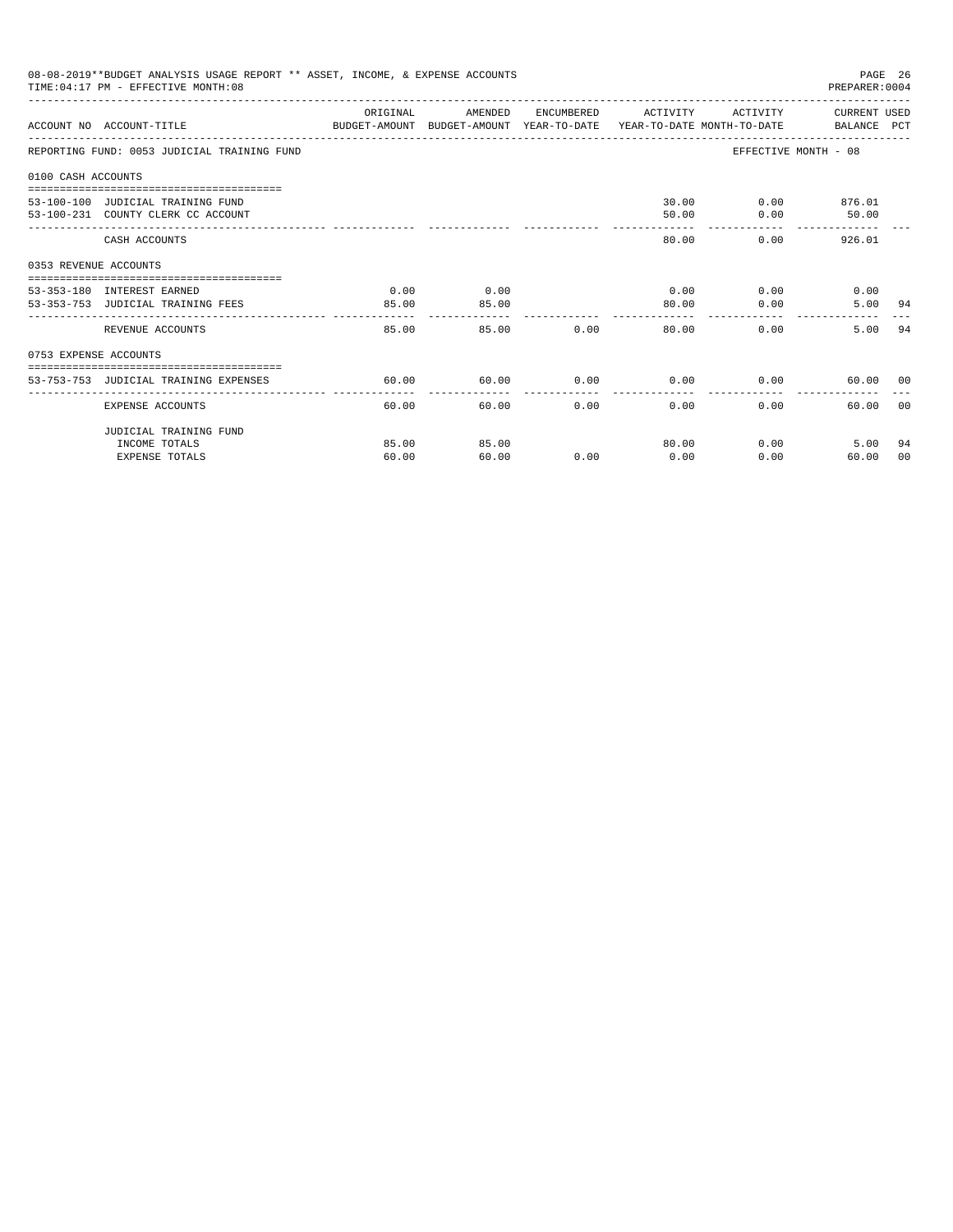08-08-2019**BUDGET ANALYSIS USAGE REPORT ** ASSET, INCOME, & EXPENSE ACCOUNTS

TIME:04:17 PM - EFFECTIVE MONTH:08

PREPARER:0004

| ACCOUNT NO | ACCOUNT-TITLE | ORIGINAL BUDGET-AMOUNT | AMENDED BUDGET-AMOUNT | ENCUMBERED YEAR-TO-DATE | ACTIVITY YEAR-TO-DATE | ACTIVITY MONTH-TO-DATE | CURRENT USED BALANCE | PCT |
|---|---|---|---|---|---|---|---|---|
| REPORTING FUND: 0053 JUDICIAL TRAINING FUND | | | | | | EFFECTIVE MONTH - 08 | | |
| 0100 CASH ACCOUNTS | | | | | | | | |
| 53-100-100 | JUDICIAL TRAINING FUND | | | | 30.00 | 0.00 | 876.01 | |
| 53-100-231 | COUNTY CLERK CC ACCOUNT | | | | 50.00 | 0.00 | 50.00 | |
| | CASH ACCOUNTS | | | | 80.00 | 0.00 | 926.01 | |
| 0353 REVENUE ACCOUNTS | | | | | | | | |
| 53-353-180 | INTEREST EARNED | 0.00 | 0.00 | | 0.00 | 0.00 | 0.00 | |
| 53-353-753 | JUDICIAL TRAINING FEES | 85.00 | 85.00 | | 80.00 | 0.00 | 5.00 | 94 |
| | REVENUE ACCOUNTS | 85.00 | 85.00 | 0.00 | 80.00 | 0.00 | 5.00 | 94 |
| 0753 EXPENSE ACCOUNTS | | | | | | | | |
| 53-753-753 | JUDICIAL TRAINING EXPENSES | 60.00 | 60.00 | 0.00 | 0.00 | 0.00 | 60.00 | 00 |
| | EXPENSE ACCOUNTS | 60.00 | 60.00 | 0.00 | 0.00 | 0.00 | 60.00 | 00 |
| | JUDICIAL TRAINING FUND | | | | | | | |
| | INCOME TOTALS | 85.00 | 85.00 | | 80.00 | 0.00 | 5.00 | 94 |
| | EXPENSE TOTALS | 60.00 | 60.00 | 0.00 | 0.00 | 0.00 | 60.00 | 00 |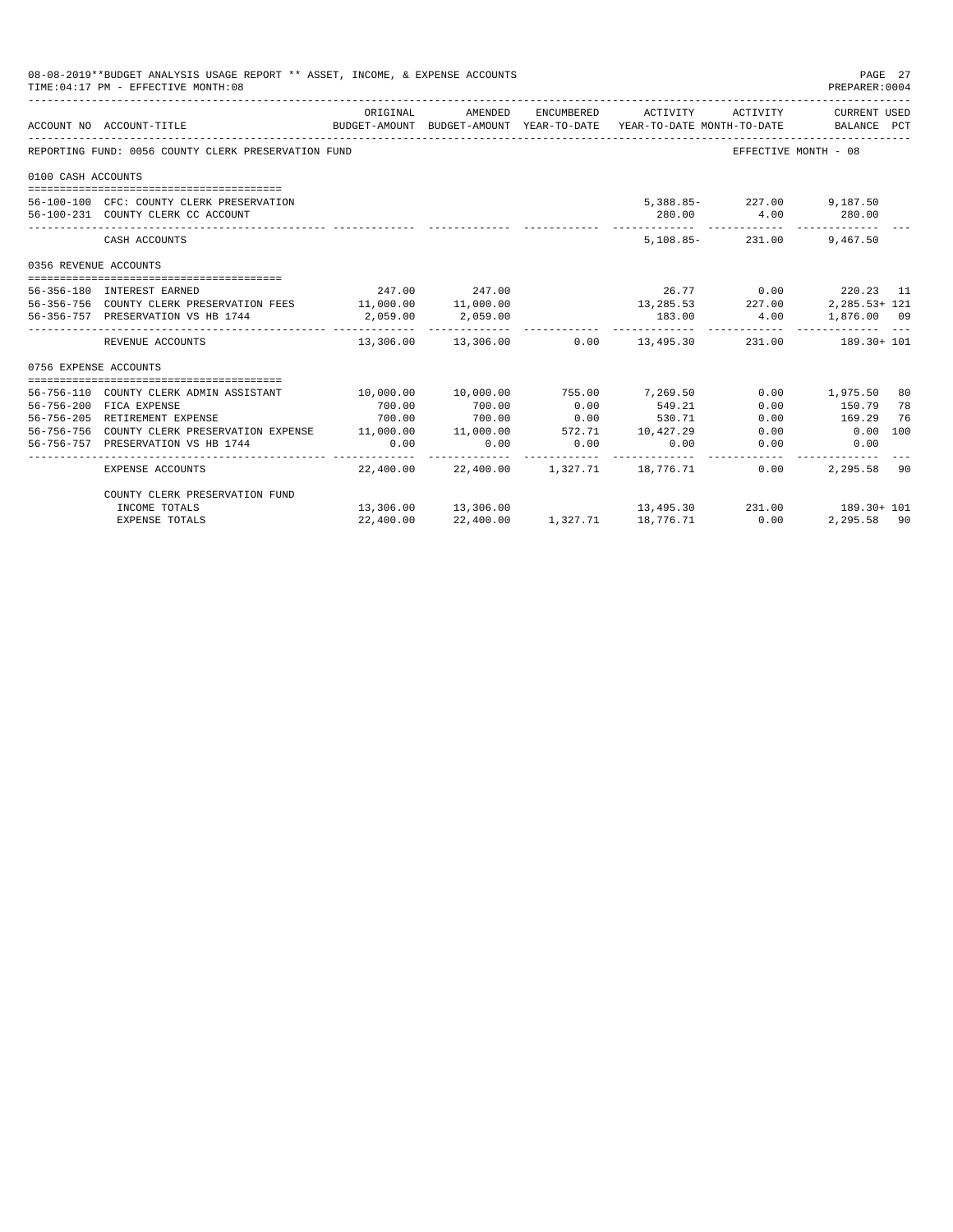08-08-2019**BUDGET ANALYSIS USAGE REPORT ** ASSET, INCOME, & EXPENSE ACCOUNTS
TIME:04:17 PM - EFFECTIVE MONTH:08

PREPARER:0004

| ACCOUNT NO | ACCOUNT-TITLE | ORIGINAL BUDGET-AMOUNT | AMENDED BUDGET-AMOUNT | ENCUMBERED YEAR-TO-DATE | ACTIVITY YEAR-TO-DATE | ACTIVITY MONTH-TO-DATE | CURRENT USED BALANCE | PCT |
|---|---|---|---|---|---|---|---|---|
| REPORTING FUND: 0056 COUNTY CLERK PRESERVATION FUND | | | | | | EFFECTIVE MONTH - 08 | | |
| 0100 CASH ACCOUNTS | | | | | | | | |
| 56-100-100 | CFC: COUNTY CLERK PRESERVATION | | | | 5,388.85- | 227.00 | 9,187.50 | |
| 56-100-231 | COUNTY CLERK CC ACCOUNT | | | | 280.00 | 4.00 | 280.00 | |
| | CASH ACCOUNTS | | | | 5,108.85- | 231.00 | 9,467.50 | |
| 0356 REVENUE ACCOUNTS | | | | | | | | |
| 56-356-180 | INTEREST EARNED | 247.00 | 247.00 | | 26.77 | 0.00 | 220.23 | 11 |
| 56-356-756 | COUNTY CLERK PRESERVATION FEES | 11,000.00 | 11,000.00 | | 13,285.53 | 227.00 | 2,285.53+ | 121 |
| 56-356-757 | PRESERVATION VS HB 1744 | 2,059.00 | 2,059.00 | | 183.00 | 4.00 | 1,876.00 | 09 |
| | REVENUE ACCOUNTS | 13,306.00 | 13,306.00 | 0.00 | 13,495.30 | 231.00 | 189.30+ | 101 |
| 0756 EXPENSE ACCOUNTS | | | | | | | | |
| 56-756-110 | COUNTY CLERK ADMIN ASSISTANT | 10,000.00 | 10,000.00 | 755.00 | 7,269.50 | 0.00 | 1,975.50 | 80 |
| 56-756-200 | FICA EXPENSE | 700.00 | 700.00 | 0.00 | 549.21 | 0.00 | 150.79 | 78 |
| 56-756-205 | RETIREMENT EXPENSE | 700.00 | 700.00 | 0.00 | 530.71 | 0.00 | 169.29 | 76 |
| 56-756-756 | COUNTY CLERK PRESERVATION EXPENSE | 11,000.00 | 11,000.00 | 572.71 | 10,427.29 | 0.00 | 0.00 | 100 |
| 56-756-757 | PRESERVATION VS HB 1744 | 0.00 | 0.00 | 0.00 | 0.00 | 0.00 | 0.00 | |
| | EXPENSE ACCOUNTS | 22,400.00 | 22,400.00 | 1,327.71 | 18,776.71 | 0.00 | 2,295.58 | 90 |
| | COUNTY CLERK PRESERVATION FUND | | | | | | | |
| | INCOME TOTALS | 13,306.00 | 13,306.00 | | 13,495.30 | 231.00 | 189.30+ | 101 |
| | EXPENSE TOTALS | 22,400.00 | 22,400.00 | 1,327.71 | 18,776.71 | 0.00 | 2,295.58 | 90 |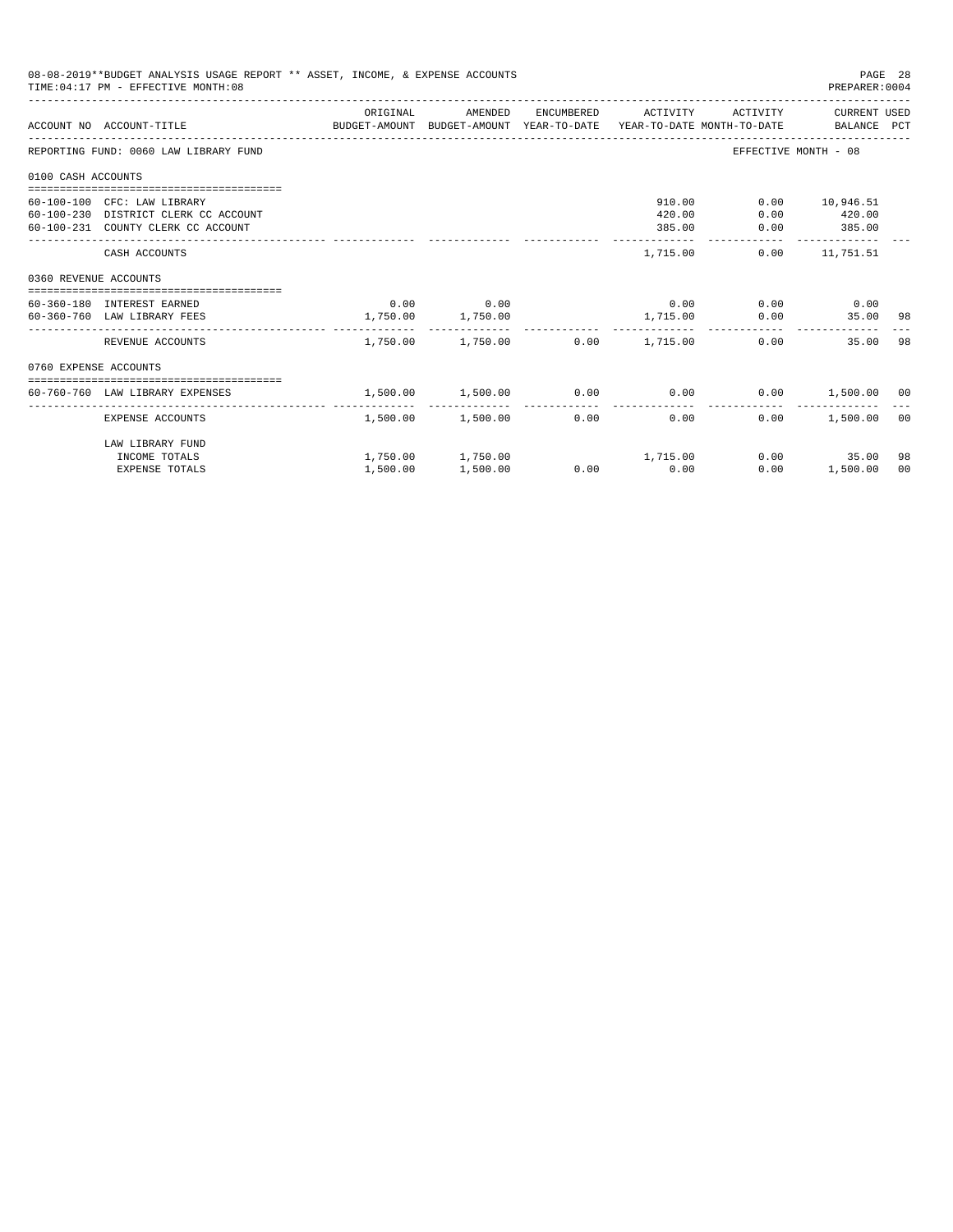08-08-2019**BUDGET ANALYSIS USAGE REPORT ** ASSET, INCOME, & EXPENSE ACCOUNTS
TIME:04:17 PM - EFFECTIVE MONTH:08
PREPARER:0004

| ACCOUNT NO | ACCOUNT-TITLE | ORIGINAL BUDGET-AMOUNT | AMENDED BUDGET-AMOUNT | ENCUMBERED YEAR-TO-DATE | ACTIVITY YEAR-TO-DATE | ACTIVITY MONTH-TO-DATE | CURRENT USED BALANCE | PCT |
|---|---|---|---|---|---|---|---|---|
| REPORTING FUND: 0060 LAW LIBRARY FUND | | | | | | EFFECTIVE MONTH - 08 | | |
| 0100 CASH ACCOUNTS | | | | | | | | |
| 60-100-100 | CFC: LAW LIBRARY | | | | 910.00 | 0.00 | 10,946.51 | |
| 60-100-230 | DISTRICT CLERK CC ACCOUNT | | | | 420.00 | 0.00 | 420.00 | |
| 60-100-231 | COUNTY CLERK CC ACCOUNT | | | | 385.00 | 0.00 | 385.00 | |
| | CASH ACCOUNTS | | | | 1,715.00 | 0.00 | 11,751.51 | |
| 0360 REVENUE ACCOUNTS | | | | | | | | |
| 60-360-180 | INTEREST EARNED | 0.00 | 0.00 | | 0.00 | 0.00 | 0.00 | |
| 60-360-760 | LAW LIBRARY FEES | 1,750.00 | 1,750.00 | | 1,715.00 | 0.00 | 35.00 | 98 |
| | REVENUE ACCOUNTS | 1,750.00 | 1,750.00 | 0.00 | 1,715.00 | 0.00 | 35.00 | 98 |
| 0760 EXPENSE ACCOUNTS | | | | | | | | |
| 60-760-760 | LAW LIBRARY EXPENSES | 1,500.00 | 1,500.00 | 0.00 | 0.00 | 0.00 | 1,500.00 | 00 |
| | EXPENSE ACCOUNTS | 1,500.00 | 1,500.00 | 0.00 | 0.00 | 0.00 | 1,500.00 | 00 |
| | LAW LIBRARY FUND | | | | | | | |
| | INCOME TOTALS | 1,750.00 | 1,750.00 | | 1,715.00 | 0.00 | 35.00 | 98 |
| | EXPENSE TOTALS | 1,500.00 | 1,500.00 | 0.00 | 0.00 | 0.00 | 1,500.00 | 00 |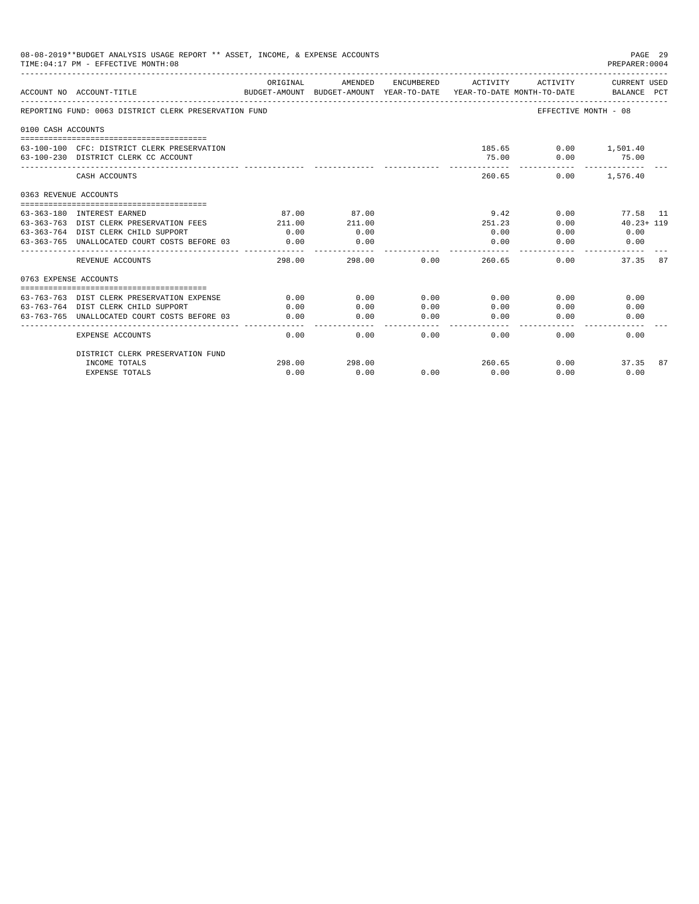08-08-2019**BUDGET ANALYSIS USAGE REPORT ** ASSET, INCOME, & EXPENSE ACCOUNTS
TIME:04:17 PM - EFFECTIVE MONTH:08
PREPARER:0004

| ACCOUNT NO | ACCOUNT-TITLE | ORIGINAL BUDGET-AMOUNT | AMENDED BUDGET-AMOUNT | ENCUMBERED YEAR-TO-DATE | ACTIVITY YEAR-TO-DATE | ACTIVITY MONTH-TO-DATE | CURRENT USED BALANCE | PCT |
|---|---|---|---|---|---|---|---|---|
| REPORTING FUND: 0063 DISTRICT CLERK PRESERVATION FUND | | | | | | EFFECTIVE MONTH - 08 | | |
| 0100 CASH ACCOUNTS | | | | | | | | |
| 63-100-100 | CFC: DISTRICT CLERK PRESERVATION | | | | 185.65 | 0.00 | 1,501.40 | |
| 63-100-230 | DISTRICT CLERK CC ACCOUNT | | | | 75.00 | 0.00 | 75.00 | |
| | CASH ACCOUNTS | | | | 260.65 | 0.00 | 1,576.40 | |
| 0363 REVENUE ACCOUNTS | | | | | | | | |
| 63-363-180 | INTEREST EARNED | 87.00 | 87.00 | | 9.42 | 0.00 | 77.58 | 11 |
| 63-363-763 | DIST CLERK PRESERVATION FEES | 211.00 | 211.00 | | 251.23 | 0.00 | 40.23+ | 119 |
| 63-363-764 | DIST CLERK CHILD SUPPORT | 0.00 | 0.00 | | 0.00 | 0.00 | 0.00 | |
| 63-363-765 | UNALLOCATED COURT COSTS BEFORE 03 | 0.00 | 0.00 | | 0.00 | 0.00 | 0.00 | |
| | REVENUE ACCOUNTS | 298.00 | 298.00 | 0.00 | 260.65 | 0.00 | 37.35 | 87 |
| 0763 EXPENSE ACCOUNTS | | | | | | | | |
| 63-763-763 | DIST CLERK PRESERVATION EXPENSE | 0.00 | 0.00 | 0.00 | 0.00 | 0.00 | 0.00 | |
| 63-763-764 | DIST CLERK CHILD SUPPORT | 0.00 | 0.00 | 0.00 | 0.00 | 0.00 | 0.00 | |
| 63-763-765 | UNALLOCATED COURT COSTS BEFORE 03 | 0.00 | 0.00 | 0.00 | 0.00 | 0.00 | 0.00 | |
| | EXPENSE ACCOUNTS | 0.00 | 0.00 | 0.00 | 0.00 | 0.00 | 0.00 | |
| | DISTRICT CLERK PRESERVATION FUND | | | | | | | |
| | INCOME TOTALS | 298.00 | 298.00 | | 260.65 | 0.00 | 37.35 | 87 |
| | EXPENSE TOTALS | 0.00 | 0.00 | 0.00 | 0.00 | 0.00 | 0.00 | |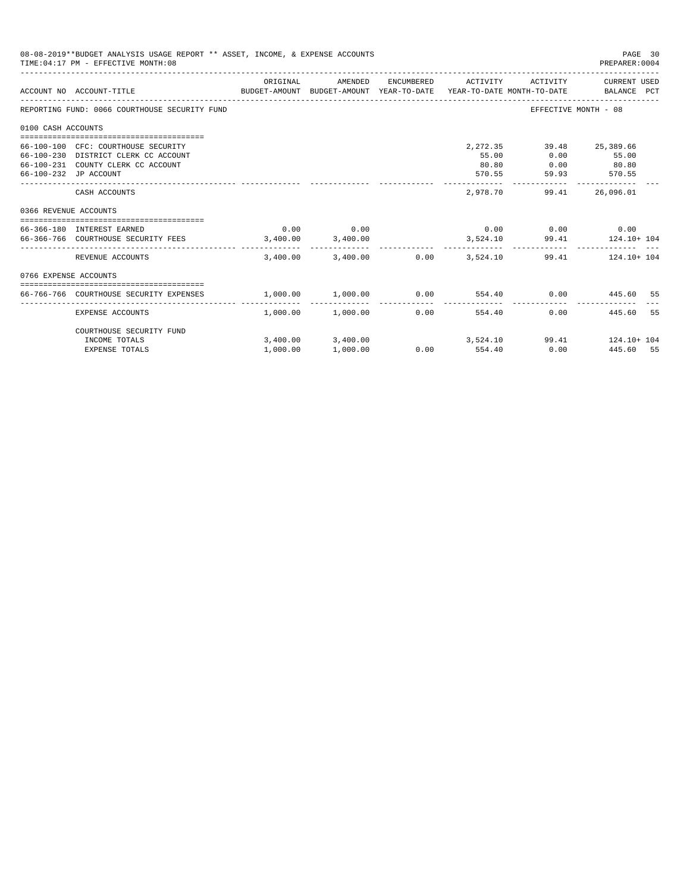08-08-2019**BUDGET ANALYSIS USAGE REPORT ** ASSET, INCOME, & EXPENSE ACCOUNTS
TIME:04:17 PM - EFFECTIVE MONTH:08
PREPARER:0004

| ACCOUNT NO | ACCOUNT-TITLE | ORIGINAL BUDGET-AMOUNT | AMENDED BUDGET-AMOUNT | ENCUMBERED YEAR-TO-DATE | ACTIVITY YEAR-TO-DATE | ACTIVITY MONTH-TO-DATE | CURRENT USED BALANCE | PCT |
|---|---|---|---|---|---|---|---|---|
| REPORTING FUND: 0066 COURTHOUSE SECURITY FUND | | | | | | EFFECTIVE MONTH - 08 | | |
| 0100 CASH ACCOUNTS | | | | | | | | |
| 66-100-100 | CFC: COURTHOUSE SECURITY | | | | 2,272.35 | 39.48 | 25,389.66 | |
| 66-100-230 | DISTRICT CLERK CC ACCOUNT | | | | 55.00 | 0.00 | 55.00 | |
| 66-100-231 | COUNTY CLERK CC ACCOUNT | | | | 80.80 | 0.00 | 80.80 | |
| 66-100-232 | JP ACCOUNT | | | | 570.55 | 59.93 | 570.55 | |
| | CASH ACCOUNTS | | | | 2,978.70 | 99.41 | 26,096.01 | |
| 0366 REVENUE ACCOUNTS | | | | | | | | |
| 66-366-180 | INTEREST EARNED | 0.00 | 0.00 | | 0.00 | 0.00 | 0.00 | |
| 66-366-766 | COURTHOUSE SECURITY FEES | 3,400.00 | 3,400.00 | | 3,524.10 | 99.41 | 124.10+ | 104 |
| | REVENUE ACCOUNTS | 3,400.00 | 3,400.00 | 0.00 | 3,524.10 | 99.41 | 124.10+ | 104 |
| 0766 EXPENSE ACCOUNTS | | | | | | | | |
| 66-766-766 | COURTHOUSE SECURITY EXPENSES | 1,000.00 | 1,000.00 | 0.00 | 554.40 | 0.00 | 445.60 | 55 |
| | EXPENSE ACCOUNTS | 1,000.00 | 1,000.00 | 0.00 | 554.40 | 0.00 | 445.60 | 55 |
| | COURTHOUSE SECURITY FUND | | | | | | | |
| | INCOME TOTALS | 3,400.00 | 3,400.00 | | 3,524.10 | 99.41 | 124.10+ | 104 |
| | EXPENSE TOTALS | 1,000.00 | 1,000.00 | 0.00 | 554.40 | 0.00 | 445.60 | 55 |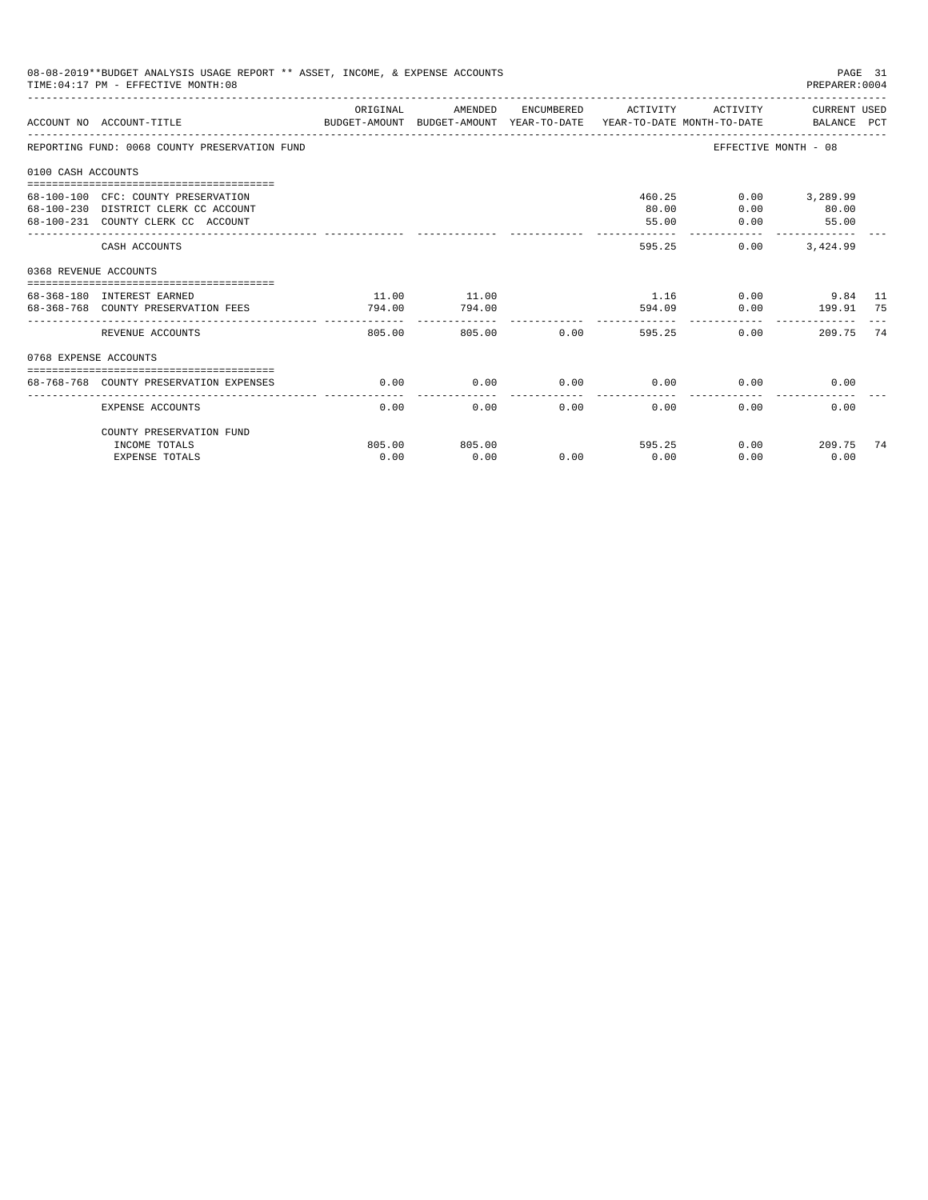08-08-2019**BUDGET ANALYSIS USAGE REPORT ** ASSET, INCOME, & EXPENSE ACCOUNTS

TIME:04:17 PM - EFFECTIVE MONTH:08

PREPARER:0004

| ACCOUNT NO | ACCOUNT-TITLE | ORIGINAL BUDGET-AMOUNT | AMENDED BUDGET-AMOUNT | ENCUMBERED YEAR-TO-DATE | ACTIVITY YEAR-TO-DATE | ACTIVITY MONTH-TO-DATE | CURRENT USED BALANCE | PCT |
|---|---|---|---|---|---|---|---|---|
| REPORTING FUND: 0068 COUNTY PRESERVATION FUND | | | | | | EFFECTIVE MONTH - 08 | | |
| 0100 CASH ACCOUNTS | | | | | | | | |
| 68-100-100 | CFC: COUNTY PRESERVATION | | | | 460.25 | 0.00 | 3,289.99 | |
| 68-100-230 | DISTRICT CLERK CC ACCOUNT | | | | 80.00 | 0.00 | 80.00 | |
| 68-100-231 | COUNTY CLERK CC ACCOUNT | | | | 55.00 | 0.00 | 55.00 | |
| | CASH ACCOUNTS | | | | 595.25 | 0.00 | 3,424.99 | |
| 0368 REVENUE ACCOUNTS | | | | | | | | |
| 68-368-180 | INTEREST EARNED | 11.00 | 11.00 | | 1.16 | 0.00 | 9.84 | 11 |
| 68-368-768 | COUNTY PRESERVATION FEES | 794.00 | 794.00 | | 594.09 | 0.00 | 199.91 | 75 |
| | REVENUE ACCOUNTS | 805.00 | 805.00 | 0.00 | 595.25 | 0.00 | 209.75 | 74 |
| 0768 EXPENSE ACCOUNTS | | | | | | | | |
| 68-768-768 | COUNTY PRESERVATION EXPENSES | 0.00 | 0.00 | 0.00 | 0.00 | 0.00 | 0.00 | |
| | EXPENSE ACCOUNTS | 0.00 | 0.00 | 0.00 | 0.00 | 0.00 | 0.00 | |
| | COUNTY PRESERVATION FUND | | | | | | | |
| | INCOME TOTALS | 805.00 | 805.00 | | 595.25 | 0.00 | 209.75 | 74 |
| | EXPENSE TOTALS | 0.00 | 0.00 | 0.00 | 0.00 | 0.00 | 0.00 | |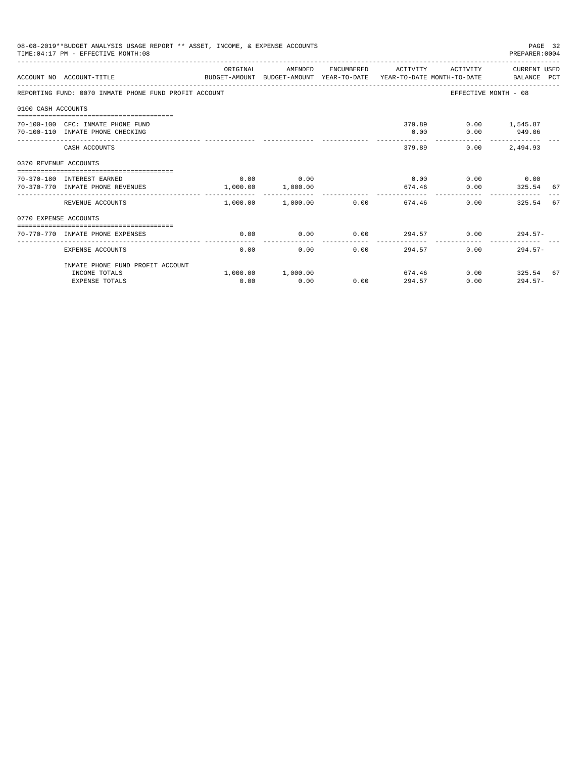08-08-2019**BUDGET ANALYSIS USAGE REPORT ** ASSET, INCOME, & EXPENSE ACCOUNTS
TIME:04:17 PM - EFFECTIVE MONTH:08
PREPARER:0004

| ACCOUNT NO | ACCOUNT-TITLE | ORIGINAL BUDGET-AMOUNT | AMENDED BUDGET-AMOUNT | ENCUMBERED YEAR-TO-DATE | ACTIVITY YEAR-TO-DATE | ACTIVITY MONTH-TO-DATE | CURRENT USED BALANCE | PCT |
|---|---|---|---|---|---|---|---|---|
| REPORTING FUND: 0070 INMATE PHONE FUND PROFIT ACCOUNT | | | | | | EFFECTIVE MONTH - 08 | | |
| 0100 CASH ACCOUNTS | | | | | | | | |
| 70-100-100 | CFC: INMATE PHONE FUND | | | | 379.89 | 0.00 | 1,545.87 | |
| 70-100-110 | INMATE PHONE CHECKING | | | | 0.00 | 0.00 | 949.06 | |
| | CASH ACCOUNTS | | | | 379.89 | 0.00 | 2,494.93 | |
| 0370 REVENUE ACCOUNTS | | | | | | | | |
| 70-370-180 | INTEREST EARNED | 0.00 | 0.00 | | 0.00 | 0.00 | 0.00 | |
| 70-370-770 | INMATE PHONE REVENUES | 1,000.00 | 1,000.00 | | 674.46 | 0.00 | 325.54 | 67 |
| | REVENUE ACCOUNTS | 1,000.00 | 1,000.00 | 0.00 | 674.46 | 0.00 | 325.54 | 67 |
| 0770 EXPENSE ACCOUNTS | | | | | | | | |
| 70-770-770 | INMATE PHONE EXPENSES | 0.00 | 0.00 | 0.00 | 294.57 | 0.00 | 294.57- | |
| | EXPENSE ACCOUNTS | 0.00 | 0.00 | 0.00 | 294.57 | 0.00 | 294.57- | |
| | INMATE PHONE FUND PROFIT ACCOUNT | | | | | | | |
| | INCOME TOTALS | 1,000.00 | 1,000.00 | | 674.46 | 0.00 | 325.54 | 67 |
| | EXPENSE TOTALS | 0.00 | 0.00 | 0.00 | 294.57 | 0.00 | 294.57- | |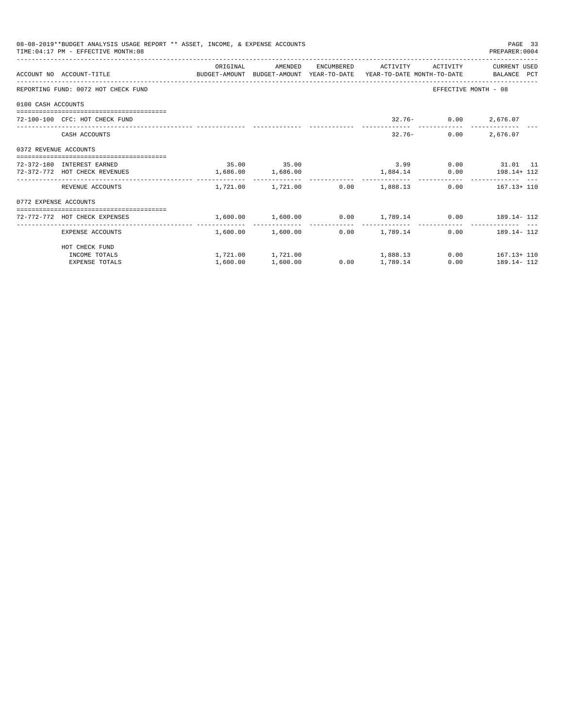08-08-2019**BUDGET ANALYSIS USAGE REPORT ** ASSET, INCOME, & EXPENSE ACCOUNTS
TIME:04:17 PM - EFFECTIVE MONTH:08
PREPARER:0004

| ACCOUNT NO ACCOUNT-TITLE | ORIGINAL BUDGET-AMOUNT | AMENDED BUDGET-AMOUNT | ENCUMBERED YEAR-TO-DATE | ACTIVITY YEAR-TO-DATE | ACTIVITY MONTH-TO-DATE | CURRENT USED BALANCE | PCT |
|---|---|---|---|---|---|---|---|
| REPORTING FUND: 0072 HOT CHECK FUND | | | | | | EFFECTIVE MONTH - 08 | |
| 0100 CASH ACCOUNTS | | | | | | | |
| 72-100-100 CFC: HOT CHECK FUND | | | | 32.76- | 0.00 | 2,676.07 | |
| CASH ACCOUNTS | | | | 32.76- | 0.00 | 2,676.07 | |
| 0372 REVENUE ACCOUNTS | | | | | | | |
| 72-372-180 INTEREST EARNED | 35.00 | 35.00 | | 3.99 | 0.00 | 31.01 | 11 |
| 72-372-772 HOT CHECK REVENUES | 1,686.00 | 1,686.00 | | 1,884.14 | 0.00 | 198.14+ | 112 |
| REVENUE ACCOUNTS | 1,721.00 | 1,721.00 | 0.00 | 1,888.13 | 0.00 | 167.13+ | 110 |
| 0772 EXPENSE ACCOUNTS | | | | | | | |
| 72-772-772 HOT CHECK EXPENSES | 1,600.00 | 1,600.00 | 0.00 | 1,789.14 | 0.00 | 189.14- | 112 |
| EXPENSE ACCOUNTS | 1,600.00 | 1,600.00 | 0.00 | 1,789.14 | 0.00 | 189.14- | 112 |
| HOT CHECK FUND | | | | | | | |
| INCOME TOTALS | 1,721.00 | 1,721.00 | | 1,888.13 | 0.00 | 167.13+ | 110 |
| EXPENSE TOTALS | 1,600.00 | 1,600.00 | 0.00 | 1,789.14 | 0.00 | 189.14- | 112 |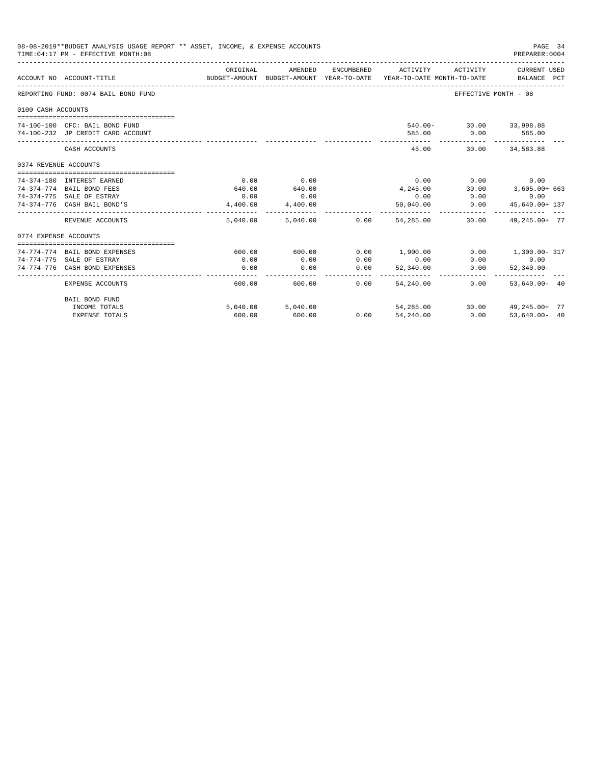08-08-2019**BUDGET ANALYSIS USAGE REPORT ** ASSET, INCOME, & EXPENSE ACCOUNTS

TIME:04:17 PM - EFFECTIVE MONTH:08

PREPARER:0004

REPORTING FUND: 0074 BAIL BOND FUND — EFFECTIVE MONTH - 08

| ACCOUNT NO | ACCOUNT-TITLE | ORIGINAL BUDGET-AMOUNT | AMENDED BUDGET-AMOUNT | ENCUMBERED YEAR-TO-DATE | ACTIVITY YEAR-TO-DATE | ACTIVITY MONTH-TO-DATE | CURRENT USED BALANCE | PCT |
|---|---|---|---|---|---|---|---|---|
| **0100 CASH ACCOUNTS** | | | | | | | | |
| 74-100-100 | CFC: BAIL BOND FUND | | | | 540.00- | 30.00 | 33,998.88 | |
| 74-100-232 | JP CREDIT CARD ACCOUNT | | | | 585.00 | 0.00 | 585.00 | |
| | CASH ACCOUNTS | | | | 45.00 | 30.00 | 34,583.88 | |
| **0374 REVENUE ACCOUNTS** | | | | | | | | |
| 74-374-180 | INTEREST EARNED | 0.00 | 0.00 | | 0.00 | 0.00 | 0.00 | |
| 74-374-774 | BAIL BOND FEES | 640.00 | 640.00 | | 4,245.00 | 30.00 | 3,605.00+ | 663 |
| 74-374-775 | SALE OF ESTRAY | 0.00 | 0.00 | | 0.00 | 0.00 | 0.00 | |
| 74-374-776 | CASH BAIL BOND'S | 4,400.00 | 4,400.00 | | 50,040.00 | 0.00 | 45,640.00+ | 137 |
| | REVENUE ACCOUNTS | 5,040.00 | 5,040.00 | 0.00 | 54,285.00 | 30.00 | 49,245.00+ | 77 |
| **0774 EXPENSE ACCOUNTS** | | | | | | | | |
| 74-774-774 | BAIL BOND EXPENSES | 600.00 | 600.00 | 0.00 | 1,900.00 | 0.00 | 1,300.00- | 317 |
| 74-774-775 | SALE OF ESTRAY | 0.00 | 0.00 | 0.00 | 0.00 | 0.00 | 0.00 | |
| 74-774-776 | CASH BOND EXPENSES | 0.00 | 0.00 | 0.00 | 52,340.00 | 0.00 | 52,340.00- | |
| | EXPENSE ACCOUNTS | 600.00 | 600.00 | 0.00 | 54,240.00 | 0.00 | 53,640.00- | 40 |
| | BAIL BOND FUND | | | | | | | |
| | INCOME TOTALS | 5,040.00 | 5,040.00 | | 54,285.00 | 30.00 | 49,245.00+ | 77 |
| | EXPENSE TOTALS | 600.00 | 600.00 | 0.00 | 54,240.00 | 0.00 | 53,640.00- | 40 |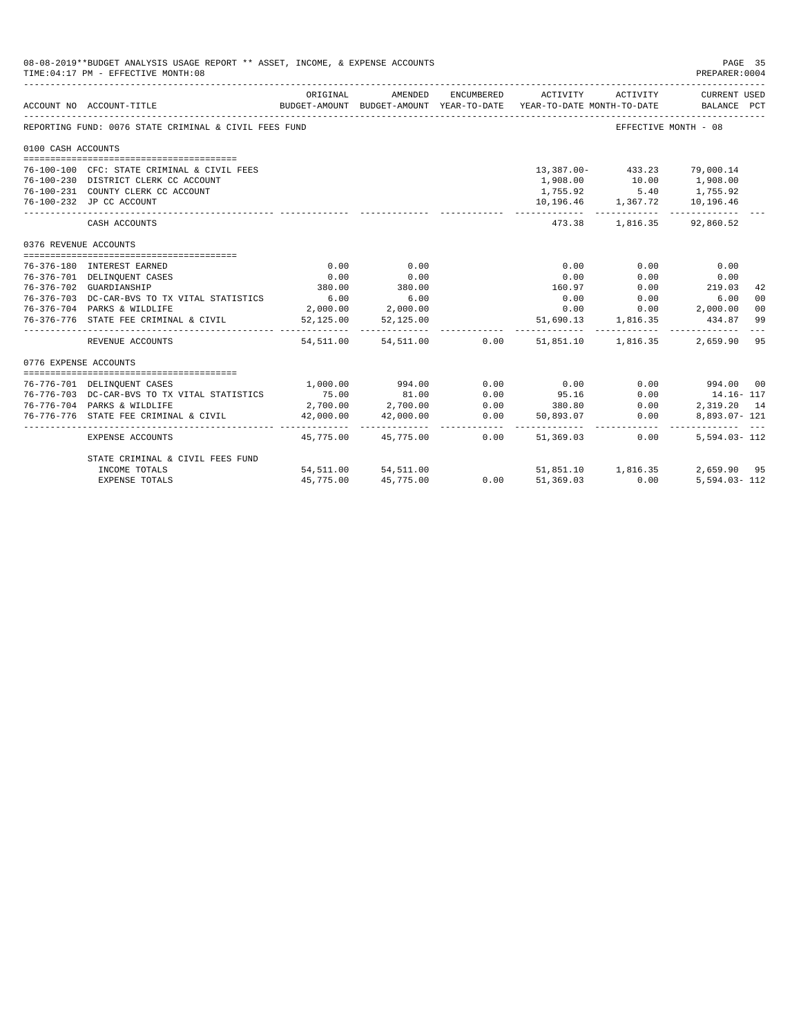08-08-2019**BUDGET ANALYSIS USAGE REPORT ** ASSET, INCOME, & EXPENSE ACCOUNTS
TIME:04:17 PM - EFFECTIVE MONTH:08

PREPARER:0004

REPORTING FUND: 0076 STATE CRIMINAL & CIVIL FEES FUND — EFFECTIVE MONTH - 08

| ACCOUNT NO | ACCOUNT-TITLE | ORIGINAL BUDGET-AMOUNT | AMENDED BUDGET-AMOUNT | ENCUMBERED YEAR-TO-DATE | ACTIVITY YEAR-TO-DATE | ACTIVITY MONTH-TO-DATE | CURRENT USED BALANCE | PCT |
|---|---|---|---|---|---|---|---|---|
| **0100 CASH ACCOUNTS** | | | | | | | | |
| 76-100-100 | CFC: STATE CRIMINAL & CIVIL FEES | | | | 13,387.00- | 433.23 | 79,000.14 | |
| 76-100-230 | DISTRICT CLERK CC ACCOUNT | | | | 1,908.00 | 10.00 | 1,908.00 | |
| 76-100-231 | COUNTY CLERK CC ACCOUNT | | | | 1,755.92 | 5.40 | 1,755.92 | |
| 76-100-232 | JP CC ACCOUNT | | | | 10,196.46 | 1,367.72 | 10,196.46 | |
| | CASH ACCOUNTS | | | | 473.38 | 1,816.35 | 92,860.52 | |
| **0376 REVENUE ACCOUNTS** | | | | | | | | |
| 76-376-180 | INTEREST EARNED | 0.00 | 0.00 | | 0.00 | 0.00 | 0.00 | |
| 76-376-701 | DELINQUENT CASES | 0.00 | 0.00 | | 0.00 | 0.00 | 0.00 | |
| 76-376-702 | GUARDIANSHIP | 380.00 | 380.00 | | 160.97 | 0.00 | 219.03 | 42 |
| 76-376-703 | DC-CAR-BVS TO TX VITAL STATISTICS | 6.00 | 6.00 | | 0.00 | 0.00 | 6.00 | 00 |
| 76-376-704 | PARKS & WILDLIFE | 2,000.00 | 2,000.00 | | 0.00 | 0.00 | 2,000.00 | 00 |
| 76-376-776 | STATE FEE CRIMINAL & CIVIL | 52,125.00 | 52,125.00 | | 51,690.13 | 1,816.35 | 434.87 | 99 |
| | REVENUE ACCOUNTS | 54,511.00 | 54,511.00 | 0.00 | 51,851.10 | 1,816.35 | 2,659.90 | 95 |
| **0776 EXPENSE ACCOUNTS** | | | | | | | | |
| 76-776-701 | DELINQUENT CASES | 1,000.00 | 994.00 | 0.00 | 0.00 | 0.00 | 994.00 | 00 |
| 76-776-703 | DC-CAR-BVS TO TX VITAL STATISTICS | 75.00 | 81.00 | 0.00 | 95.16 | 0.00 | 14.16- | 117 |
| 76-776-704 | PARKS & WILDLIFE | 2,700.00 | 2,700.00 | 0.00 | 380.80 | 0.00 | 2,319.20 | 14 |
| 76-776-776 | STATE FEE CRIMINAL & CIVIL | 42,000.00 | 42,000.00 | 0.00 | 50,893.07 | 0.00 | 8,893.07- | 121 |
| | EXPENSE ACCOUNTS | 45,775.00 | 45,775.00 | 0.00 | 51,369.03 | 0.00 | 5,594.03- | 112 |
| | STATE CRIMINAL & CIVIL FEES FUND | | | | | | | |
| | INCOME TOTALS | 54,511.00 | 54,511.00 | | 51,851.10 | 1,816.35 | 2,659.90 | 95 |
| | EXPENSE TOTALS | 45,775.00 | 45,775.00 | 0.00 | 51,369.03 | 0.00 | 5,594.03- | 112 |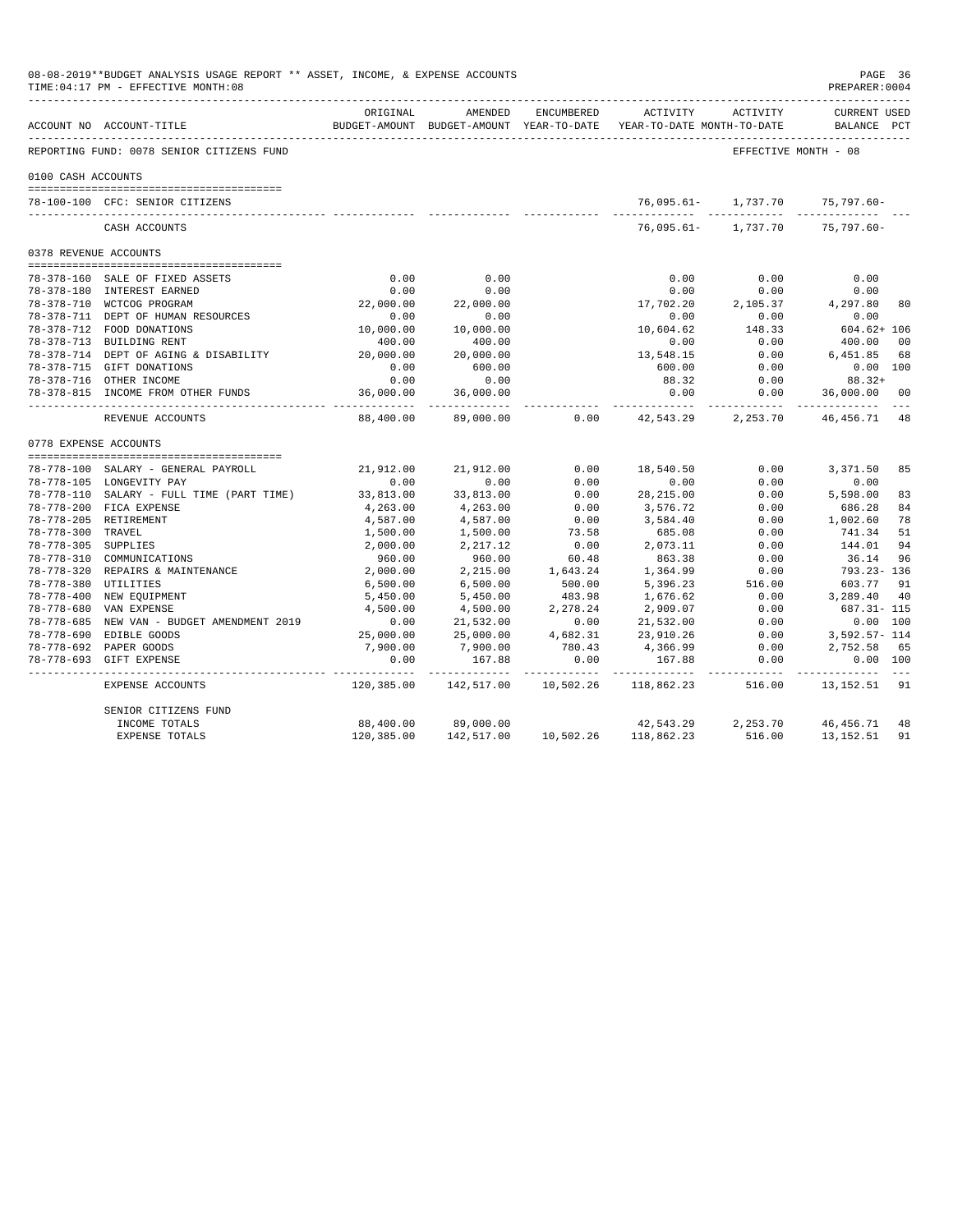08-08-2019**BUDGET ANALYSIS USAGE REPORT ** ASSET, INCOME, & EXPENSE ACCOUNTS
TIME:04:17 PM - EFFECTIVE MONTH:08

PREPARER:0004

| ACCOUNT NO | ACCOUNT-TITLE | ORIGINAL BUDGET-AMOUNT | AMENDED BUDGET-AMOUNT | ENCUMBERED YEAR-TO-DATE | ACTIVITY YEAR-TO-DATE | ACTIVITY MONTH-TO-DATE | CURRENT USED BALANCE | PCT |
|---|---|---|---|---|---|---|---|---|
| REPORTING FUND: 0078 SENIOR CITIZENS FUND | | | | | | | EFFECTIVE MONTH - 08 | |
| 0100 CASH ACCOUNTS | | | | | | | | |
| 78-100-100 | CFC: SENIOR CITIZENS | | | | 76,095.61- | 1,737.70 | 75,797.60- | |
| | CASH ACCOUNTS | | | | 76,095.61- | 1,737.70 | 75,797.60- | |
| 0378 REVENUE ACCOUNTS | | | | | | | | |
| 78-378-160 | SALE OF FIXED ASSETS | 0.00 | 0.00 | | 0.00 | 0.00 | 0.00 | |
| 78-378-180 | INTEREST EARNED | 0.00 | 0.00 | | 0.00 | 0.00 | 0.00 | |
| 78-378-710 | WCTCOG PROGRAM | 22,000.00 | 22,000.00 | | 17,702.20 | 2,105.37 | 4,297.80 | 80 |
| 78-378-711 | DEPT OF HUMAN RESOURCES | 0.00 | 0.00 | | 0.00 | 0.00 | 0.00 | |
| 78-378-712 | FOOD DONATIONS | 10,000.00 | 10,000.00 | | 10,604.62 | 148.33 | 604.62+ | 106 |
| 78-378-713 | BUILDING RENT | 400.00 | 400.00 | | 0.00 | 0.00 | 400.00 | 00 |
| 78-378-714 | DEPT OF AGING & DISABILITY | 20,000.00 | 20,000.00 | | 13,548.15 | 0.00 | 6,451.85 | 68 |
| 78-378-715 | GIFT DONATIONS | 0.00 | 600.00 | | 600.00 | 0.00 | 0.00 | 100 |
| 78-378-716 | OTHER INCOME | 0.00 | 0.00 | | 88.32 | 0.00 | 88.32+ | |
| 78-378-815 | INCOME FROM OTHER FUNDS | 36,000.00 | 36,000.00 | | 0.00 | 0.00 | 36,000.00 | 00 |
| | REVENUE ACCOUNTS | 88,400.00 | 89,000.00 | 0.00 | 42,543.29 | 2,253.70 | 46,456.71 | 48 |
| 0778 EXPENSE ACCOUNTS | | | | | | | | |
| 78-778-100 | SALARY - GENERAL PAYROLL | 21,912.00 | 21,912.00 | 0.00 | 18,540.50 | 0.00 | 3,371.50 | 85 |
| 78-778-105 | LONGEVITY PAY | 0.00 | 0.00 | 0.00 | 0.00 | 0.00 | 0.00 | |
| 78-778-110 | SALARY - FULL TIME (PART TIME) | 33,813.00 | 33,813.00 | 0.00 | 28,215.00 | 0.00 | 5,598.00 | 83 |
| 78-778-200 | FICA EXPENSE | 4,263.00 | 4,263.00 | 0.00 | 3,576.72 | 0.00 | 686.28 | 84 |
| 78-778-205 | RETIREMENT | 4,587.00 | 4,587.00 | 0.00 | 3,584.40 | 0.00 | 1,002.60 | 78 |
| 78-778-300 | TRAVEL | 1,500.00 | 1,500.00 | 73.58 | 685.08 | 0.00 | 741.34 | 51 |
| 78-778-305 | SUPPLIES | 2,000.00 | 2,217.12 | 0.00 | 2,073.11 | 0.00 | 144.01 | 94 |
| 78-778-310 | COMMUNICATIONS | 960.00 | 960.00 | 60.48 | 863.38 | 0.00 | 36.14 | 96 |
| 78-778-320 | REPAIRS & MAINTENANCE | 2,000.00 | 2,215.00 | 1,643.24 | 1,364.99 | 0.00 | 793.23- | 136 |
| 78-778-380 | UTILITIES | 6,500.00 | 6,500.00 | 500.00 | 5,396.23 | 516.00 | 603.77 | 91 |
| 78-778-400 | NEW EQUIPMENT | 5,450.00 | 5,450.00 | 483.98 | 1,676.62 | 0.00 | 3,289.40 | 40 |
| 78-778-680 | VAN EXPENSE | 4,500.00 | 4,500.00 | 2,278.24 | 2,909.07 | 0.00 | 687.31- | 115 |
| 78-778-685 | NEW VAN - BUDGET AMENDMENT 2019 | 0.00 | 21,532.00 | 0.00 | 21,532.00 | 0.00 | 0.00 | 100 |
| 78-778-690 | EDIBLE GOODS | 25,000.00 | 25,000.00 | 4,682.31 | 23,910.26 | 0.00 | 3,592.57- | 114 |
| 78-778-692 | PAPER GOODS | 7,900.00 | 7,900.00 | 780.43 | 4,366.99 | 0.00 | 2,752.58 | 65 |
| 78-778-693 | GIFT EXPENSE | 0.00 | 167.88 | 0.00 | 167.88 | 0.00 | 0.00 | 100 |
| | EXPENSE ACCOUNTS | 120,385.00 | 142,517.00 | 10,502.26 | 118,862.23 | 516.00 | 13,152.51 | 91 |
| | SENIOR CITIZENS FUND | | | | | | | |
| | INCOME TOTALS | 88,400.00 | 89,000.00 | | 42,543.29 | 2,253.70 | 46,456.71 | 48 |
| | EXPENSE TOTALS | 120,385.00 | 142,517.00 | 10,502.26 | 118,862.23 | 516.00 | 13,152.51 | 91 |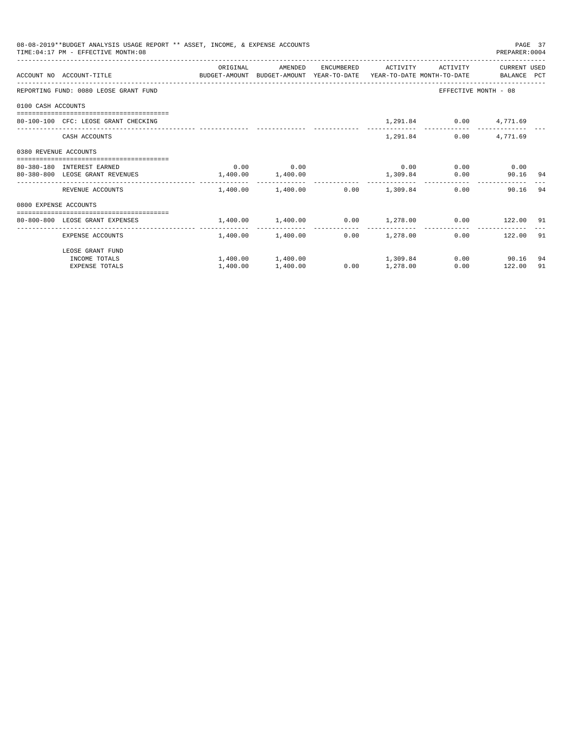08-08-2019**BUDGET ANALYSIS USAGE REPORT ** ASSET, INCOME, & EXPENSE ACCOUNTS
TIME:04:17 PM - EFFECTIVE MONTH:08

PREPARER:0004

| ACCOUNT NO | ACCOUNT-TITLE | ORIGINAL BUDGET-AMOUNT | AMENDED BUDGET-AMOUNT | ENCUMBERED YEAR-TO-DATE | ACTIVITY YEAR-TO-DATE | ACTIVITY MONTH-TO-DATE | CURRENT BALANCE | USED PCT |
|---|---|---|---|---|---|---|---|---|
| REPORTING FUND: 0080 LEOSE GRANT FUND | | | | | | EFFECTIVE MONTH - 08 | | |
| 0100 CASH ACCOUNTS | | | | | | | | |
| 80-100-100 | CFC: LEOSE GRANT CHECKING | | | | 1,291.84 | 0.00 | 4,771.69 | |
| | CASH ACCOUNTS | | | | 1,291.84 | 0.00 | 4,771.69 | |
| 0380 REVENUE ACCOUNTS | | | | | | | | |
| 80-380-180 | INTEREST EARNED | 0.00 | 0.00 | | 0.00 | 0.00 | 0.00 | |
| 80-380-800 | LEOSE GRANT REVENUES | 1,400.00 | 1,400.00 | | 1,309.84 | 0.00 | 90.16 | 94 |
| | REVENUE ACCOUNTS | 1,400.00 | 1,400.00 | 0.00 | 1,309.84 | 0.00 | 90.16 | 94 |
| 0800 EXPENSE ACCOUNTS | | | | | | | | |
| 80-800-800 | LEOSE GRANT EXPENSES | 1,400.00 | 1,400.00 | 0.00 | 1,278.00 | 0.00 | 122.00 | 91 |
| | EXPENSE ACCOUNTS | 1,400.00 | 1,400.00 | 0.00 | 1,278.00 | 0.00 | 122.00 | 91 |
| | LEOSE GRANT FUND | | | | | | | |
| | INCOME TOTALS | 1,400.00 | 1,400.00 | | 1,309.84 | 0.00 | 90.16 | 94 |
| | EXPENSE TOTALS | 1,400.00 | 1,400.00 | 0.00 | 1,278.00 | 0.00 | 122.00 | 91 |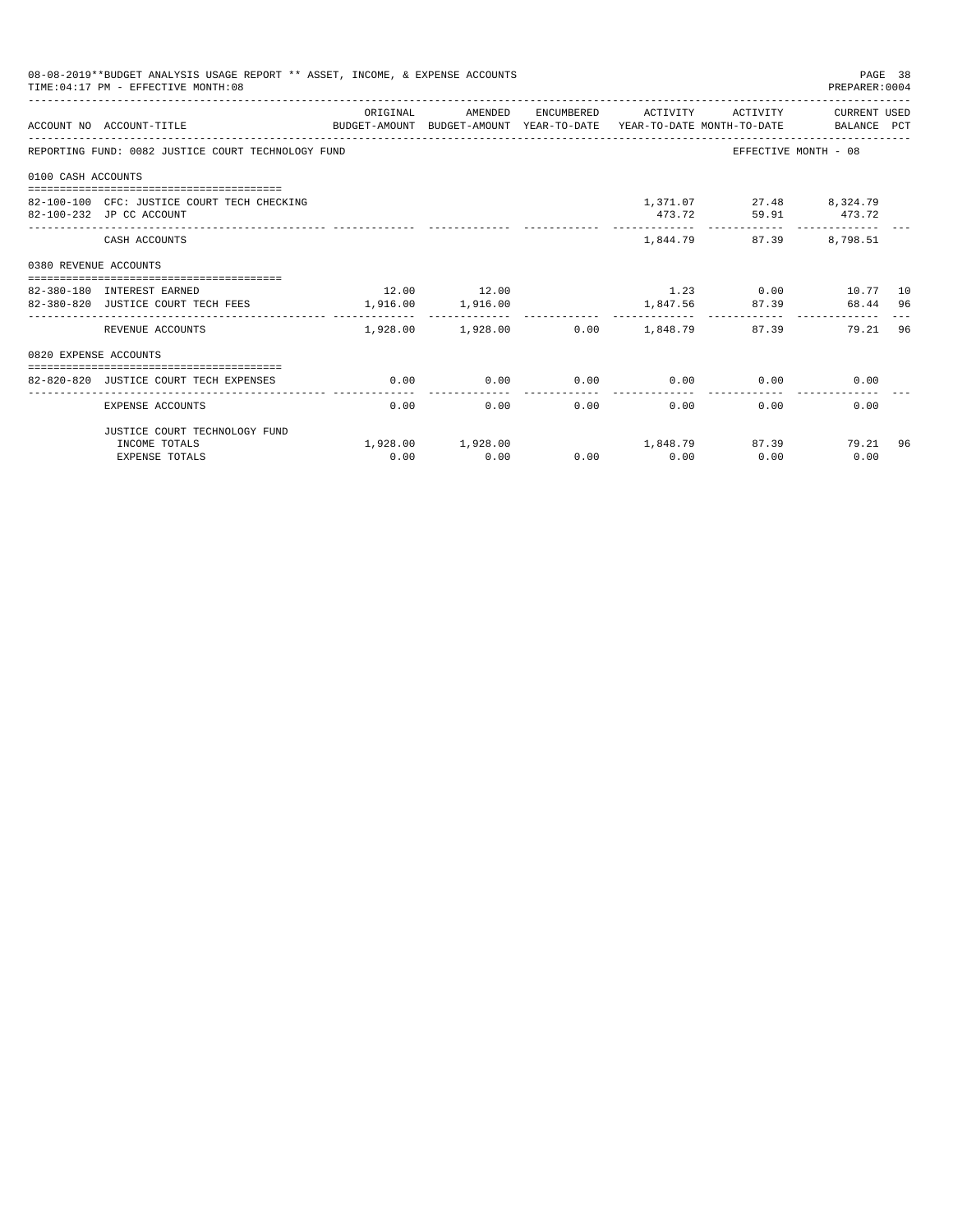08-08-2019**BUDGET ANALYSIS USAGE REPORT ** ASSET, INCOME, & EXPENSE ACCOUNTS

TIME:04:17 PM - EFFECTIVE MONTH:08

PREPARER:0004

| ACCOUNT NO | ACCOUNT-TITLE | ORIGINAL BUDGET-AMOUNT | AMENDED BUDGET-AMOUNT | ENCUMBERED YEAR-TO-DATE | ACTIVITY YEAR-TO-DATE | ACTIVITY MONTH-TO-DATE | CURRENT USED BALANCE | PCT |
|---|---|---|---|---|---|---|---|---|
| REPORTING FUND: 0082 JUSTICE COURT TECHNOLOGY FUND | | | | | | EFFECTIVE MONTH - 08 | | |
| 0100 CASH ACCOUNTS | | | | | | | | |
| 82-100-100 | CFC: JUSTICE COURT TECH CHECKING | | | | 1,371.07 | 27.48 | 8,324.79 | |
| 82-100-232 | JP CC ACCOUNT | | | | 473.72 | 59.91 | 473.72 | |
| | CASH ACCOUNTS | | | | 1,844.79 | 87.39 | 8,798.51 | |
| 0380 REVENUE ACCOUNTS | | | | | | | | |
| 82-380-180 | INTEREST EARNED | 12.00 | 12.00 | | 1.23 | 0.00 | 10.77 | 10 |
| 82-380-820 | JUSTICE COURT TECH FEES | 1,916.00 | 1,916.00 | | 1,847.56 | 87.39 | 68.44 | 96 |
| | REVENUE ACCOUNTS | 1,928.00 | 1,928.00 | 0.00 | 1,848.79 | 87.39 | 79.21 | 96 |
| 0820 EXPENSE ACCOUNTS | | | | | | | | |
| 82-820-820 | JUSTICE COURT TECH EXPENSES | 0.00 | 0.00 | 0.00 | 0.00 | 0.00 | 0.00 | |
| | EXPENSE ACCOUNTS | 0.00 | 0.00 | 0.00 | 0.00 | 0.00 | 0.00 | |
| | JUSTICE COURT TECHNOLOGY FUND | | | | | | | |
| | INCOME TOTALS | 1,928.00 | 1,928.00 | | 1,848.79 | 87.39 | 79.21 | 96 |
| | EXPENSE TOTALS | 0.00 | 0.00 | 0.00 | 0.00 | 0.00 | 0.00 | |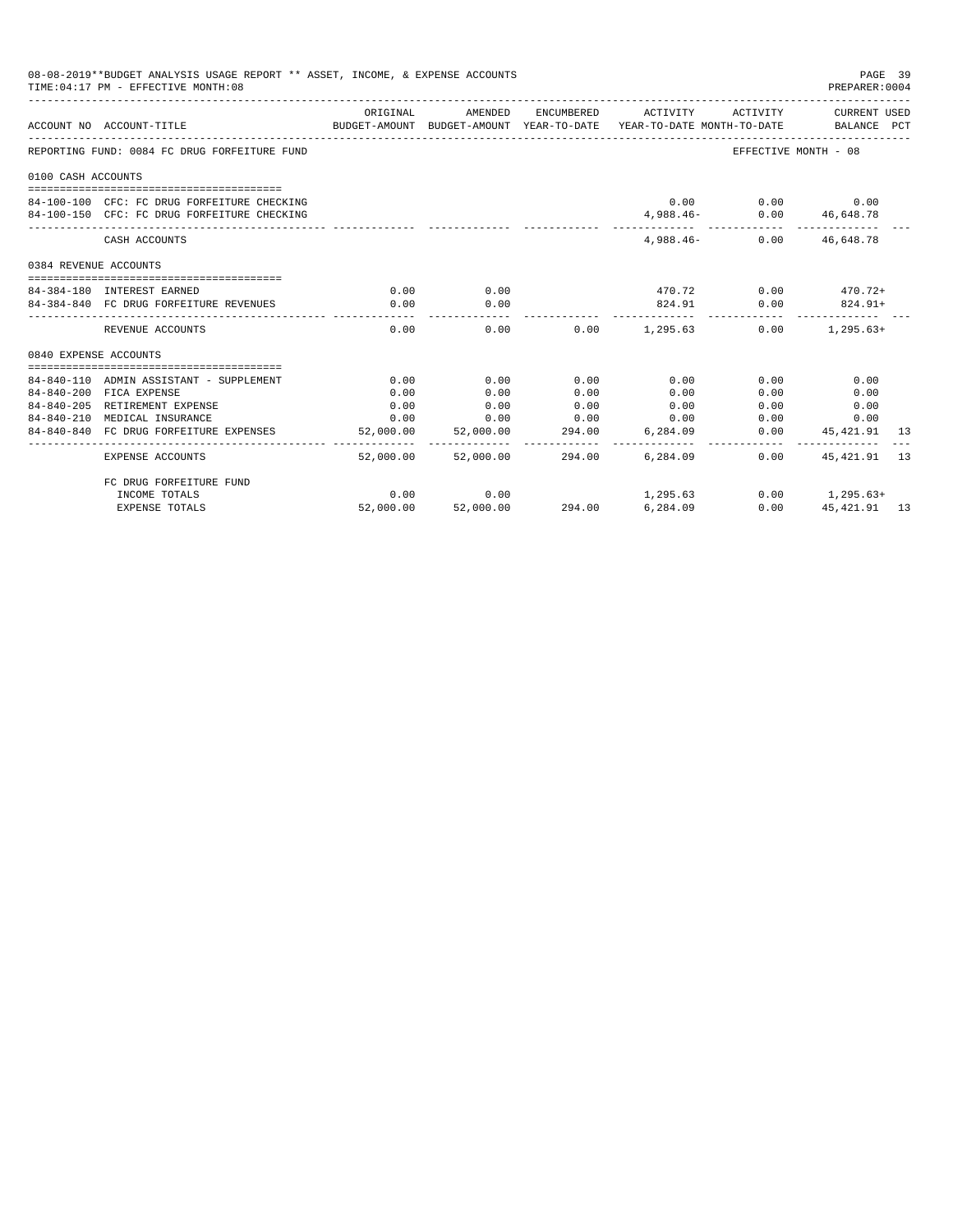08-08-2019**BUDGET ANALYSIS USAGE REPORT ** ASSET, INCOME, & EXPENSE ACCOUNTS
TIME:04:17 PM - EFFECTIVE MONTH:08
PREPARER:0004

REPORTING FUND: 0084 FC DRUG FORFEITURE FUND — EFFECTIVE MONTH - 08

| ACCOUNT NO | ACCOUNT-TITLE | ORIGINAL BUDGET-AMOUNT | AMENDED BUDGET-AMOUNT | ENCUMBERED YEAR-TO-DATE | ACTIVITY YEAR-TO-DATE | ACTIVITY MONTH-TO-DATE | CURRENT USED BALANCE | PCT |
|---|---|---|---|---|---|---|---|---|
| **0100 CASH ACCOUNTS** | | | | | | | | |
| 84-100-100 | CFC: FC DRUG FORFEITURE CHECKING | | | | 0.00 | 0.00 | 0.00 | |
| 84-100-150 | CFC: FC DRUG FORFEITURE CHECKING | | | | 4,988.46- | 0.00 | 46,648.78 | |
| | CASH ACCOUNTS | | | | 4,988.46- | 0.00 | 46,648.78 | |
| **0384 REVENUE ACCOUNTS** | | | | | | | | |
| 84-384-180 | INTEREST EARNED | 0.00 | 0.00 | | 470.72 | 0.00 | 470.72+ | |
| 84-384-840 | FC DRUG FORFEITURE REVENUES | 0.00 | 0.00 | | 824.91 | 0.00 | 824.91+ | |
| | REVENUE ACCOUNTS | 0.00 | 0.00 | 0.00 | 1,295.63 | 0.00 | 1,295.63+ | |
| **0840 EXPENSE ACCOUNTS** | | | | | | | | |
| 84-840-110 | ADMIN ASSISTANT - SUPPLEMENT | 0.00 | 0.00 | 0.00 | 0.00 | 0.00 | 0.00 | |
| 84-840-200 | FICA EXPENSE | 0.00 | 0.00 | 0.00 | 0.00 | 0.00 | 0.00 | |
| 84-840-205 | RETIREMENT EXPENSE | 0.00 | 0.00 | 0.00 | 0.00 | 0.00 | 0.00 | |
| 84-840-210 | MEDICAL INSURANCE | 0.00 | 0.00 | 0.00 | 0.00 | 0.00 | 0.00 | |
| 84-840-840 | FC DRUG FORFEITURE EXPENSES | 52,000.00 | 52,000.00 | 294.00 | 6,284.09 | 0.00 | 45,421.91 | 13 |
| | EXPENSE ACCOUNTS | 52,000.00 | 52,000.00 | 294.00 | 6,284.09 | 0.00 | 45,421.91 | 13 |
| | FC DRUG FORFEITURE FUND | | | | | | | |
| | INCOME TOTALS | 0.00 | 0.00 | | 1,295.63 | 0.00 | 1,295.63+ | |
| | EXPENSE TOTALS | 52,000.00 | 52,000.00 | 294.00 | 6,284.09 | 0.00 | 45,421.91 | 13 |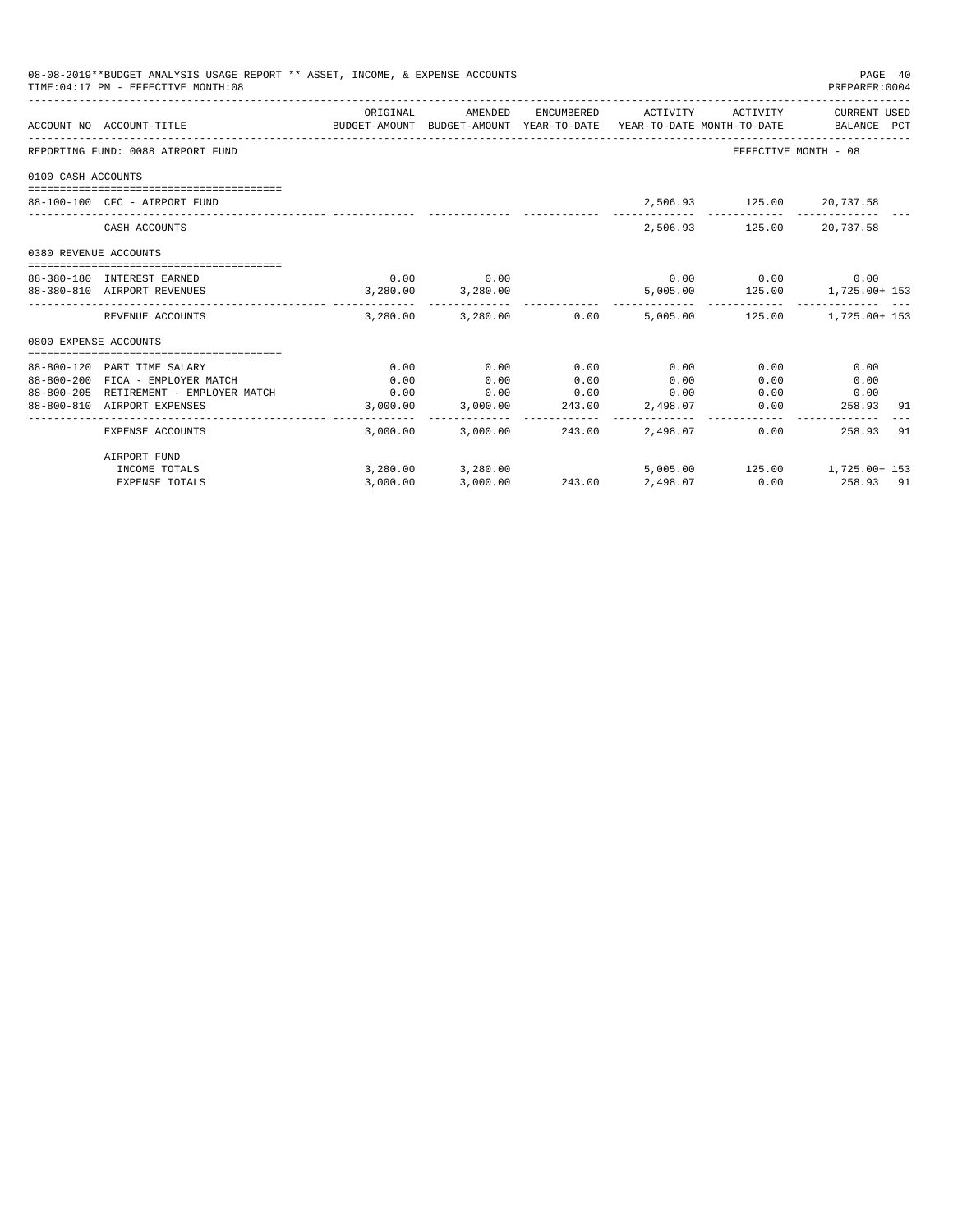08-08-2019**BUDGET ANALYSIS USAGE REPORT ** ASSET, INCOME, & EXPENSE ACCOUNTS

TIME:04:17 PM - EFFECTIVE MONTH:08

PREPARER:0004

| ACCOUNT NO | ACCOUNT-TITLE | ORIGINAL BUDGET-AMOUNT | AMENDED BUDGET-AMOUNT | ENCUMBERED YEAR-TO-DATE | ACTIVITY YEAR-TO-DATE | ACTIVITY MONTH-TO-DATE | CURRENT USED BALANCE | PCT |
|---|---|---|---|---|---|---|---|---|
| REPORTING FUND: 0088 AIRPORT FUND | | | | | | EFFECTIVE MONTH - 08 | | |
| 0100 CASH ACCOUNTS | | | | | | | | |
| 88-100-100 | CFC - AIRPORT FUND | | | | 2,506.93 | 125.00 | 20,737.58 | |
| | CASH ACCOUNTS | | | | 2,506.93 | 125.00 | 20,737.58 | |
| 0380 REVENUE ACCOUNTS | | | | | | | | |
| 88-380-180 | INTEREST EARNED | 0.00 | 0.00 | | 0.00 | 0.00 | 0.00 | |
| 88-380-810 | AIRPORT REVENUES | 3,280.00 | 3,280.00 | | 5,005.00 | 125.00 | 1,725.00+ | 153 |
| | REVENUE ACCOUNTS | 3,280.00 | 3,280.00 | 0.00 | 5,005.00 | 125.00 | 1,725.00+ | 153 |
| 0800 EXPENSE ACCOUNTS | | | | | | | | |
| 88-800-120 | PART TIME SALARY | 0.00 | 0.00 | 0.00 | 0.00 | 0.00 | 0.00 | |
| 88-800-200 | FICA - EMPLOYER MATCH | 0.00 | 0.00 | 0.00 | 0.00 | 0.00 | 0.00 | |
| 88-800-205 | RETIREMENT - EMPLOYER MATCH | 0.00 | 0.00 | 0.00 | 0.00 | 0.00 | 0.00 | |
| 88-800-810 | AIRPORT EXPENSES | 3,000.00 | 3,000.00 | 243.00 | 2,498.07 | 0.00 | 258.93 | 91 |
| | EXPENSE ACCOUNTS | 3,000.00 | 3,000.00 | 243.00 | 2,498.07 | 0.00 | 258.93 | 91 |
| | AIRPORT FUND | | | | | | | |
| | INCOME TOTALS | 3,280.00 | 3,280.00 | | 5,005.00 | 125.00 | 1,725.00+ | 153 |
| | EXPENSE TOTALS | 3,000.00 | 3,000.00 | 243.00 | 2,498.07 | 0.00 | 258.93 | 91 |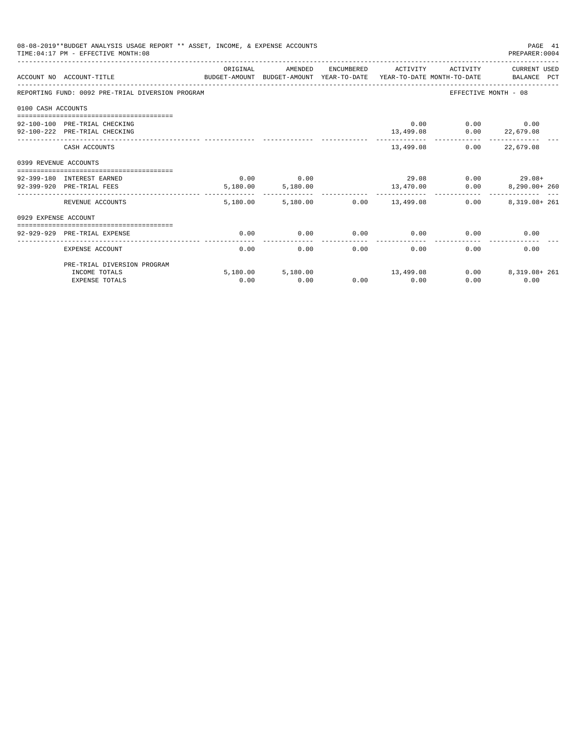08-08-2019**BUDGET ANALYSIS USAGE REPORT ** ASSET, INCOME, & EXPENSE ACCOUNTS

TIME:04:17 PM - EFFECTIVE MONTH:08

PREPARER:0004

| ACCOUNT NO | ACCOUNT-TITLE | ORIGINAL BUDGET-AMOUNT | AMENDED BUDGET-AMOUNT | ENCUMBERED YEAR-TO-DATE | ACTIVITY YEAR-TO-DATE | ACTIVITY MONTH-TO-DATE | CURRENT USED BALANCE | PCT |
|---|---|---|---|---|---|---|---|---|
| REPORTING FUND: 0092 PRE-TRIAL DIVERSION PROGRAM | | | | | | | EFFECTIVE MONTH - 08 | |
| 0100 CASH ACCOUNTS | | | | | | | | |
| 92-100-100 | PRE-TRIAL CHECKING | | | | 0.00 | 0.00 | 0.00 | |
| 92-100-222 | PRE-TRIAL CHECKING | | | | 13,499.08 | 0.00 | 22,679.08 | |
| | CASH ACCOUNTS | | | | 13,499.08 | 0.00 | 22,679.08 | |
| 0399 REVENUE ACCOUNTS | | | | | | | | |
| 92-399-180 | INTEREST EARNED | 0.00 | 0.00 | | 29.08 | 0.00 | 29.08+ | |
| 92-399-920 | PRE-TRIAL FEES | 5,180.00 | 5,180.00 | | 13,470.00 | 0.00 | 8,290.00+ | 260 |
| | REVENUE ACCOUNTS | 5,180.00 | 5,180.00 | 0.00 | 13,499.08 | 0.00 | 8,319.08+ | 261 |
| 0929 EXPENSE ACCOUNT | | | | | | | | |
| 92-929-929 | PRE-TRIAL EXPENSE | 0.00 | 0.00 | 0.00 | 0.00 | 0.00 | 0.00 | |
| | EXPENSE ACCOUNT | 0.00 | 0.00 | 0.00 | 0.00 | 0.00 | 0.00 | |
| | PRE-TRIAL DIVERSION PROGRAM | | | | | | | |
| | INCOME TOTALS | 5,180.00 | 5,180.00 | | 13,499.08 | 0.00 | 8,319.08+ | 261 |
| | EXPENSE TOTALS | 0.00 | 0.00 | 0.00 | 0.00 | 0.00 | 0.00 | |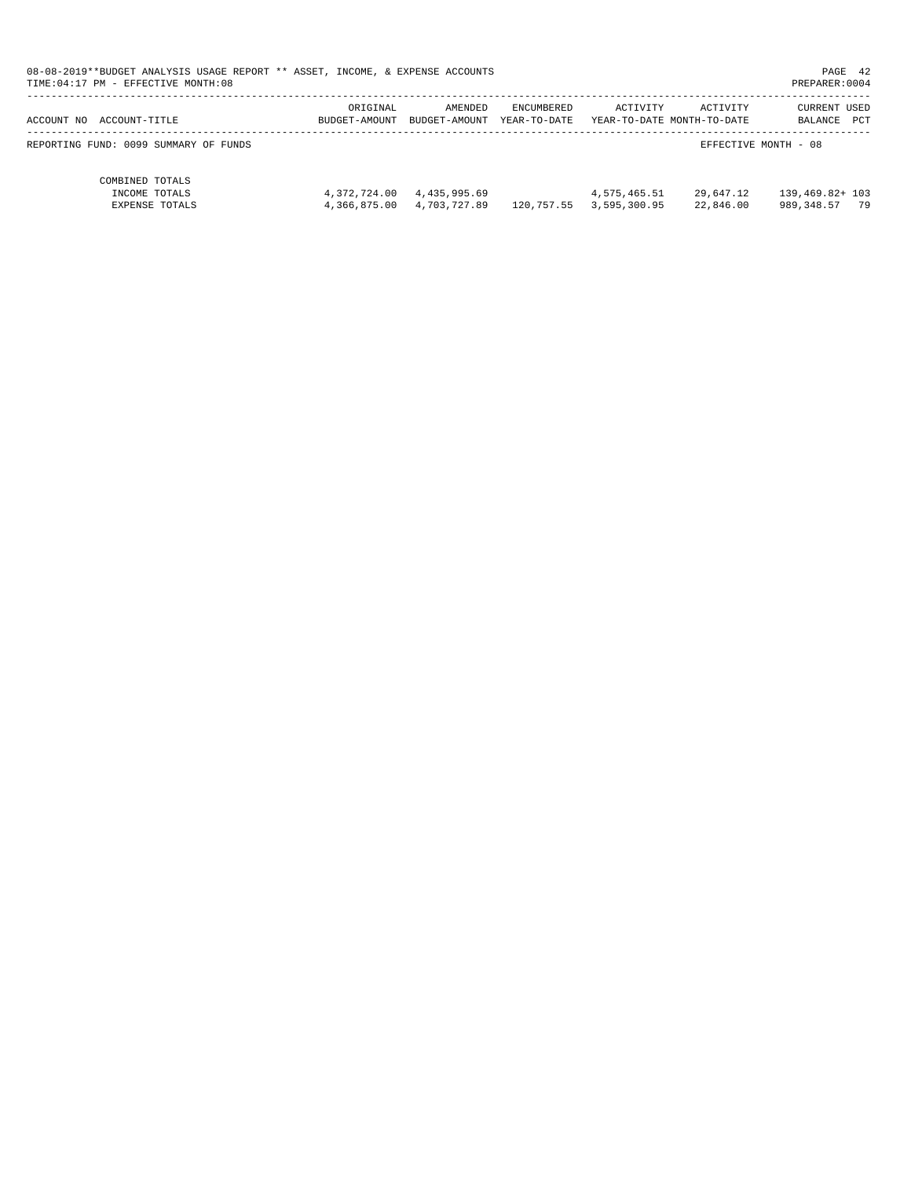08-08-2019**BUDGET ANALYSIS USAGE REPORT ** ASSET, INCOME, & EXPENSE ACCOUNTS

TIME:04:17 PM - EFFECTIVE MONTH:08

PREPARER:0004

| ACCOUNT NO ACCOUNT-TITLE | ORIGINAL BUDGET-AMOUNT | AMENDED BUDGET-AMOUNT | ENCUMBERED YEAR-TO-DATE | ACTIVITY YEAR-TO-DATE | ACTIVITY MONTH-TO-DATE | CURRENT BALANCE | USED PCT |
|---|---|---|---|---|---|---|---|
| REPORTING FUND: 0099 SUMMARY OF FUNDS | | | | | EFFECTIVE MONTH - 08 | | |
| COMBINED TOTALS | | | | | | | |
| INCOME TOTALS | 4,372,724.00 | 4,435,995.69 | | 4,575,465.51 | 29,647.12 | 139,469.82+ | 103 |
| EXPENSE TOTALS | 4,366,875.00 | 4,703,727.89 | 120,757.55 | 3,595,300.95 | 22,846.00 | 989,348.57 | 79 |